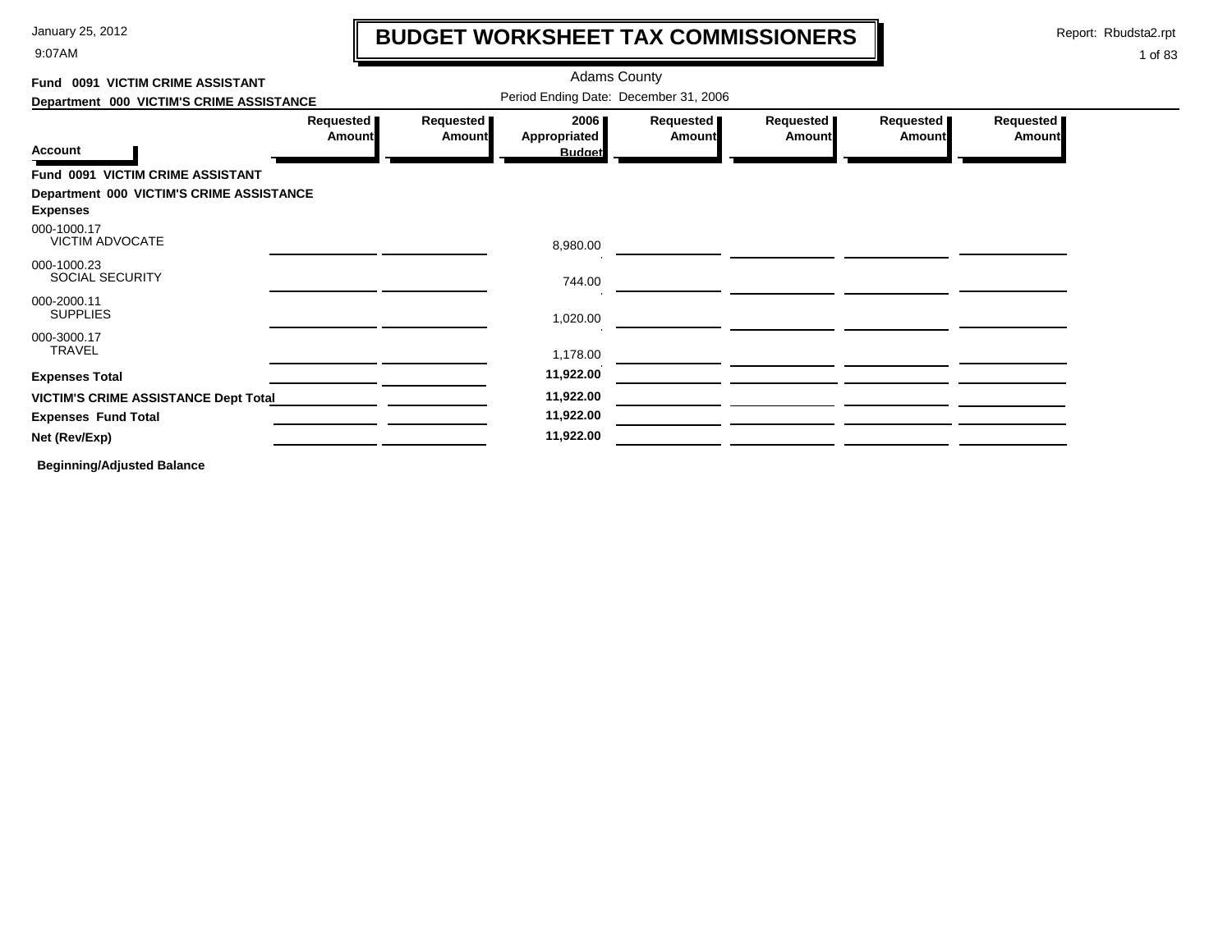# BUDGET WORKSHEET TAX COMMISSIONERS

January 25, 2012
9:07AM

Report: Rbudsta2.rpt

Adams County

Period Ending Date: December 31, 2006

**Fund 0091 VICTIM CRIME ASSISTANT**

**Department 000 VICTIM'S CRIME ASSISTANCE**

| Account | Requested Amount | Requested Amount | 2006 Appropriated Budget | Requested Amount | Requested Amount | Requested Amount | Requested Amount |
|---|---|---|---|---|---|---|---|
| **Fund 0091 VICTIM CRIME ASSISTANT** | | | | | | | |
| **Department 000 VICTIM'S CRIME ASSISTANCE** | | | | | | | |
| **Expenses** | | | | | | | |
| 000-1000.17 VICTIM ADVOCATE | | | 8,980.00 | | | | |
| 000-1000.23 SOCIAL SECURITY | | | 744.00 | | | | |
| 000-2000.11 SUPPLIES | | | 1,020.00 | | | | |
| 000-3000.17 TRAVEL | | | 1,178.00 | | | | |
| **Expenses Total** | | | **11,922.00** | | | | |
| **VICTIM'S CRIME ASSISTANCE Dept Total** | | | **11,922.00** | | | | |
| **Expenses Fund Total** | | | **11,922.00** | | | | |
| **Net (Rev/Exp)** | | | **11,922.00** | | | | |

**Beginning/Adjusted Balance**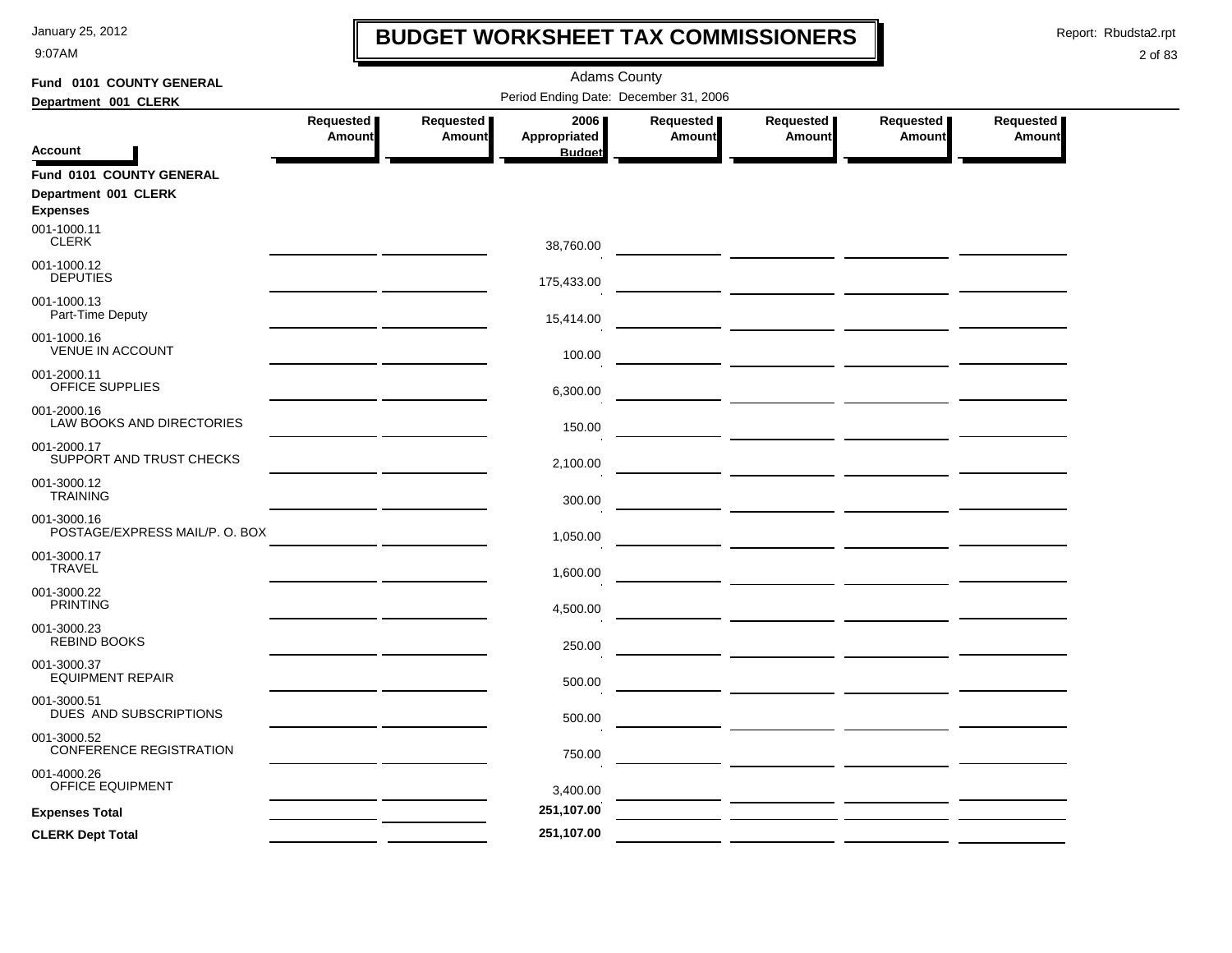# BUDGET WORKSHEET TAX COMMISSIONERS

January 25, 2012
9:07AM

Report: Rbudsta2.rpt

Adams County

Period Ending Date: December 31, 2006

**Fund 0101 COUNTY GENERAL**
**Department 001 CLERK**

| Account | Requested Amount | Requested Amount | 2006 Appropriated Budget | Requested Amount | Requested Amount | Requested Amount | Requested Amount |
|---|---|---|---|---|---|---|---|
| **Fund 0101 COUNTY GENERAL** | | | | | | | |
| **Department 001 CLERK** | | | | | | | |
| **Expenses** | | | | | | | |
| 001-1000.11 CLERK | | | 38,760.00 | | | | |
| 001-1000.12 DEPUTIES | | | 175,433.00 | | | | |
| 001-1000.13 Part-Time Deputy | | | 15,414.00 | | | | |
| 001-1000.16 VENUE IN ACCOUNT | | | 100.00 | | | | |
| 001-2000.11 OFFICE SUPPLIES | | | 6,300.00 | | | | |
| 001-2000.16 LAW BOOKS AND DIRECTORIES | | | 150.00 | | | | |
| 001-2000.17 SUPPORT AND TRUST CHECKS | | | 2,100.00 | | | | |
| 001-3000.12 TRAINING | | | 300.00 | | | | |
| 001-3000.16 POSTAGE/EXPRESS MAIL/P. O. BOX | | | 1,050.00 | | | | |
| 001-3000.17 TRAVEL | | | 1,600.00 | | | | |
| 001-3000.22 PRINTING | | | 4,500.00 | | | | |
| 001-3000.23 REBIND BOOKS | | | 250.00 | | | | |
| 001-3000.37 EQUIPMENT REPAIR | | | 500.00 | | | | |
| 001-3000.51 DUES AND SUBSCRIPTIONS | | | 500.00 | | | | |
| 001-3000.52 CONFERENCE REGISTRATION | | | 750.00 | | | | |
| 001-4000.26 OFFICE EQUIPMENT | | | 3,400.00 | | | | |
| **Expenses Total** | | | **251,107.00** | | | | |
| **CLERK Dept Total** | | | **251,107.00** | | | | |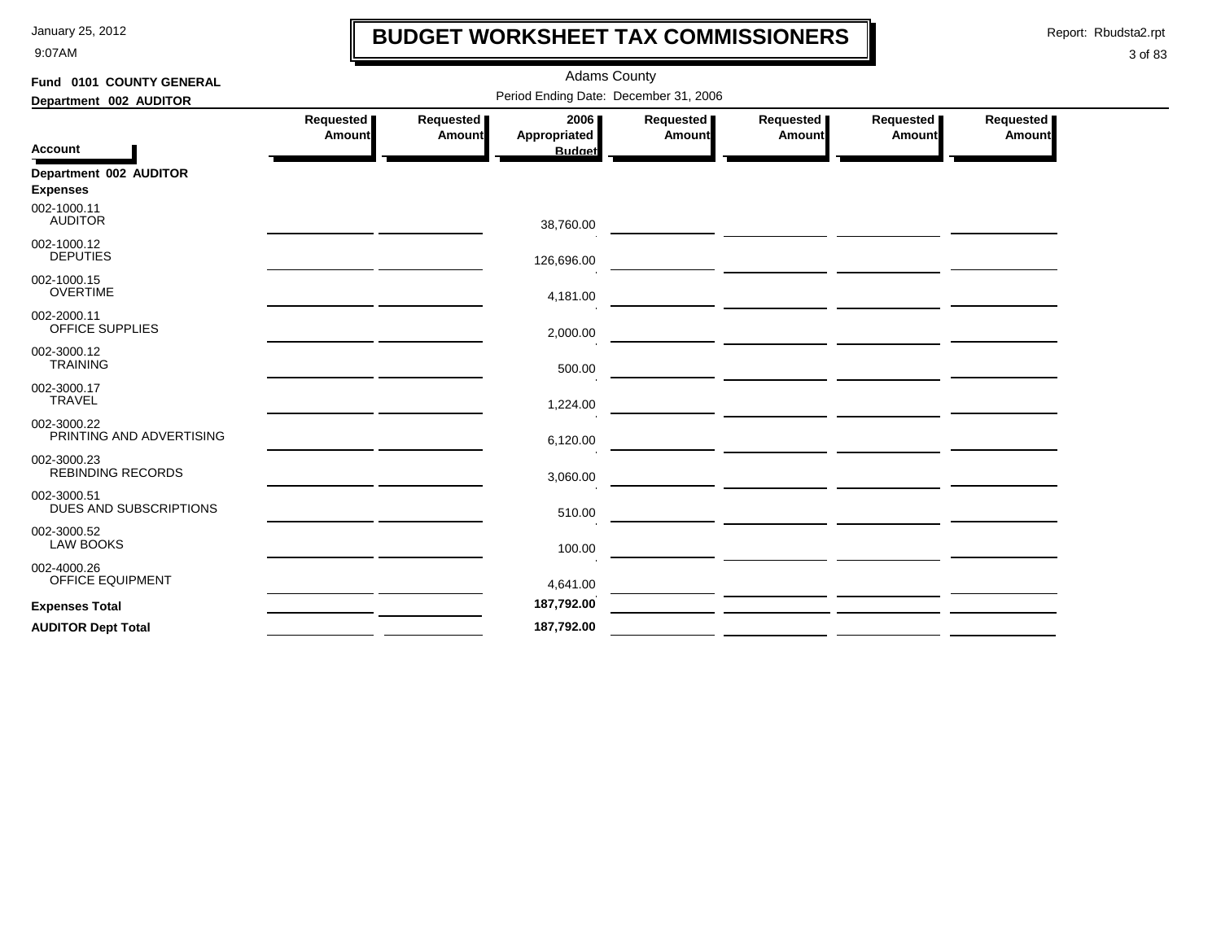# BUDGET WORKSHEET TAX COMMISSIONERS

January 25, 2012
9:07AM

Report: Rbudsta2.rpt

Adams County

Period Ending Date: December 31, 2006

**Fund 0101 COUNTY GENERAL**

**Department 002 AUDITOR**

| Account | Requested Amount | Requested Amount | 2006 Appropriated Budget | Requested Amount | Requested Amount | Requested Amount | Requested Amount |
|---|---|---|---|---|---|---|---|
| **Department 002 AUDITOR** | | | | | | | |
| **Expenses** | | | | | | | |
| 002-1000.11 AUDITOR | | | 38,760.00 | | | | |
| 002-1000.12 DEPUTIES | | | 126,696.00 | | | | |
| 002-1000.15 OVERTIME | | | 4,181.00 | | | | |
| 002-2000.11 OFFICE SUPPLIES | | | 2,000.00 | | | | |
| 002-3000.12 TRAINING | | | 500.00 | | | | |
| 002-3000.17 TRAVEL | | | 1,224.00 | | | | |
| 002-3000.22 PRINTING AND ADVERTISING | | | 6,120.00 | | | | |
| 002-3000.23 REBINDING RECORDS | | | 3,060.00 | | | | |
| 002-3000.51 DUES AND SUBSCRIPTIONS | | | 510.00 | | | | |
| 002-3000.52 LAW BOOKS | | | 100.00 | | | | |
| 002-4000.26 OFFICE EQUIPMENT | | | 4,641.00 | | | | |
| **Expenses Total** | | | **187,792.00** | | | | |
| **AUDITOR Dept Total** | | | **187,792.00** | | | | |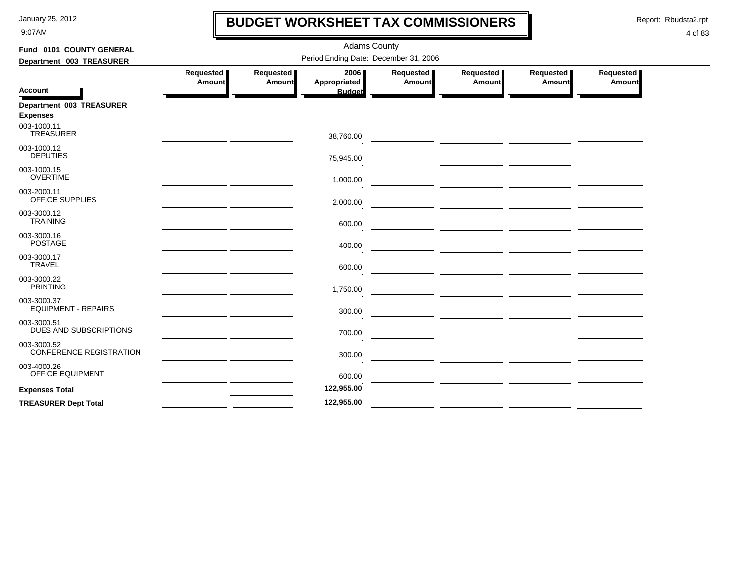# BUDGET WORKSHEET TAX COMMISSIONERS

January 25, 2012
9:07AM

Report: Rbudsta2.rpt

Adams County

**Fund 0101 COUNTY GENERAL**

**Department 003 TREASURER**

Period Ending Date: December 31, 2006

| Account | Requested Amount | Requested Amount | 2006 Appropriated Budget | Requested Amount | Requested Amount | Requested Amount | Requested Amount |
|---|---|---|---|---|---|---|---|
| **Department 003 TREASURER** | | | | | | | |
| **Expenses** | | | | | | | |
| 003-1000.11 TREASURER | | | 38,760.00 | | | | |
| 003-1000.12 DEPUTIES | | | 75,945.00 | | | | |
| 003-1000.15 OVERTIME | | | 1,000.00 | | | | |
| 003-2000.11 OFFICE SUPPLIES | | | 2,000.00 | | | | |
| 003-3000.12 TRAINING | | | 600.00 | | | | |
| 003-3000.16 POSTAGE | | | 400.00 | | | | |
| 003-3000.17 TRAVEL | | | 600.00 | | | | |
| 003-3000.22 PRINTING | | | 1,750.00 | | | | |
| 003-3000.37 EQUIPMENT - REPAIRS | | | 300.00 | | | | |
| 003-3000.51 DUES AND SUBSCRIPTIONS | | | 700.00 | | | | |
| 003-3000.52 CONFERENCE REGISTRATION | | | 300.00 | | | | |
| 003-4000.26 OFFICE EQUIPMENT | | | 600.00 | | | | |
| **Expenses Total** | | | **122,955.00** | | | | |
| **TREASURER Dept Total** | | | **122,955.00** | | | | |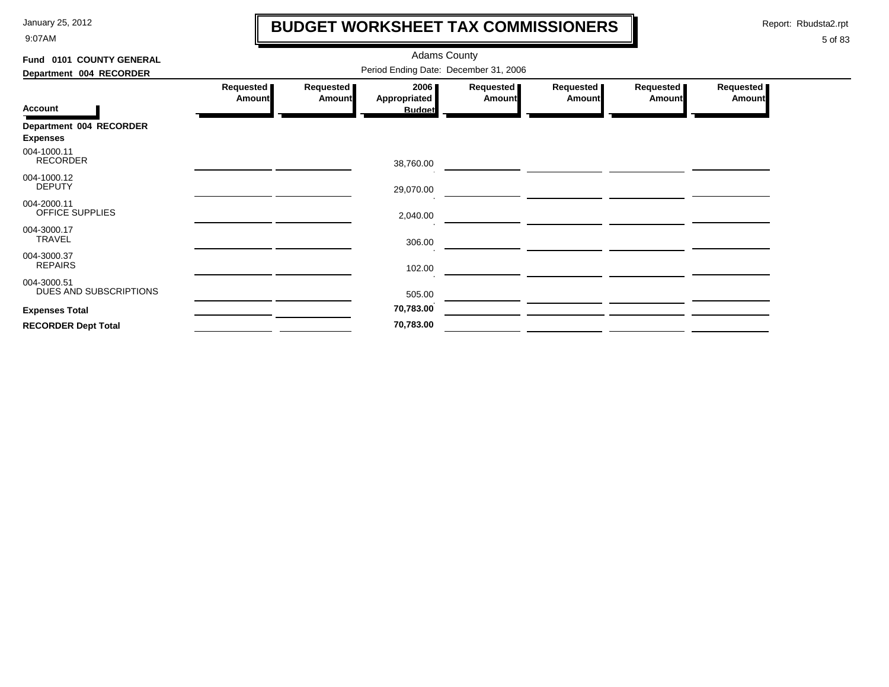# BUDGET WORKSHEET TAX COMMISSIONERS

Adams County

Period Ending Date: December 31, 2006

**Fund 0101 COUNTY GENERAL**

**Department 004 RECORDER**

| Account | Requested Amount | Requested Amount | 2006 Appropriated Budget | Requested Amount | Requested Amount | Requested Amount | Requested Amount |
|---|---|---|---|---|---|---|---|
| **Department 004 RECORDER** | | | | | | | |
| **Expenses** | | | | | | | |
| 004-1000.11 RECORDER | | | 38,760.00 | | | | |
| 004-1000.12 DEPUTY | | | 29,070.00 | | | | |
| 004-2000.11 OFFICE SUPPLIES | | | 2,040.00 | | | | |
| 004-3000.17 TRAVEL | | | 306.00 | | | | |
| 004-3000.37 REPAIRS | | | 102.00 | | | | |
| 004-3000.51 DUES AND SUBSCRIPTIONS | | | 505.00 | | | | |
| **Expenses Total** | | | **70,783.00** | | | | |
| **RECORDER Dept Total** | | | **70,783.00** | | | | |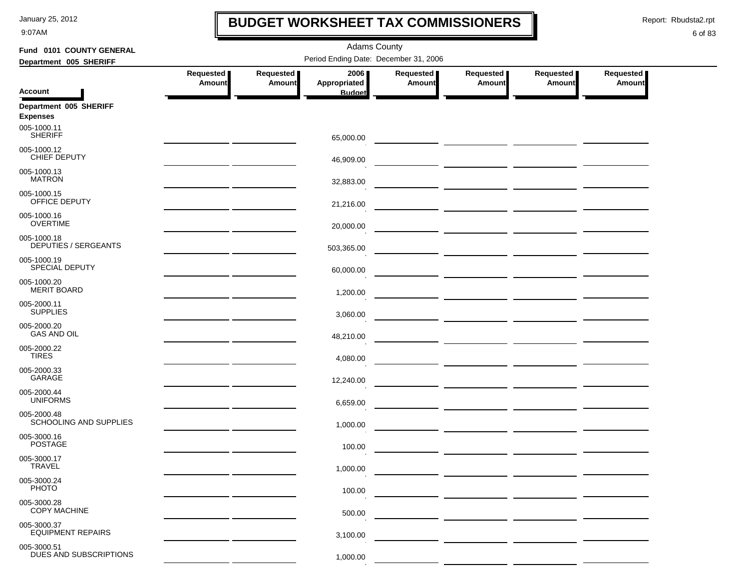# BUDGET WORKSHEET TAX COMMISSIONERS

Adams County

Period Ending Date: December 31, 2006

**Fund 0101 COUNTY GENERAL**

**Department 005 SHERIFF**

| Account | Requested Amount | Requested Amount | 2006 Appropriated Budget | Requested Amount | Requested Amount | Requested Amount | Requested Amount |
|---|---|---|---|---|---|---|---|
| **Department 005 SHERIFF** | | | | | | | |
| **Expenses** | | | | | | | |
| 005-1000.11 SHERIFF | | | 65,000.00 | | | | |
| 005-1000.12 CHIEF DEPUTY | | | 46,909.00 | | | | |
| 005-1000.13 MATRON | | | 32,883.00 | | | | |
| 005-1000.15 OFFICE DEPUTY | | | 21,216.00 | | | | |
| 005-1000.16 OVERTIME | | | 20,000.00 | | | | |
| 005-1000.18 DEPUTIES / SERGEANTS | | | 503,365.00 | | | | |
| 005-1000.19 SPECIAL DEPUTY | | | 60,000.00 | | | | |
| 005-1000.20 MERIT BOARD | | | 1,200.00 | | | | |
| 005-2000.11 SUPPLIES | | | 3,060.00 | | | | |
| 005-2000.20 GAS AND OIL | | | 48,210.00 | | | | |
| 005-2000.22 TIRES | | | 4,080.00 | | | | |
| 005-2000.33 GARAGE | | | 12,240.00 | | | | |
| 005-2000.44 UNIFORMS | | | 6,659.00 | | | | |
| 005-2000.48 SCHOOLING AND SUPPLIES | | | 1,000.00 | | | | |
| 005-3000.16 POSTAGE | | | 100.00 | | | | |
| 005-3000.17 TRAVEL | | | 1,000.00 | | | | |
| 005-3000.24 PHOTO | | | 100.00 | | | | |
| 005-3000.28 COPY MACHINE | | | 500.00 | | | | |
| 005-3000.37 EQUIPMENT REPAIRS | | | 3,100.00 | | | | |
| 005-3000.51 DUES AND SUBSCRIPTIONS | | | 1,000.00 | | | | |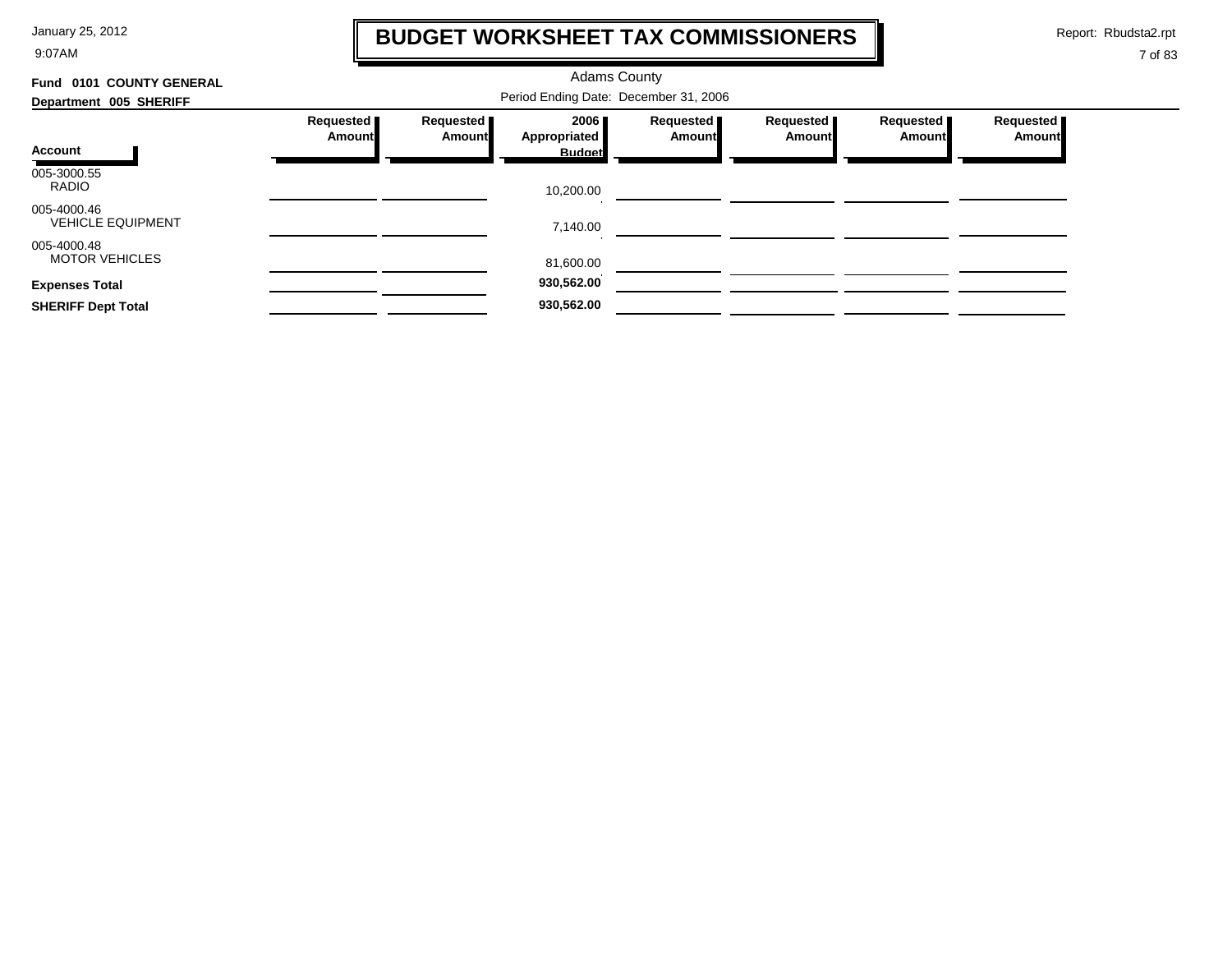# BUDGET WORKSHEET TAX COMMISSIONERS

Adams County

Period Ending Date: December 31, 2006

**Fund 0101 COUNTY GENERAL**

**Department 005 SHERIFF**

| Account | Requested Amount | Requested Amount | 2006 Appropriated Budget | Requested Amount | Requested Amount | Requested Amount | Requested Amount |
|---|---|---|---|---|---|---|---|
| 005-3000.55 RADIO | | | 10,200.00 | | | | |
| 005-4000.46 VEHICLE EQUIPMENT | | | 7,140.00 | | | | |
| 005-4000.48 MOTOR VEHICLES | | | 81,600.00 | | | | |
| **Expenses Total** | | | **930,562.00** | | | | |
| **SHERIFF Dept Total** | | | **930,562.00** | | | | |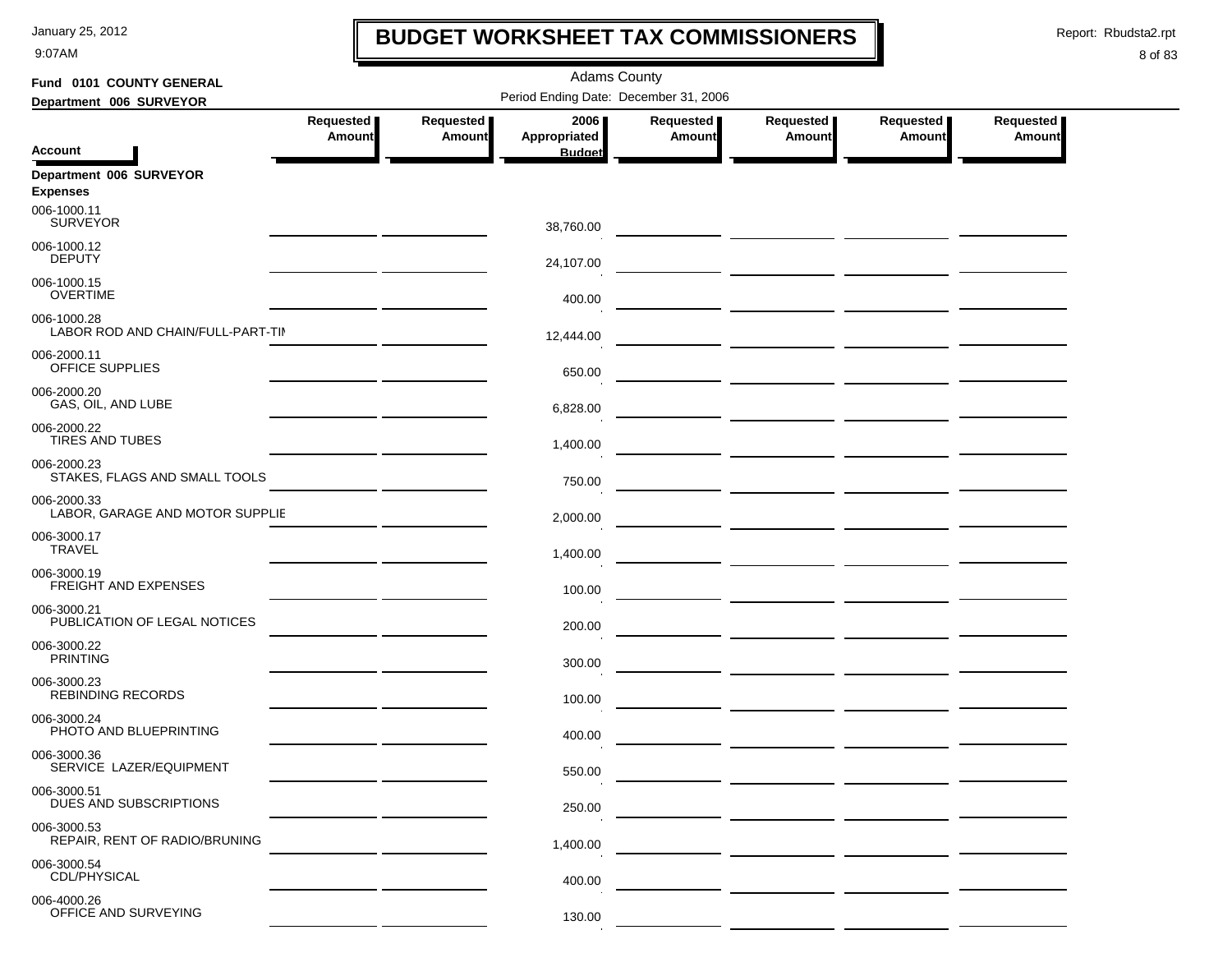# BUDGET WORKSHEET TAX COMMISSIONERS

Adams County

Period Ending Date: December 31, 2006

**Fund 0101 COUNTY GENERAL**

**Department 006 SURVEYOR**

| Account | Requested Amount | Requested Amount | 2006 Appropriated Budget | Requested Amount | Requested Amount | Requested Amount | Requested Amount |
|---|---|---|---|---|---|---|---|
| **Department 006 SURVEYOR** | | | | | | | |
| **Expenses** | | | | | | | |
| 006-1000.11 SURVEYOR | | | 38,760.00 | | | | |
| 006-1000.12 DEPUTY | | | 24,107.00 | | | | |
| 006-1000.15 OVERTIME | | | 400.00 | | | | |
| 006-1000.28 LABOR ROD AND CHAIN/FULL-PART-TIM | | | 12,444.00 | | | | |
| 006-2000.11 OFFICE SUPPLIES | | | 650.00 | | | | |
| 006-2000.20 GAS, OIL, AND LUBE | | | 6,828.00 | | | | |
| 006-2000.22 TIRES AND TUBES | | | 1,400.00 | | | | |
| 006-2000.23 STAKES, FLAGS AND SMALL TOOLS | | | 750.00 | | | | |
| 006-2000.33 LABOR, GARAGE AND MOTOR SUPPLIE | | | 2,000.00 | | | | |
| 006-3000.17 TRAVEL | | | 1,400.00 | | | | |
| 006-3000.19 FREIGHT AND EXPENSES | | | 100.00 | | | | |
| 006-3000.21 PUBLICATION OF LEGAL NOTICES | | | 200.00 | | | | |
| 006-3000.22 PRINTING | | | 300.00 | | | | |
| 006-3000.23 REBINDING RECORDS | | | 100.00 | | | | |
| 006-3000.24 PHOTO AND BLUEPRINTING | | | 400.00 | | | | |
| 006-3000.36 SERVICE LAZER/EQUIPMENT | | | 550.00 | | | | |
| 006-3000.51 DUES AND SUBSCRIPTIONS | | | 250.00 | | | | |
| 006-3000.53 REPAIR, RENT OF RADIO/BRUNING | | | 1,400.00 | | | | |
| 006-3000.54 CDL/PHYSICAL | | | 400.00 | | | | |
| 006-4000.26 OFFICE AND SURVEYING | | | 130.00 | | | | |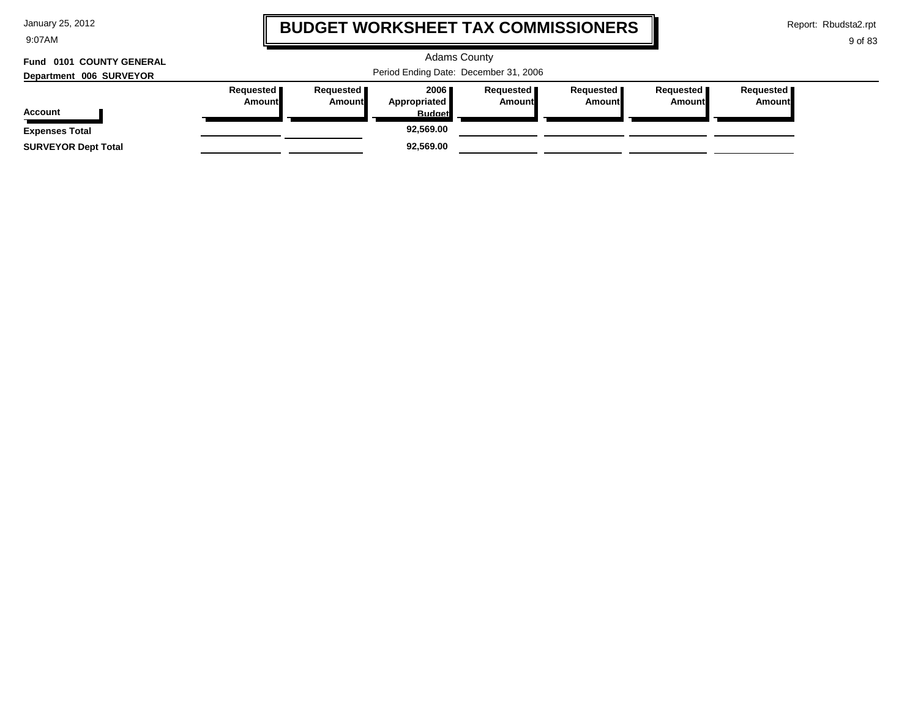# BUDGET WORKSHEET TAX COMMISSIONERS

Adams County

Period Ending Date: December 31, 2006

**Fund 0101 COUNTY GENERAL**

**Department 006 SURVEYOR**

| Account | Requested Amount | Requested Amount | 2006 Appropriated Budget | Requested Amount | Requested Amount | Requested Amount | Requested Amount |
|---|---|---|---|---|---|---|---|
| **Expenses Total** | | | 92,569.00 | | | | |
| **SURVEYOR Dept Total** | | | 92,569.00 | | | | |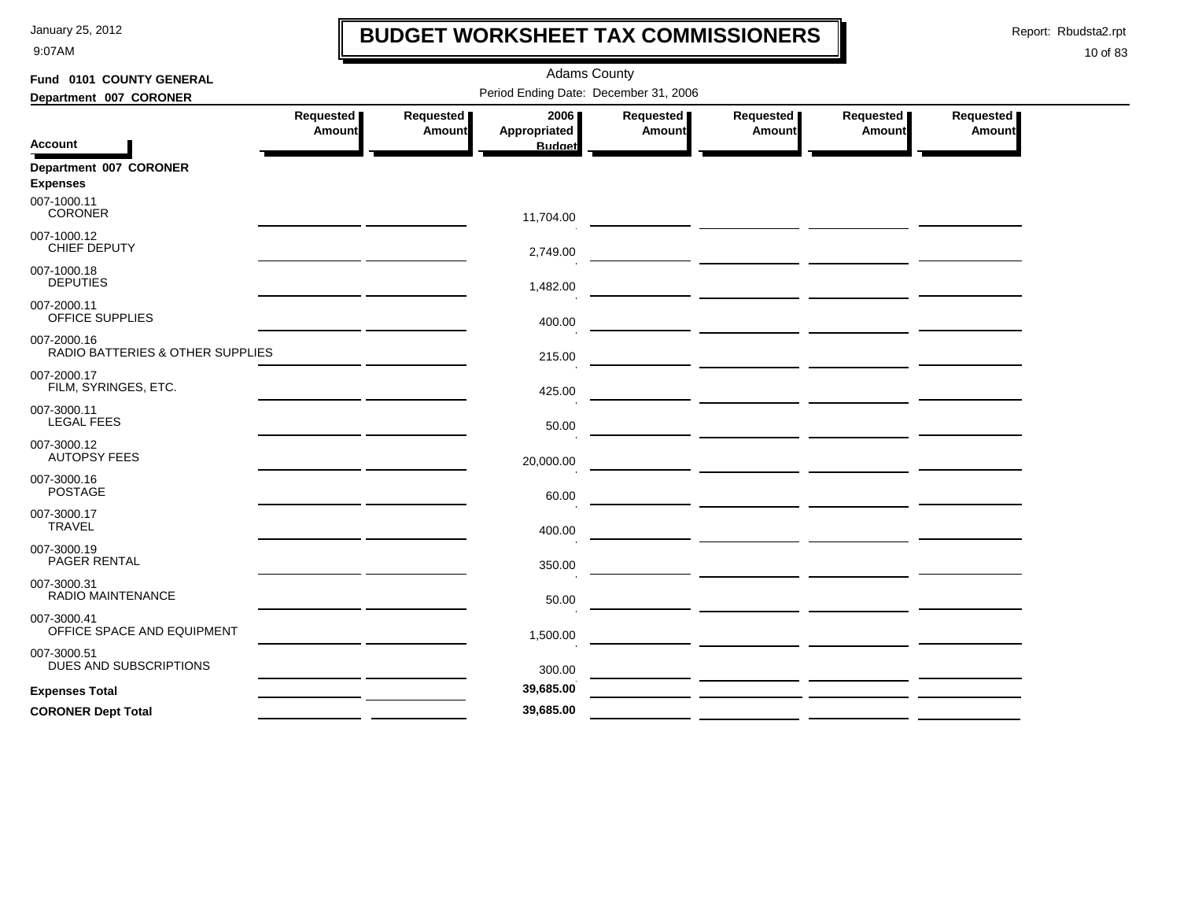# BUDGET WORKSHEET TAX COMMISSIONERS

Adams County

Period Ending Date: December 31, 2006

**Fund 0101 COUNTY GENERAL**

**Department 007 CORONER**

| Account | Requested Amount | Requested Amount | 2006 Appropriated Budget | Requested Amount | Requested Amount | Requested Amount | Requested Amount |
|---|---|---|---|---|---|---|---|
| **Department 007 CORONER** | | | | | | | |
| **Expenses** | | | | | | | |
| 007-1000.11 CORONER | | | 11,704.00 | | | | |
| 007-1000.12 CHIEF DEPUTY | | | 2,749.00 | | | | |
| 007-1000.18 DEPUTIES | | | 1,482.00 | | | | |
| 007-2000.11 OFFICE SUPPLIES | | | 400.00 | | | | |
| 007-2000.16 RADIO BATTERIES & OTHER SUPPLIES | | | 215.00 | | | | |
| 007-2000.17 FILM, SYRINGES, ETC. | | | 425.00 | | | | |
| 007-3000.11 LEGAL FEES | | | 50.00 | | | | |
| 007-3000.12 AUTOPSY FEES | | | 20,000.00 | | | | |
| 007-3000.16 POSTAGE | | | 60.00 | | | | |
| 007-3000.17 TRAVEL | | | 400.00 | | | | |
| 007-3000.19 PAGER RENTAL | | | 350.00 | | | | |
| 007-3000.31 RADIO MAINTENANCE | | | 50.00 | | | | |
| 007-3000.41 OFFICE SPACE AND EQUIPMENT | | | 1,500.00 | | | | |
| 007-3000.51 DUES AND SUBSCRIPTIONS | | | 300.00 | | | | |
| **Expenses Total** | | | **39,685.00** | | | | |
| **CORONER Dept Total** | | | **39,685.00** | | | | |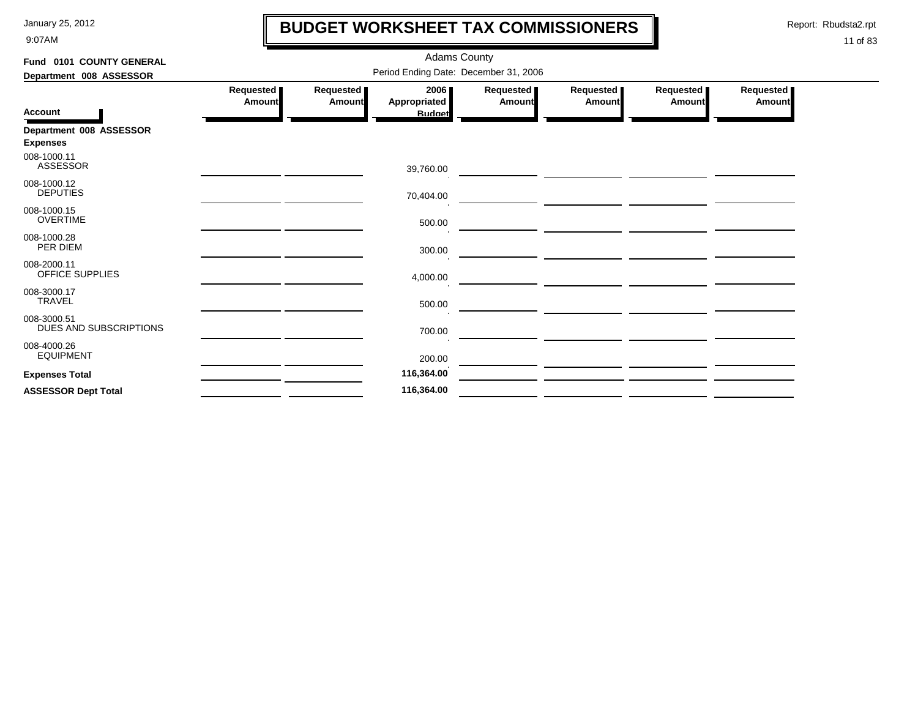# BUDGET WORKSHEET TAX COMMISSIONERS

Adams County

Period Ending Date: December 31, 2006

**Fund 0101 COUNTY GENERAL**

**Department 008 ASSESSOR**

| Account | Requested Amount | Requested Amount | 2006 Appropriated Budget | Requested Amount | Requested Amount | Requested Amount | Requested Amount |
|---|---|---|---|---|---|---|---|
| **Department 008 ASSESSOR** | | | | | | | |
| **Expenses** | | | | | | | |
| 008-1000.11 ASSESSOR | | | 39,760.00 | | | | |
| 008-1000.12 DEPUTIES | | | 70,404.00 | | | | |
| 008-1000.15 OVERTIME | | | 500.00 | | | | |
| 008-1000.28 PER DIEM | | | 300.00 | | | | |
| 008-2000.11 OFFICE SUPPLIES | | | 4,000.00 | | | | |
| 008-3000.17 TRAVEL | | | 500.00 | | | | |
| 008-3000.51 DUES AND SUBSCRIPTIONS | | | 700.00 | | | | |
| 008-4000.26 EQUIPMENT | | | 200.00 | | | | |
| **Expenses Total** | | | **116,364.00** | | | | |
| **ASSESSOR Dept Total** | | | **116,364.00** | | | | |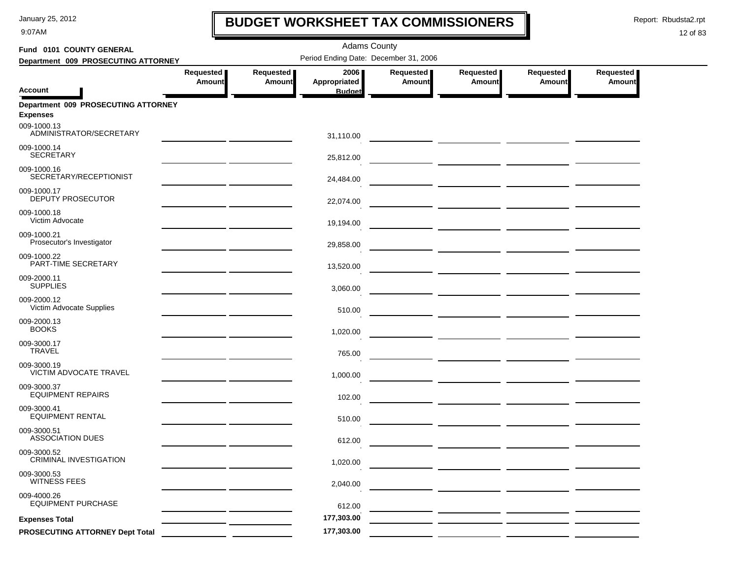# BUDGET WORKSHEET TAX COMMISSIONERS

Adams County

**Fund 0101 COUNTY GENERAL**

**Department 009 PROSECUTING ATTORNEY**

Period Ending Date: December 31, 2006

| Account | Requested Amount | Requested Amount | 2006 Appropriated Budget | Requested Amount | Requested Amount | Requested Amount | Requested Amount |
|---|---|---|---|---|---|---|---|
| **Department 009 PROSECUTING ATTORNEY** | | | | | | | |
| **Expenses** | | | | | | | |
| 009-1000.13 ADMINISTRATOR/SECRETARY | | | 31,110.00 | | | | |
| 009-1000.14 SECRETARY | | | 25,812.00 | | | | |
| 009-1000.16 SECRETARY/RECEPTIONIST | | | 24,484.00 | | | | |
| 009-1000.17 DEPUTY PROSECUTOR | | | 22,074.00 | | | | |
| 009-1000.18 Victim Advocate | | | 19,194.00 | | | | |
| 009-1000.21 Prosecutor's Investigator | | | 29,858.00 | | | | |
| 009-1000.22 PART-TIME SECRETARY | | | 13,520.00 | | | | |
| 009-2000.11 SUPPLIES | | | 3,060.00 | | | | |
| 009-2000.12 Victim Advocate Supplies | | | 510.00 | | | | |
| 009-2000.13 BOOKS | | | 1,020.00 | | | | |
| 009-3000.17 TRAVEL | | | 765.00 | | | | |
| 009-3000.19 VICTIM ADVOCATE TRAVEL | | | 1,000.00 | | | | |
| 009-3000.37 EQUIPMENT REPAIRS | | | 102.00 | | | | |
| 009-3000.41 EQUIPMENT RENTAL | | | 510.00 | | | | |
| 009-3000.51 ASSOCIATION DUES | | | 612.00 | | | | |
| 009-3000.52 CRIMINAL INVESTIGATION | | | 1,020.00 | | | | |
| 009-3000.53 WITNESS FEES | | | 2,040.00 | | | | |
| 009-4000.26 EQUIPMENT PURCHASE | | | 612.00 | | | | |
| **Expenses Total** | | | 177,303.00 | | | | |
| **PROSECUTING ATTORNEY Dept Total** | | | 177,303.00 | | | | |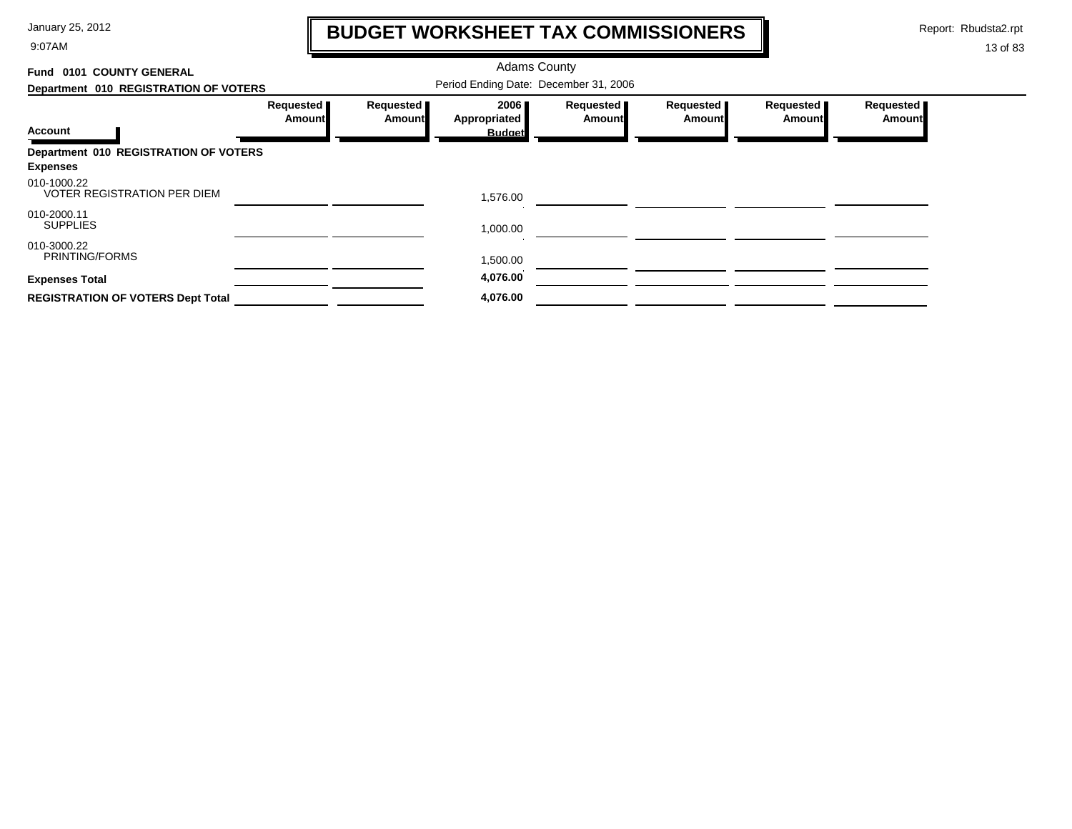# BUDGET WORKSHEET TAX COMMISSIONERS

January 25, 2012
9:07AM

Report: Rbudsta2.rpt

Adams County

**Fund 0101 COUNTY GENERAL**

**Department 010 REGISTRATION OF VOTERS**

Period Ending Date: December 31, 2006

| Account | Requested Amount | Requested Amount | 2006 Appropriated Budget | Requested Amount | Requested Amount | Requested Amount | Requested Amount |
|---|---|---|---|---|---|---|---|
| **Department 010 REGISTRATION OF VOTERS** | | | | | | | |
| **Expenses** | | | | | | | |
| 010-1000.22 VOTER REGISTRATION PER DIEM | | | 1,576.00 | | | | |
| 010-2000.11 SUPPLIES | | | 1,000.00 | | | | |
| 010-3000.22 PRINTING/FORMS | | | 1,500.00 | | | | |
| **Expenses Total** | | | **4,076.00** | | | | |
| **REGISTRATION OF VOTERS Dept Total** | | | **4,076.00** | | | | |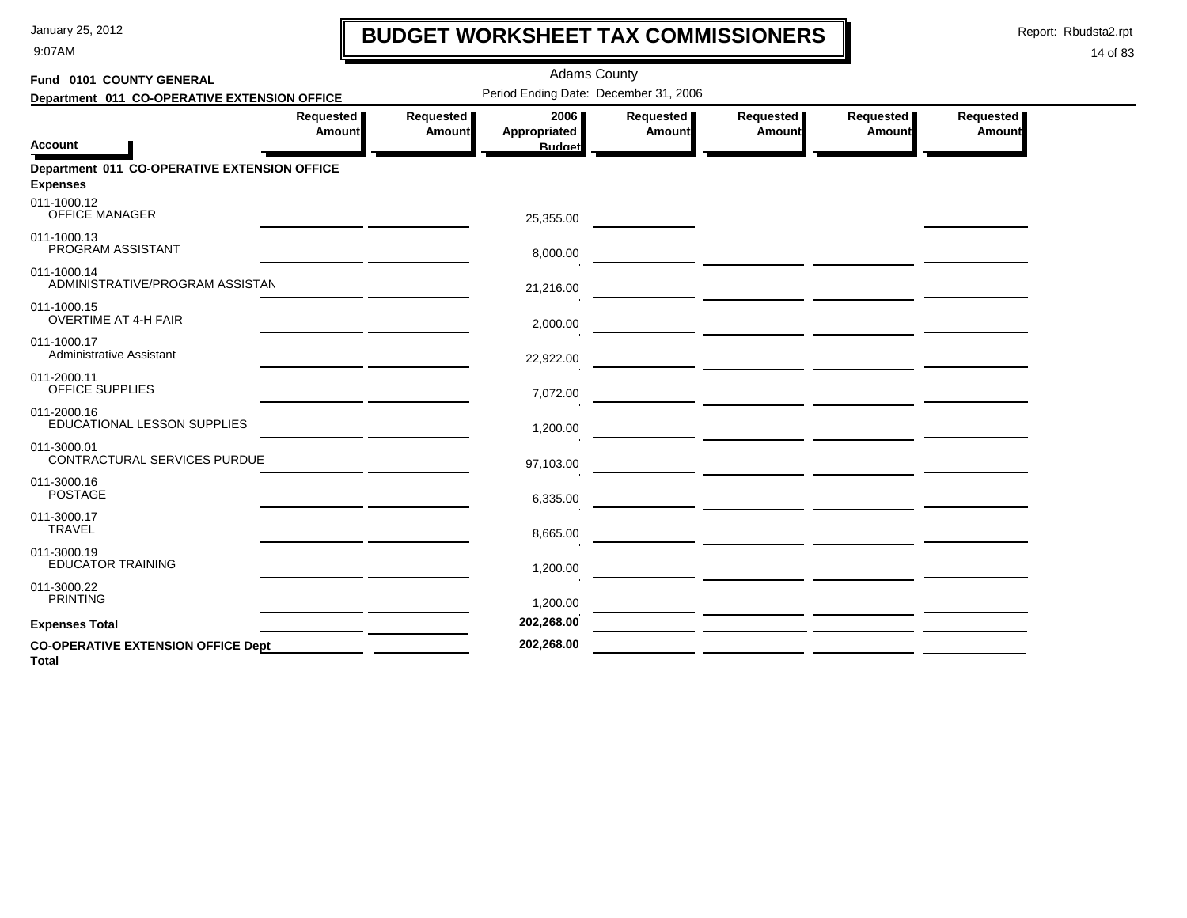# BUDGET WORKSHEET TAX COMMISSIONERS

Adams County

Period Ending Date: December 31, 2006

**Fund 0101 COUNTY GENERAL**

**Department 011 CO-OPERATIVE EXTENSION OFFICE**

| Account | Requested Amount | Requested Amount | 2006 Appropriated Budget | Requested Amount | Requested Amount | Requested Amount | Requested Amount |
|---|---|---|---|---|---|---|---|
| **Department 011 CO-OPERATIVE EXTENSION OFFICE** | | | | | | | |
| **Expenses** | | | | | | | |
| 011-1000.12 OFFICE MANAGER | | | 25,355.00 | | | | |
| 011-1000.13 PROGRAM ASSISTANT | | | 8,000.00 | | | | |
| 011-1000.14 ADMINISTRATIVE/PROGRAM ASSISTAN | | | 21,216.00 | | | | |
| 011-1000.15 OVERTIME AT 4-H FAIR | | | 2,000.00 | | | | |
| 011-1000.17 Administrative Assistant | | | 22,922.00 | | | | |
| 011-2000.11 OFFICE SUPPLIES | | | 7,072.00 | | | | |
| 011-2000.16 EDUCATIONAL LESSON SUPPLIES | | | 1,200.00 | | | | |
| 011-3000.01 CONTRACTURAL SERVICES PURDUE | | | 97,103.00 | | | | |
| 011-3000.16 POSTAGE | | | 6,335.00 | | | | |
| 011-3000.17 TRAVEL | | | 8,665.00 | | | | |
| 011-3000.19 EDUCATOR TRAINING | | | 1,200.00 | | | | |
| 011-3000.22 PRINTING | | | 1,200.00 | | | | |
| **Expenses Total** | | | **202,268.00** | | | | |
| **CO-OPERATIVE EXTENSION OFFICE Dept Total** | | | **202,268.00** | | | | |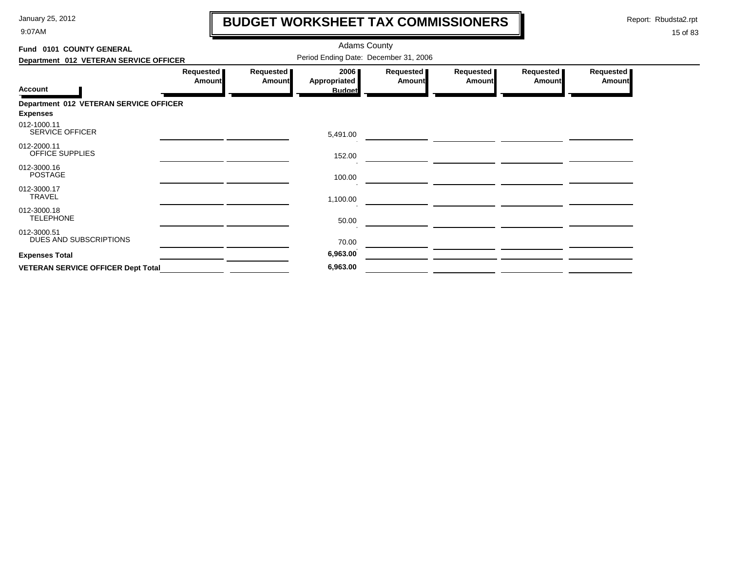# BUDGET WORKSHEET TAX COMMISSIONERS

January 25, 2012
9:07AM

Report: Rbudsta2.rpt

Adams County

**Fund 0101 COUNTY GENERAL**

**Department 012 VETERAN SERVICE OFFICER**

Period Ending Date: December 31, 2006

| Account | Requested Amount | Requested Amount | 2006 Appropriated Budget | Requested Amount | Requested Amount | Requested Amount | Requested Amount |
|---|---|---|---|---|---|---|---|
| **Department 012 VETERAN SERVICE OFFICER** | | | | | | | |
| **Expenses** | | | | | | | |
| 012-1000.11 SERVICE OFFICER | | | 5,491.00 | | | | |
| 012-2000.11 OFFICE SUPPLIES | | | 152.00 | | | | |
| 012-3000.16 POSTAGE | | | 100.00 | | | | |
| 012-3000.17 TRAVEL | | | 1,100.00 | | | | |
| 012-3000.18 TELEPHONE | | | 50.00 | | | | |
| 012-3000.51 DUES AND SUBSCRIPTIONS | | | 70.00 | | | | |
| **Expenses Total** | | | **6,963.00** | | | | |
| **VETERAN SERVICE OFFICER Dept Total** | | | **6,963.00** | | | | |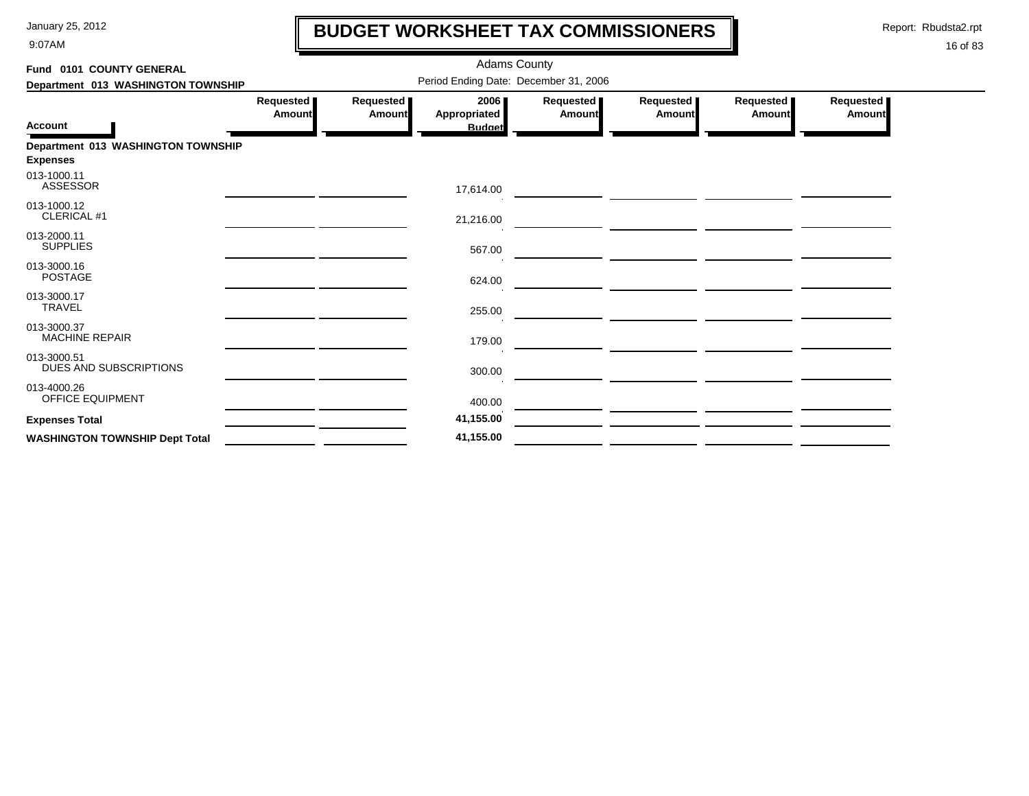# BUDGET WORKSHEET TAX COMMISSIONERS

Adams County

**Fund 0101 COUNTY GENERAL**

**Department 013 WASHINGTON TOWNSHIP**

Period Ending Date: December 31, 2006

| Account | Requested Amount | Requested Amount | 2006 Appropriated Budget | Requested Amount | Requested Amount | Requested Amount | Requested Amount |
|---|---|---|---|---|---|---|---|
| **Department 013 WASHINGTON TOWNSHIP** | | | | | | | |
| **Expenses** | | | | | | | |
| 013-1000.11 ASSESSOR | | | 17,614.00 | | | | |
| 013-1000.12 CLERICAL #1 | | | 21,216.00 | | | | |
| 013-2000.11 SUPPLIES | | | 567.00 | | | | |
| 013-3000.16 POSTAGE | | | 624.00 | | | | |
| 013-3000.17 TRAVEL | | | 255.00 | | | | |
| 013-3000.37 MACHINE REPAIR | | | 179.00 | | | | |
| 013-3000.51 DUES AND SUBSCRIPTIONS | | | 300.00 | | | | |
| 013-4000.26 OFFICE EQUIPMENT | | | 400.00 | | | | |
| **Expenses Total** | | | **41,155.00** | | | | |
| **WASHINGTON TOWNSHIP Dept Total** | | | **41,155.00** | | | | |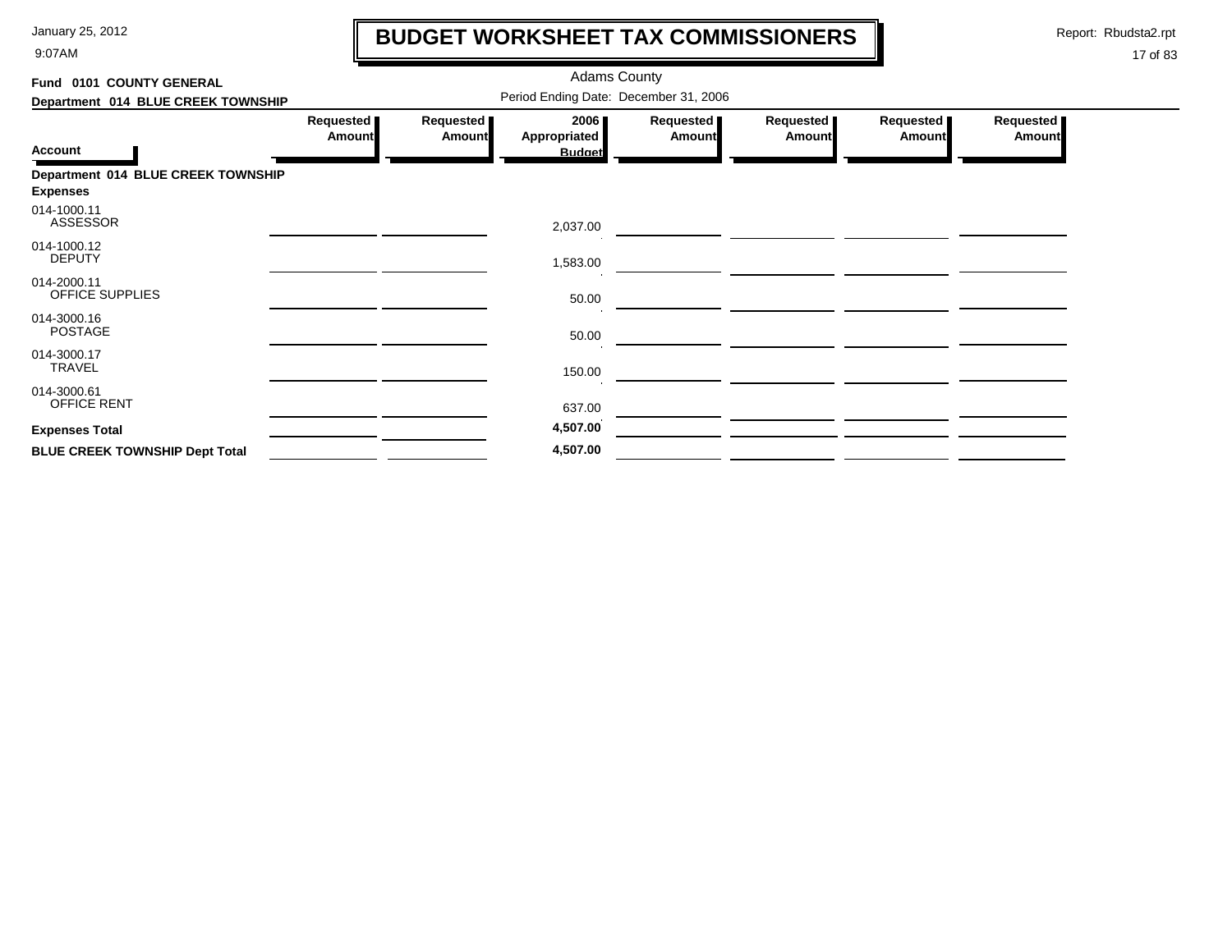# BUDGET WORKSHEET TAX COMMISSIONERS

January 25, 2012
9:07AM

Report: Rbudsta2.rpt

Adams County

**Fund 0101 COUNTY GENERAL**

**Department 014 BLUE CREEK TOWNSHIP**

Period Ending Date: December 31, 2006

| Account | Requested Amount | Requested Amount | 2006 Appropriated Budget | Requested Amount | Requested Amount | Requested Amount | Requested Amount |
|---|---|---|---|---|---|---|---|
| **Department 014 BLUE CREEK TOWNSHIP** | | | | | | | |
| **Expenses** | | | | | | | |
| 014-1000.11 ASSESSOR | | | 2,037.00 | | | | |
| 014-1000.12 DEPUTY | | | 1,583.00 | | | | |
| 014-2000.11 OFFICE SUPPLIES | | | 50.00 | | | | |
| 014-3000.16 POSTAGE | | | 50.00 | | | | |
| 014-3000.17 TRAVEL | | | 150.00 | | | | |
| 014-3000.61 OFFICE RENT | | | 637.00 | | | | |
| **Expenses Total** | | | **4,507.00** | | | | |
| **BLUE CREEK TOWNSHIP Dept Total** | | | **4,507.00** | | | | |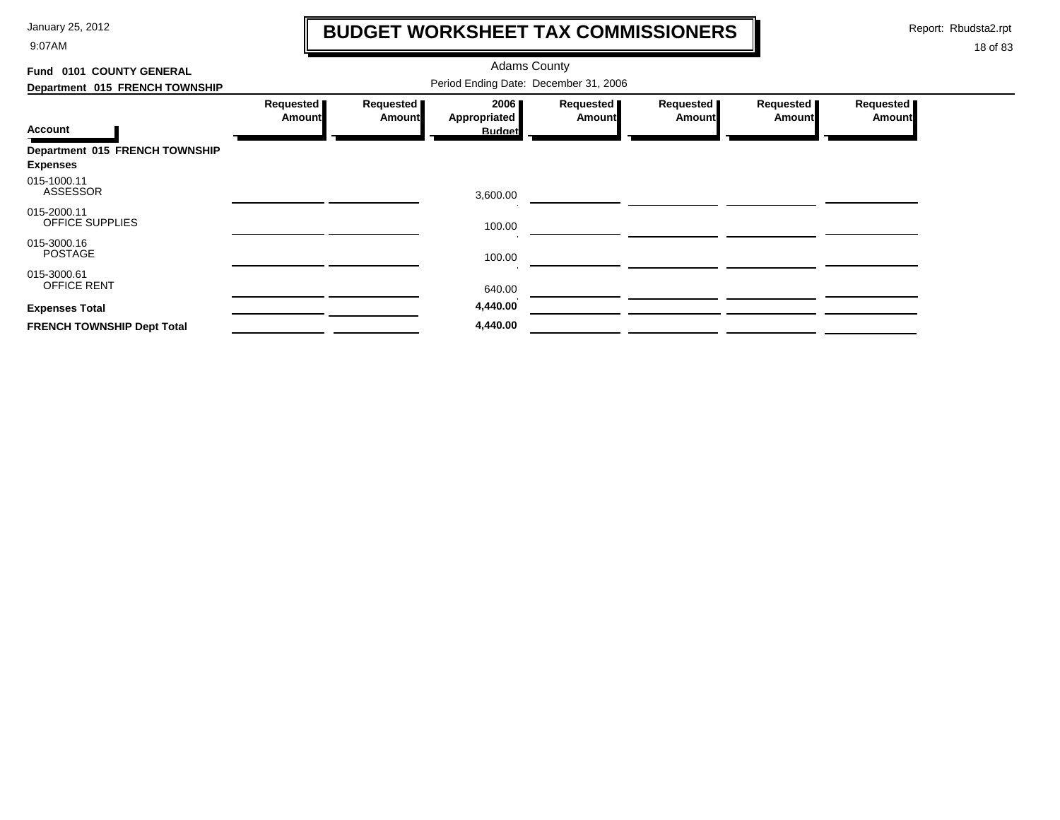# BUDGET WORKSHEET TAX COMMISSIONERS

Adams County

Period Ending Date: December 31, 2006

**Fund 0101 COUNTY GENERAL**

**Department 015 FRENCH TOWNSHIP**

| Account | Requested Amount | Requested Amount | 2006 Appropriated Budget | Requested Amount | Requested Amount | Requested Amount | Requested Amount |
|---|---|---|---|---|---|---|---|
| **Department 015 FRENCH TOWNSHIP** | | | | | | | |
| **Expenses** | | | | | | | |
| 015-1000.11 ASSESSOR | | | 3,600.00 | | | | |
| 015-2000.11 OFFICE SUPPLIES | | | 100.00 | | | | |
| 015-3000.16 POSTAGE | | | 100.00 | | | | |
| 015-3000.61 OFFICE RENT | | | 640.00 | | | | |
| **Expenses Total** | | | **4,440.00** | | | | |
| **FRENCH TOWNSHIP Dept Total** | | | **4,440.00** | | | | |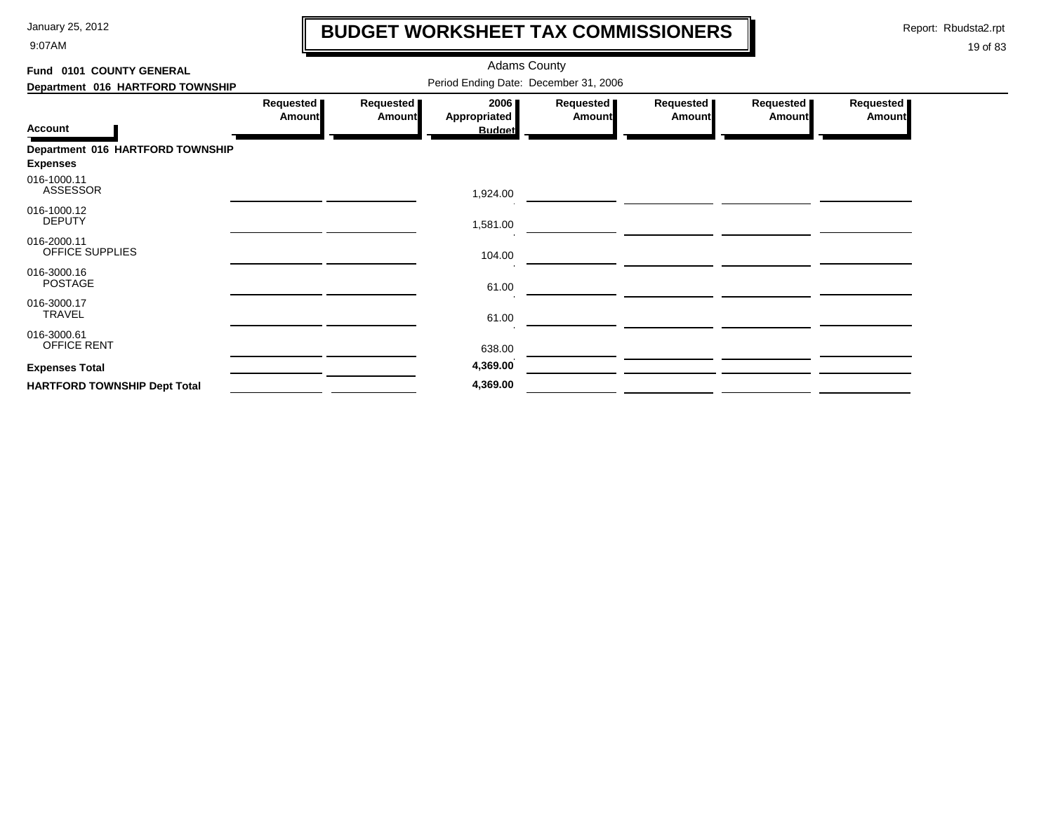# BUDGET WORKSHEET TAX COMMISSIONERS

January 25, 2012
9:07AM

Report: Rbudsta2.rpt

Adams County

Period Ending Date: December 31, 2006

**Fund 0101 COUNTY GENERAL**

**Department 016 HARTFORD TOWNSHIP**

| Account | Requested Amount | Requested Amount | 2006 Appropriated Budget | Requested Amount | Requested Amount | Requested Amount | Requested Amount |
|---|---|---|---|---|---|---|---|
| **Department 016 HARTFORD TOWNSHIP** | | | | | | | |
| **Expenses** | | | | | | | |
| 016-1000.11 ASSESSOR | | | 1,924.00 | | | | |
| 016-1000.12 DEPUTY | | | 1,581.00 | | | | |
| 016-2000.11 OFFICE SUPPLIES | | | 104.00 | | | | |
| 016-3000.16 POSTAGE | | | 61.00 | | | | |
| 016-3000.17 TRAVEL | | | 61.00 | | | | |
| 016-3000.61 OFFICE RENT | | | 638.00 | | | | |
| **Expenses Total** | | | **4,369.00** | | | | |
| **HARTFORD TOWNSHIP Dept Total** | | | **4,369.00** | | | | |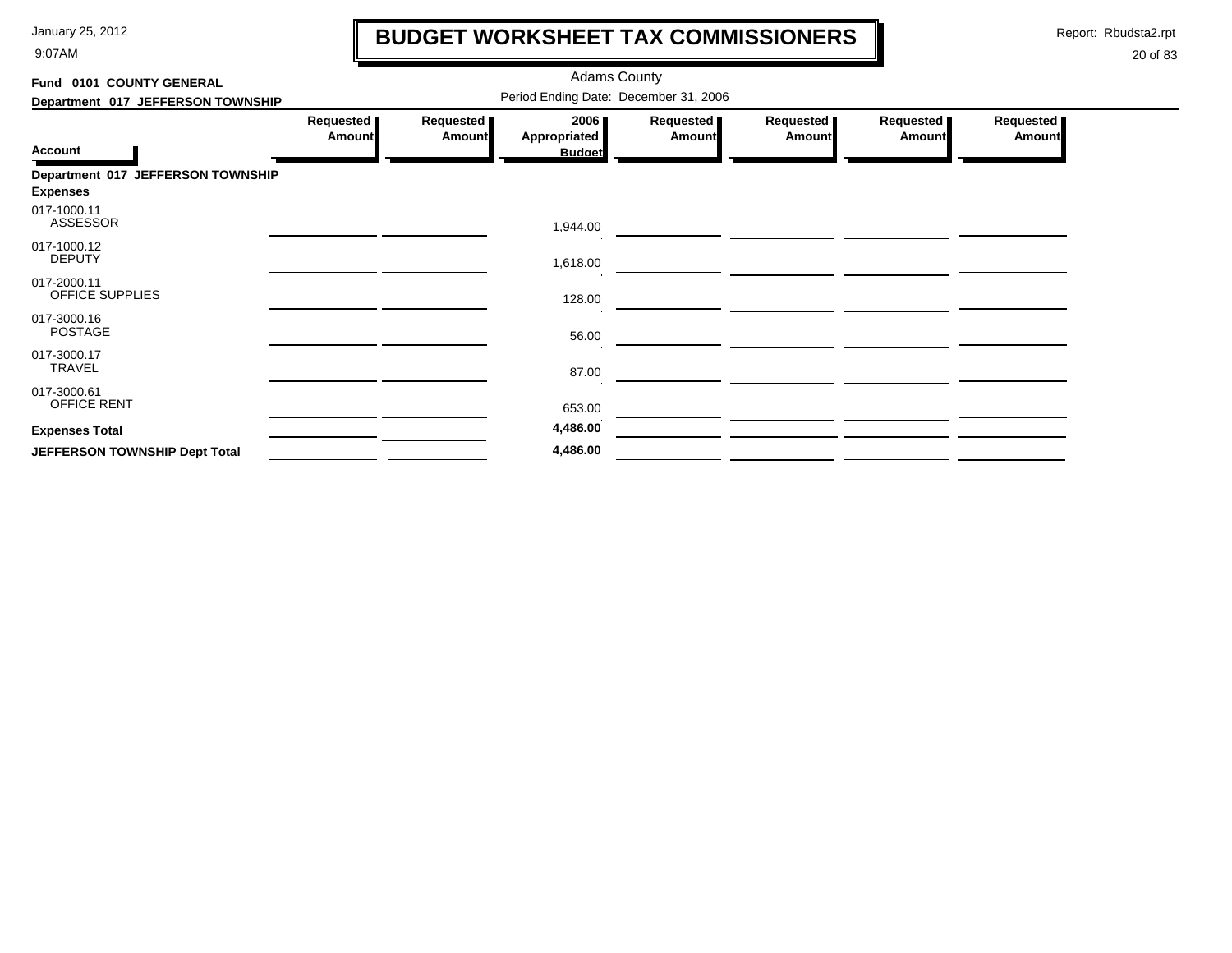# BUDGET WORKSHEET TAX COMMISSIONERS

Adams County

Period Ending Date: December 31, 2006

Report: Rbudsta2.rpt

January 25, 2012
9:07AM

**Fund 0101 COUNTY GENERAL**

**Department 017 JEFFERSON TOWNSHIP**

| Account | Requested Amount | Requested Amount | 2006 Appropriated Budget | Requested Amount | Requested Amount | Requested Amount | Requested Amount |
|---|---|---|---|---|---|---|---|
| **Department 017 JEFFERSON TOWNSHIP** | | | | | | | |
| **Expenses** | | | | | | | |
| 017-1000.11 ASSESSOR | | | 1,944.00 | | | | |
| 017-1000.12 DEPUTY | | | 1,618.00 | | | | |
| 017-2000.11 OFFICE SUPPLIES | | | 128.00 | | | | |
| 017-3000.16 POSTAGE | | | 56.00 | | | | |
| 017-3000.17 TRAVEL | | | 87.00 | | | | |
| 017-3000.61 OFFICE RENT | | | 653.00 | | | | |
| **Expenses Total** | | | **4,486.00** | | | | |
| **JEFFERSON TOWNSHIP Dept Total** | | | **4,486.00** | | | | |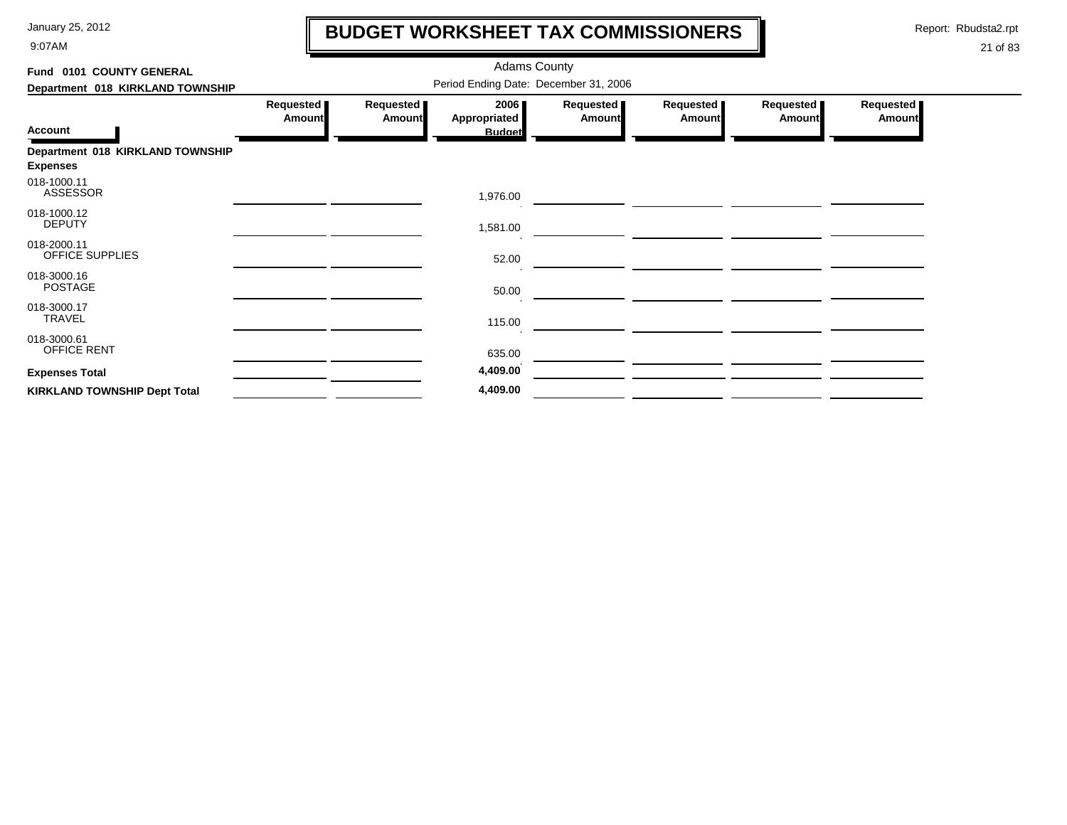# BUDGET WORKSHEET TAX COMMISSIONERS

Adams County

Period Ending Date: December 31, 2006

**Fund 0101 COUNTY GENERAL**

**Department 018 KIRKLAND TOWNSHIP**

| Account | Requested Amount | Requested Amount | 2006 Appropriated Budget | Requested Amount | Requested Amount | Requested Amount | Requested Amount |
|---|---|---|---|---|---|---|---|
| **Department 018 KIRKLAND TOWNSHIP** | | | | | | | |
| **Expenses** | | | | | | | |
| 018-1000.11 ASSESSOR | | | 1,976.00 | | | | |
| 018-1000.12 DEPUTY | | | 1,581.00 | | | | |
| 018-2000.11 OFFICE SUPPLIES | | | 52.00 | | | | |
| 018-3000.16 POSTAGE | | | 50.00 | | | | |
| 018-3000.17 TRAVEL | | | 115.00 | | | | |
| 018-3000.61 OFFICE RENT | | | 635.00 | | | | |
| **Expenses Total** | | | **4,409.00** | | | | |
| **KIRKLAND TOWNSHIP Dept Total** | | | **4,409.00** | | | | |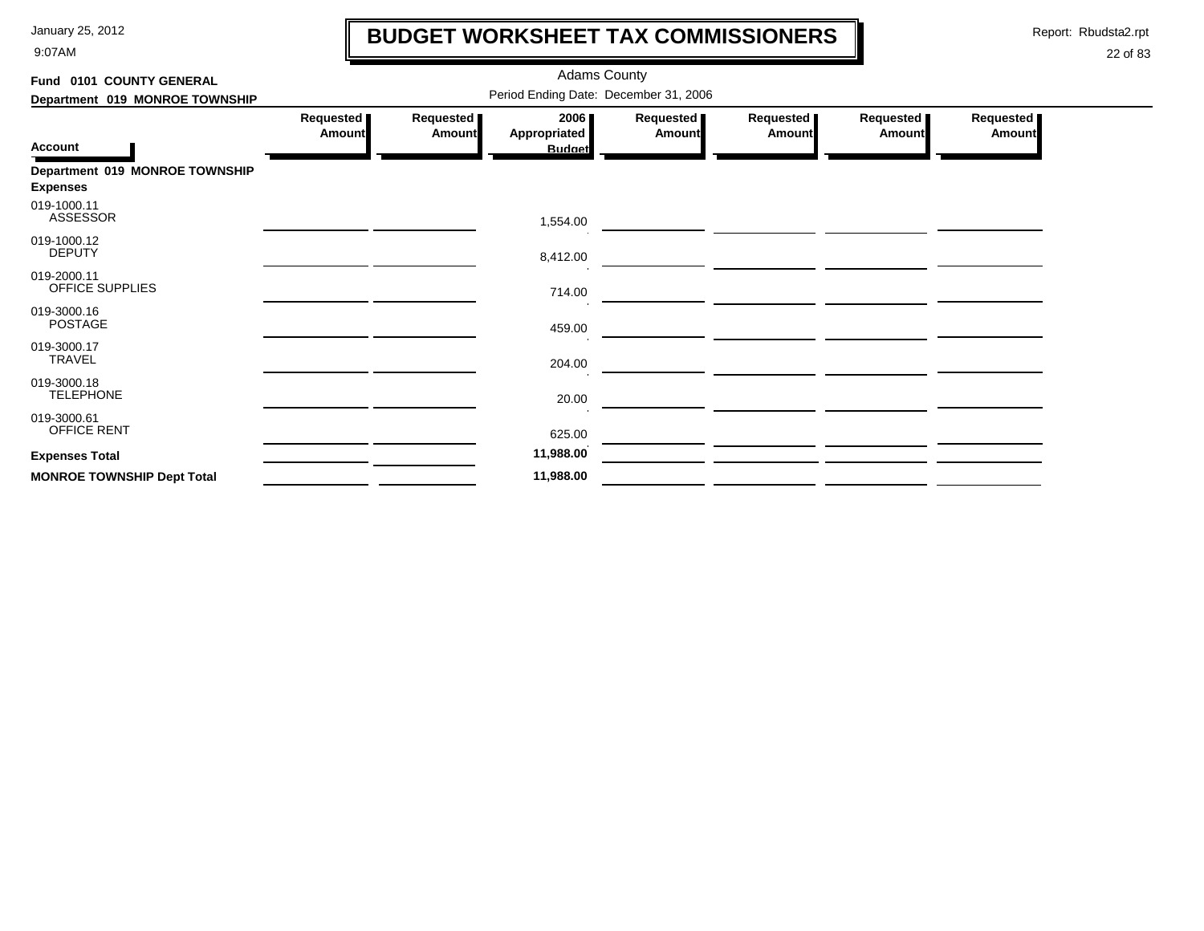# BUDGET WORKSHEET TAX COMMISSIONERS

January 25, 2012
9:07AM

Report: Rbudsta2.rpt

Adams County

**Fund 0101 COUNTY GENERAL**

**Department 019 MONROE TOWNSHIP**

Period Ending Date: December 31, 2006

| Account | Requested Amount | Requested Amount | 2006 Appropriated Budget | Requested Amount | Requested Amount | Requested Amount | Requested Amount |
|---|---|---|---|---|---|---|---|
| **Department 019 MONROE TOWNSHIP** | | | | | | | |
| **Expenses** | | | | | | | |
| 019-1000.11 ASSESSOR | | | 1,554.00 | | | | |
| 019-1000.12 DEPUTY | | | 8,412.00 | | | | |
| 019-2000.11 OFFICE SUPPLIES | | | 714.00 | | | | |
| 019-3000.16 POSTAGE | | | 459.00 | | | | |
| 019-3000.17 TRAVEL | | | 204.00 | | | | |
| 019-3000.18 TELEPHONE | | | 20.00 | | | | |
| 019-3000.61 OFFICE RENT | | | 625.00 | | | | |
| **Expenses Total** | | | **11,988.00** | | | | |
| **MONROE TOWNSHIP Dept Total** | | | **11,988.00** | | | | |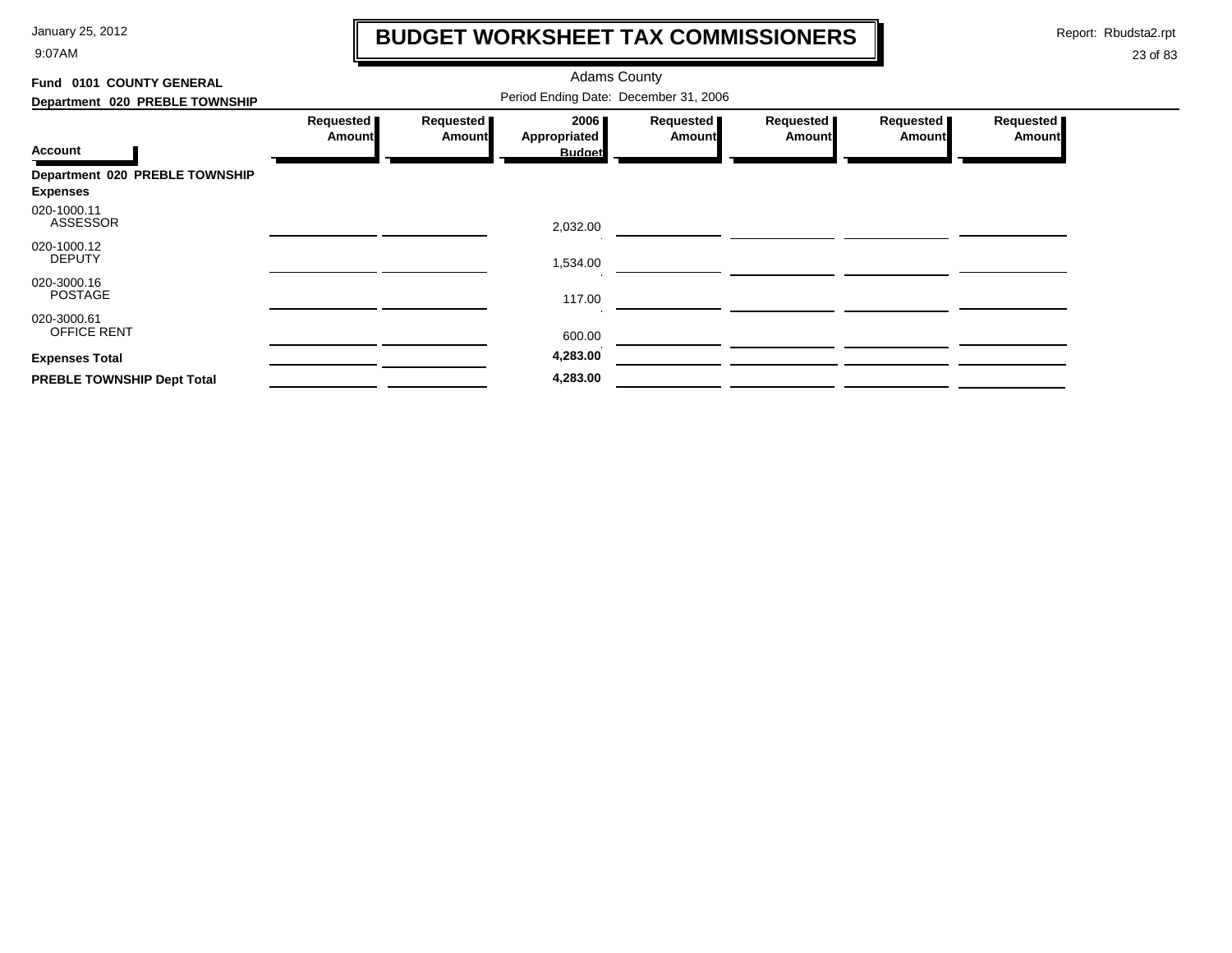# BUDGET WORKSHEET TAX COMMISSIONERS

January 25, 2012
9:07AM

Report: Rbudsta2.rpt

Adams County

**Fund 0101 COUNTY GENERAL**

**Department 020 PREBLE TOWNSHIP**

Period Ending Date: December 31, 2006

| Account | Requested Amount | Requested Amount | 2006 Appropriated Budget | Requested Amount | Requested Amount | Requested Amount | Requested Amount |
|---|---|---|---|---|---|---|---|
| **Department 020 PREBLE TOWNSHIP** | | | | | | | |
| **Expenses** | | | | | | | |
| 020-1000.11 ASSESSOR | | | 2,032.00 | | | | |
| 020-1000.12 DEPUTY | | | 1,534.00 | | | | |
| 020-3000.16 POSTAGE | | | 117.00 | | | | |
| 020-3000.61 OFFICE RENT | | | 600.00 | | | | |
| **Expenses Total** | | | **4,283.00** | | | | |
| **PREBLE TOWNSHIP Dept Total** | | | **4,283.00** | | | | |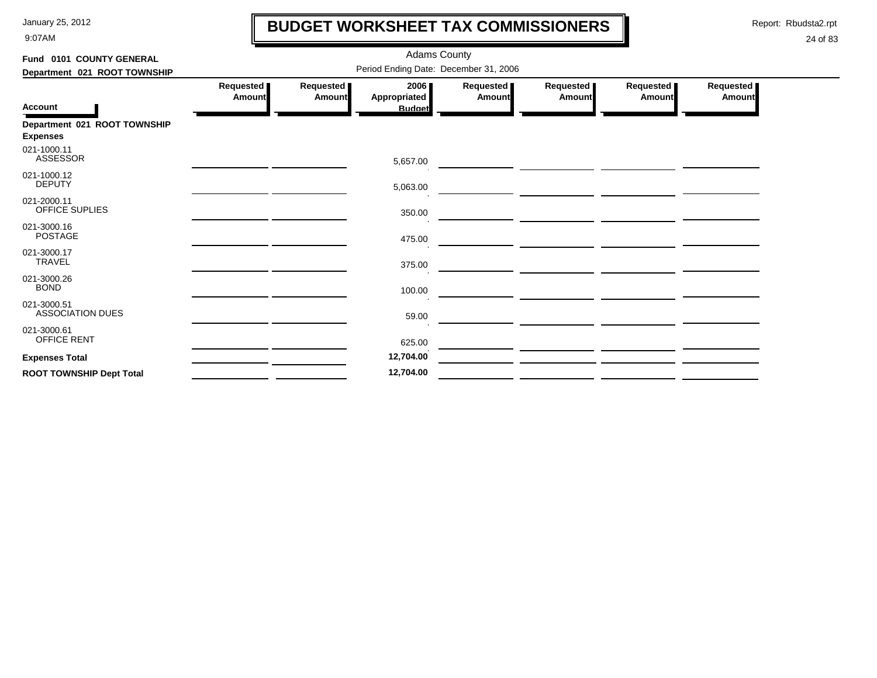# BUDGET WORKSHEET TAX COMMISSIONERS

Adams County

Period Ending Date: December 31, 2006

**Fund 0101 COUNTY GENERAL**

**Department 021 ROOT TOWNSHIP**

| Account | Requested Amount | Requested Amount | 2006 Appropriated Budget | Requested Amount | Requested Amount | Requested Amount | Requested Amount |
|---|---|---|---|---|---|---|---|
| **Department 021 ROOT TOWNSHIP** | | | | | | | |
| **Expenses** | | | | | | | |
| 021-1000.11 ASSESSOR | | | 5,657.00 | | | | |
| 021-1000.12 DEPUTY | | | 5,063.00 | | | | |
| 021-2000.11 OFFICE SUPLIES | | | 350.00 | | | | |
| 021-3000.16 POSTAGE | | | 475.00 | | | | |
| 021-3000.17 TRAVEL | | | 375.00 | | | | |
| 021-3000.26 BOND | | | 100.00 | | | | |
| 021-3000.51 ASSOCIATION DUES | | | 59.00 | | | | |
| 021-3000.61 OFFICE RENT | | | 625.00 | | | | |
| **Expenses Total** | | | **12,704.00** | | | | |
| **ROOT TOWNSHIP Dept Total** | | | **12,704.00** | | | | |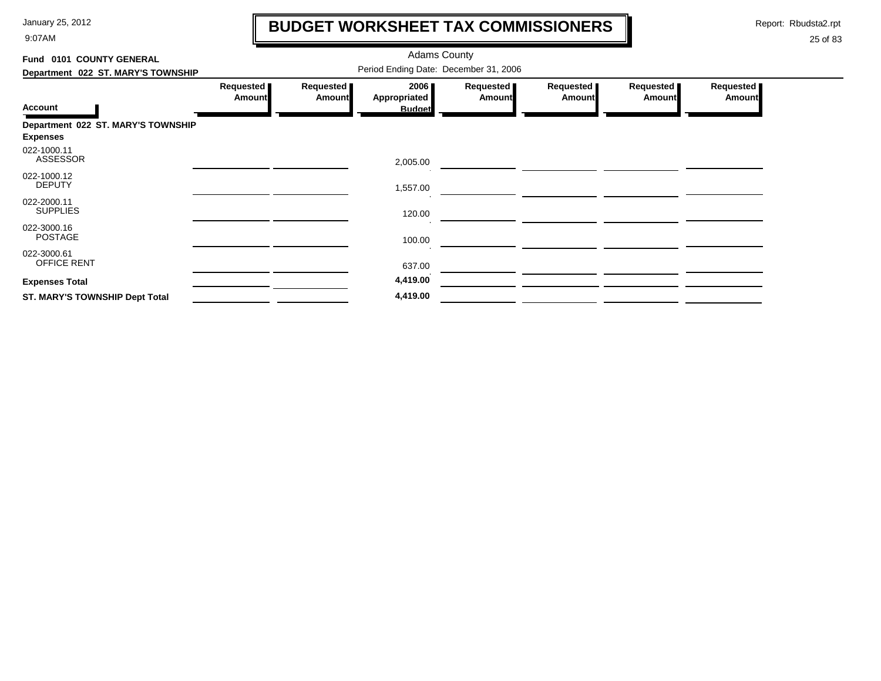# BUDGET WORKSHEET TAX COMMISSIONERS

Adams County

Period Ending Date: December 31, 2006

**Fund 0101 COUNTY GENERAL**

**Department 022 ST. MARY'S TOWNSHIP**

| Account | Requested Amount | Requested Amount | 2006 Appropriated Budget | Requested Amount | Requested Amount | Requested Amount | Requested Amount |
|---|---|---|---|---|---|---|---|
| **Department 022 ST. MARY'S TOWNSHIP** | | | | | | | |
| **Expenses** | | | | | | | |
| 022-1000.11 ASSESSOR | | | 2,005.00 | | | | |
| 022-1000.12 DEPUTY | | | 1,557.00 | | | | |
| 022-2000.11 SUPPLIES | | | 120.00 | | | | |
| 022-3000.16 POSTAGE | | | 100.00 | | | | |
| 022-3000.61 OFFICE RENT | | | 637.00 | | | | |
| **Expenses Total** | | | **4,419.00** | | | | |
| **ST. MARY'S TOWNSHIP Dept Total** | | | **4,419.00** | | | | |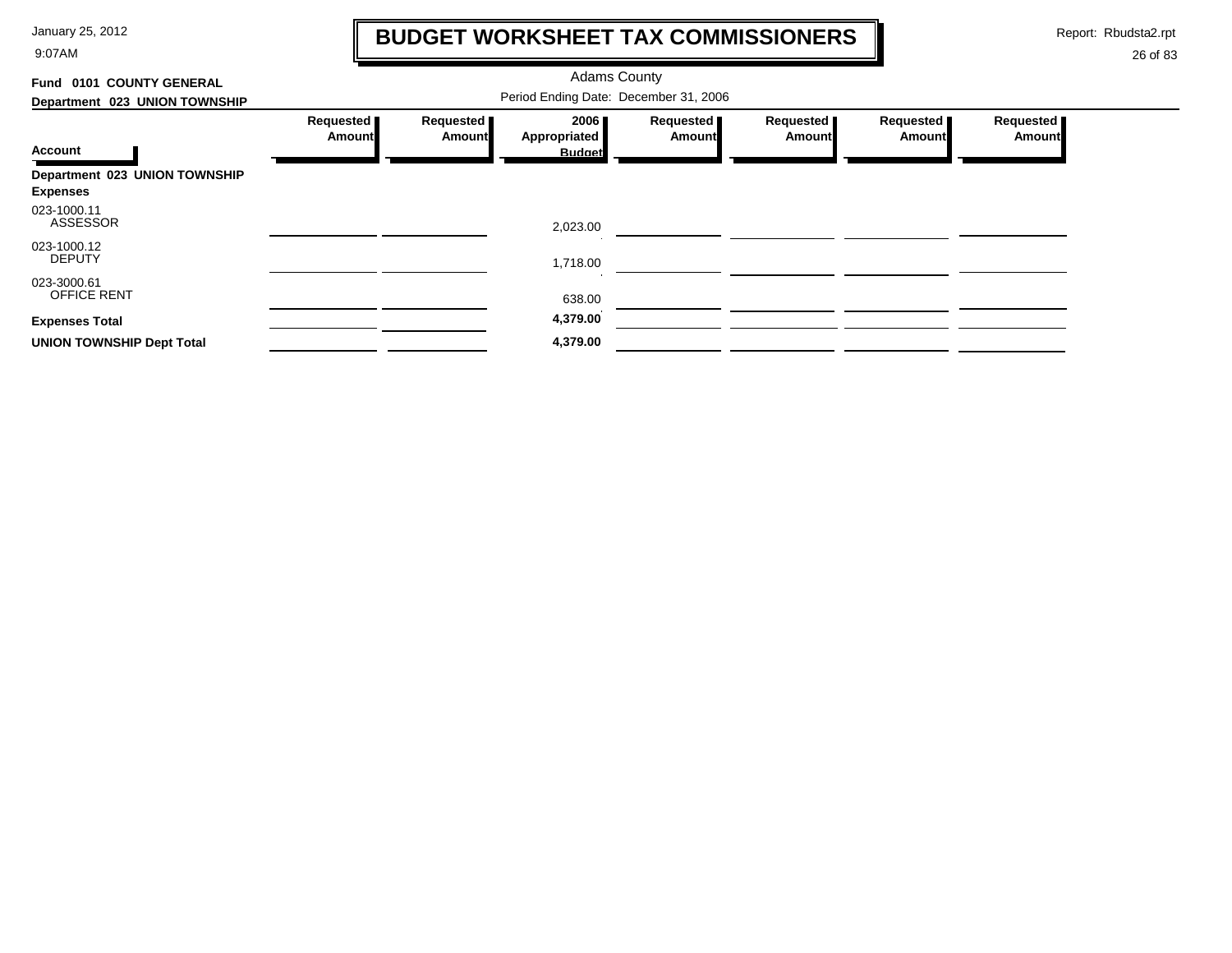# BUDGET WORKSHEET TAX COMMISSIONERS

January 25, 2012
9:07AM

Report: Rbudsta2.rpt

Adams County

**Fund 0101 COUNTY GENERAL**

**Department 023 UNION TOWNSHIP**

Period Ending Date: December 31, 2006

| Account | Requested Amount | Requested Amount | 2006 Appropriated Budget | Requested Amount | Requested Amount | Requested Amount | Requested Amount |
|---|---|---|---|---|---|---|---|
| **Department 023 UNION TOWNSHIP** | | | | | | | |
| **Expenses** | | | | | | | |
| 023-1000.11 ASSESSOR | | | 2,023.00 | | | | |
| 023-1000.12 DEPUTY | | | 1,718.00 | | | | |
| 023-3000.61 OFFICE RENT | | | 638.00 | | | | |
| **Expenses Total** | | | **4,379.00** | | | | |
| **UNION TOWNSHIP Dept Total** | | | **4,379.00** | | | | |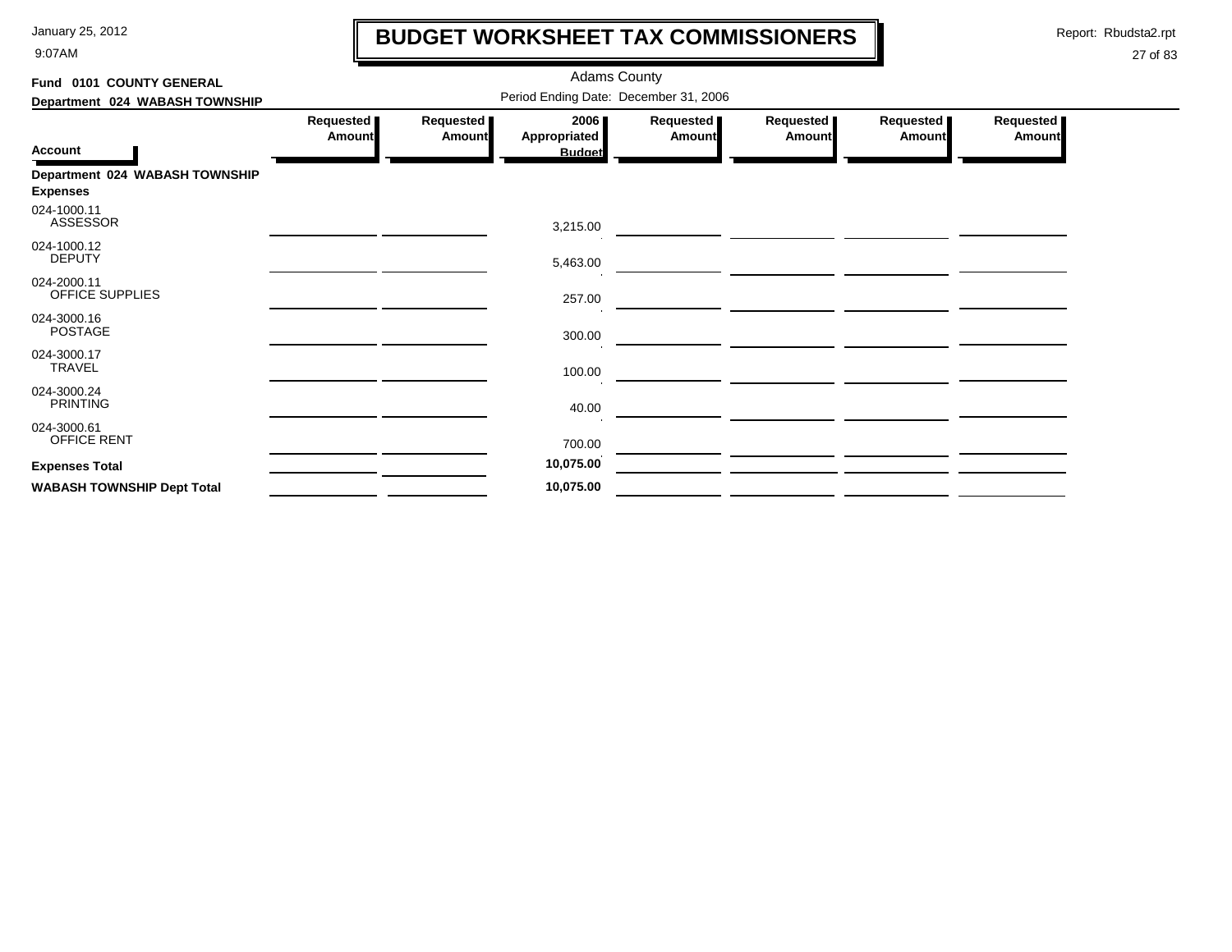# BUDGET WORKSHEET TAX COMMISSIONERS

Adams County

**Fund 0101 COUNTY GENERAL**

**Department 024 WABASH TOWNSHIP**

Period Ending Date: December 31, 2006

| Account | Requested Amount | Requested Amount | 2006 Appropriated Budget | Requested Amount | Requested Amount | Requested Amount | Requested Amount |
|---|---|---|---|---|---|---|---|
| **Department 024 WABASH TOWNSHIP** | | | | | | | |
| **Expenses** | | | | | | | |
| 024-1000.11 ASSESSOR | | | 3,215.00 | | | | |
| 024-1000.12 DEPUTY | | | 5,463.00 | | | | |
| 024-2000.11 OFFICE SUPPLIES | | | 257.00 | | | | |
| 024-3000.16 POSTAGE | | | 300.00 | | | | |
| 024-3000.17 TRAVEL | | | 100.00 | | | | |
| 024-3000.24 PRINTING | | | 40.00 | | | | |
| 024-3000.61 OFFICE RENT | | | 700.00 | | | | |
| **Expenses Total** | | | **10,075.00** | | | | |
| **WABASH TOWNSHIP Dept Total** | | | **10,075.00** | | | | |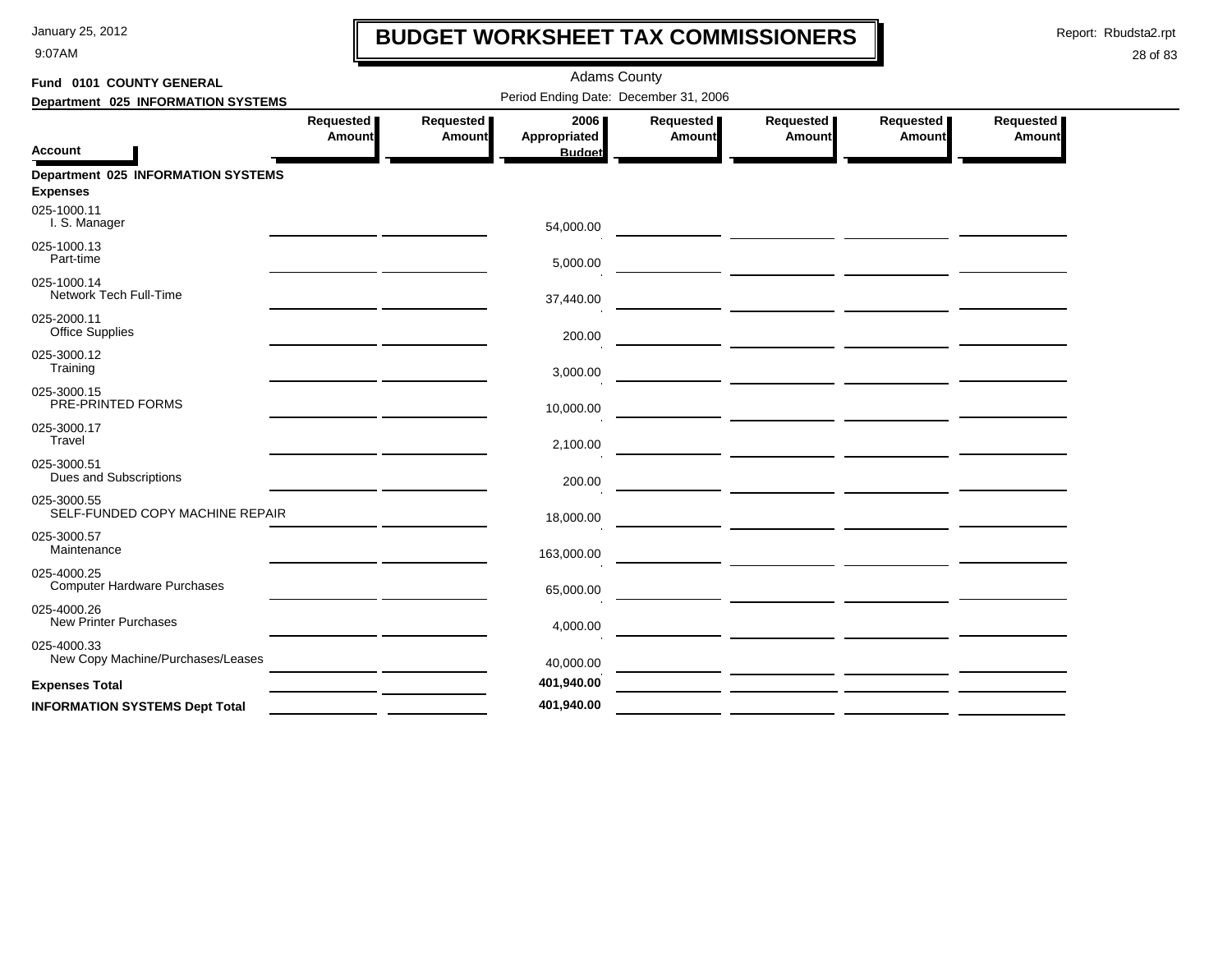# BUDGET WORKSHEET TAX COMMISSIONERS

January 25, 2012
9:07AM

Report: Rbudsta2.rpt

Adams County

**Fund 0101 COUNTY GENERAL**

**Department 025 INFORMATION SYSTEMS**

Period Ending Date: December 31, 2006

| Account | Requested Amount | Requested Amount | 2006 Appropriated Budget | Requested Amount | Requested Amount | Requested Amount | Requested Amount |
|---|---|---|---|---|---|---|---|
| **Department 025 INFORMATION SYSTEMS** | | | | | | | |
| **Expenses** | | | | | | | |
| 025-1000.11 I. S. Manager | | | 54,000.00 | | | | |
| 025-1000.13 Part-time | | | 5,000.00 | | | | |
| 025-1000.14 Network Tech Full-Time | | | 37,440.00 | | | | |
| 025-2000.11 Office Supplies | | | 200.00 | | | | |
| 025-3000.12 Training | | | 3,000.00 | | | | |
| 025-3000.15 PRE-PRINTED FORMS | | | 10,000.00 | | | | |
| 025-3000.17 Travel | | | 2,100.00 | | | | |
| 025-3000.51 Dues and Subscriptions | | | 200.00 | | | | |
| 025-3000.55 SELF-FUNDED COPY MACHINE REPAIR | | | 18,000.00 | | | | |
| 025-3000.57 Maintenance | | | 163,000.00 | | | | |
| 025-4000.25 Computer Hardware Purchases | | | 65,000.00 | | | | |
| 025-4000.26 New Printer Purchases | | | 4,000.00 | | | | |
| 025-4000.33 New Copy Machine/Purchases/Leases | | | 40,000.00 | | | | |
| **Expenses Total** | | | **401,940.00** | | | | |
| **INFORMATION SYSTEMS Dept Total** | | | **401,940.00** | | | | |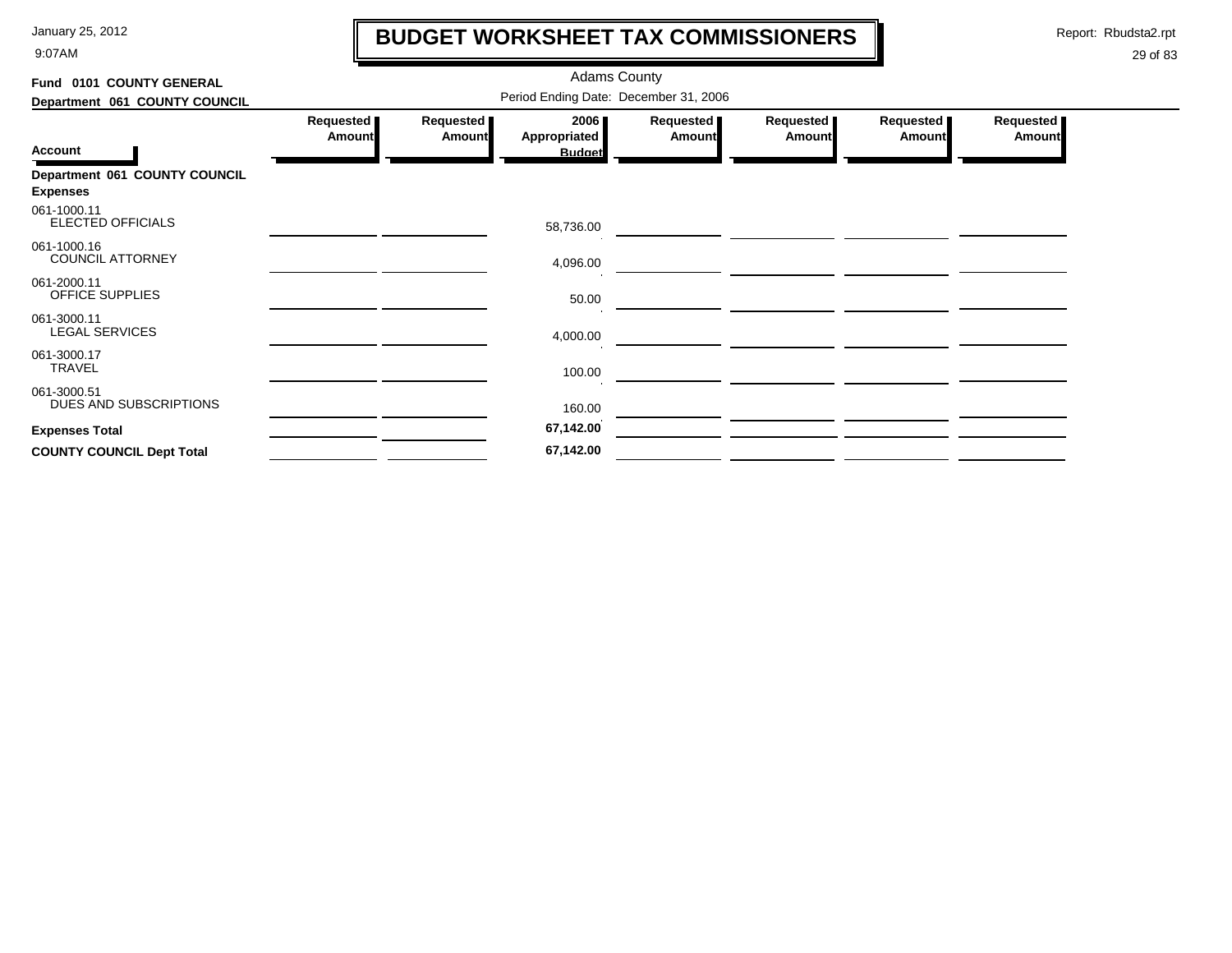# BUDGET WORKSHEET TAX COMMISSIONERS

January 25, 2012
9:07AM

Report: Rbudsta2.rpt

Adams County

Period Ending Date: December 31, 2006

**Fund 0101 COUNTY GENERAL**

**Department 061 COUNTY COUNCIL**

| Account | Requested Amount | Requested Amount | 2006 Appropriated Budget | Requested Amount | Requested Amount | Requested Amount | Requested Amount |
|---|---|---|---|---|---|---|---|
| **Department 061 COUNTY COUNCIL** | | | | | | | |
| **Expenses** | | | | | | | |
| 061-1000.11 ELECTED OFFICIALS | | | 58,736.00 | | | | |
| 061-1000.16 COUNCIL ATTORNEY | | | 4,096.00 | | | | |
| 061-2000.11 OFFICE SUPPLIES | | | 50.00 | | | | |
| 061-3000.11 LEGAL SERVICES | | | 4,000.00 | | | | |
| 061-3000.17 TRAVEL | | | 100.00 | | | | |
| 061-3000.51 DUES AND SUBSCRIPTIONS | | | 160.00 | | | | |
| **Expenses Total** | | | **67,142.00** | | | | |
| **COUNTY COUNCIL Dept Total** | | | **67,142.00** | | | | |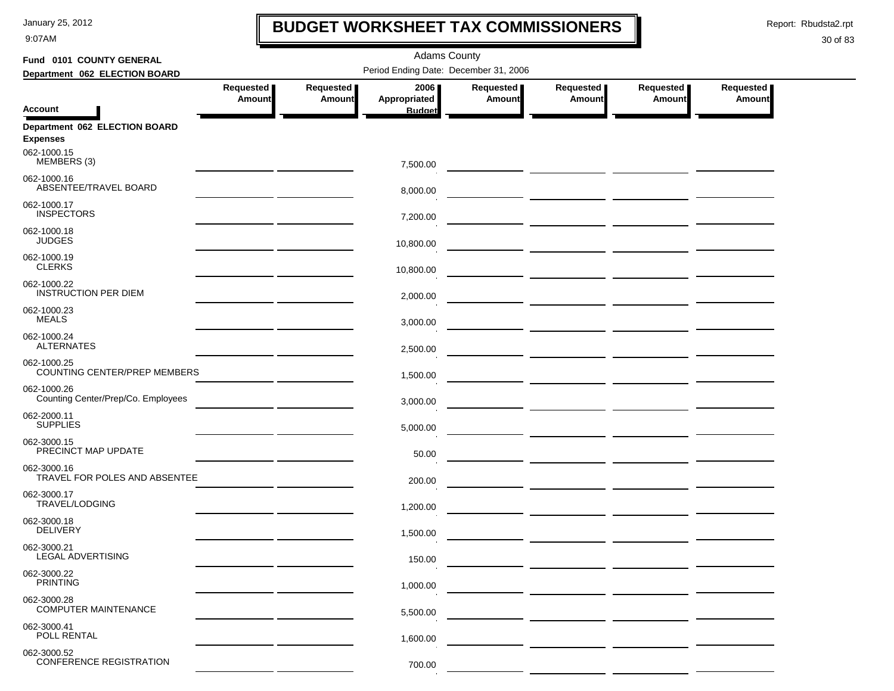# BUDGET WORKSHEET TAX COMMISSIONERS

January 25, 2012
9:07AM

Report: Rbudsta2.rpt

Adams County

Period Ending Date: December 31, 2006

**Fund 0101 COUNTY GENERAL**
**Department 062 ELECTION BOARD**

| Account | Requested Amount | Requested Amount | 2006 Appropriated Budget | Requested Amount | Requested Amount | Requested Amount | Requested Amount |
|---|---|---|---|---|---|---|---|
| **Department 062 ELECTION BOARD** | | | | | | | |
| **Expenses** | | | | | | | |
| 062-1000.15 MEMBERS (3) | | | 7,500.00 | | | | |
| 062-1000.16 ABSENTEE/TRAVEL BOARD | | | 8,000.00 | | | | |
| 062-1000.17 INSPECTORS | | | 7,200.00 | | | | |
| 062-1000.18 JUDGES | | | 10,800.00 | | | | |
| 062-1000.19 CLERKS | | | 10,800.00 | | | | |
| 062-1000.22 INSTRUCTION PER DIEM | | | 2,000.00 | | | | |
| 062-1000.23 MEALS | | | 3,000.00 | | | | |
| 062-1000.24 ALTERNATES | | | 2,500.00 | | | | |
| 062-1000.25 COUNTING CENTER/PREP MEMBERS | | | 1,500.00 | | | | |
| 062-1000.26 Counting Center/Prep/Co. Employees | | | 3,000.00 | | | | |
| 062-2000.11 SUPPLIES | | | 5,000.00 | | | | |
| 062-3000.15 PRECINCT MAP UPDATE | | | 50.00 | | | | |
| 062-3000.16 TRAVEL FOR POLES AND ABSENTEE | | | 200.00 | | | | |
| 062-3000.17 TRAVEL/LODGING | | | 1,200.00 | | | | |
| 062-3000.18 DELIVERY | | | 1,500.00 | | | | |
| 062-3000.21 LEGAL ADVERTISING | | | 150.00 | | | | |
| 062-3000.22 PRINTING | | | 1,000.00 | | | | |
| 062-3000.28 COMPUTER MAINTENANCE | | | 5,500.00 | | | | |
| 062-3000.41 POLL RENTAL | | | 1,600.00 | | | | |
| 062-3000.52 CONFERENCE REGISTRATION | | | 700.00 | | | | |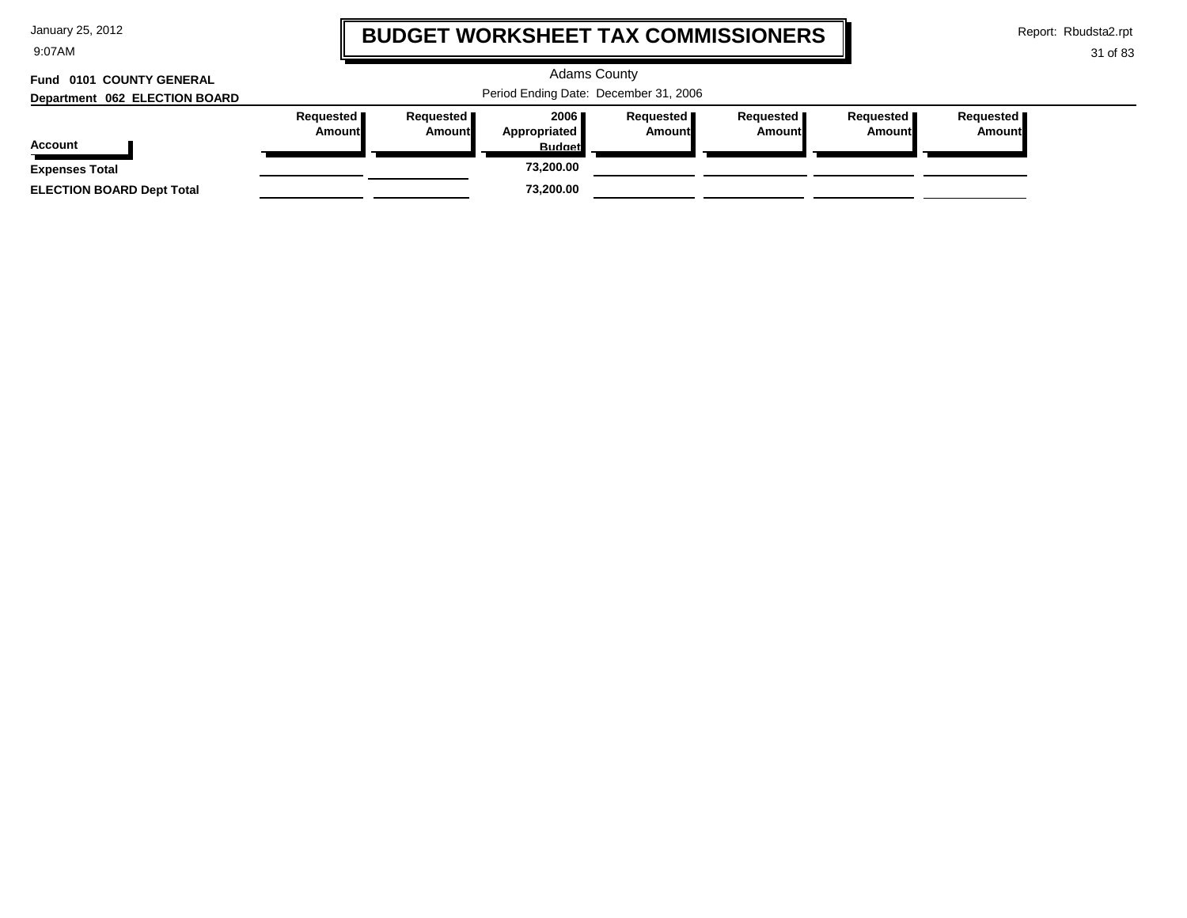# BUDGET WORKSHEET TAX COMMISSIONERS

Adams County

Period Ending Date: December 31, 2006

**Fund 0101 COUNTY GENERAL**

**Department 062 ELECTION BOARD**

| Account | Requested Amount | Requested Amount | 2006 Appropriated Budget | Requested Amount | Requested Amount | Requested Amount | Requested Amount |
|---|---|---|---|---|---|---|---|
| **Expenses Total** | | | **73,200.00** | | | | |
| **ELECTION BOARD Dept Total** | | | **73,200.00** | | | | |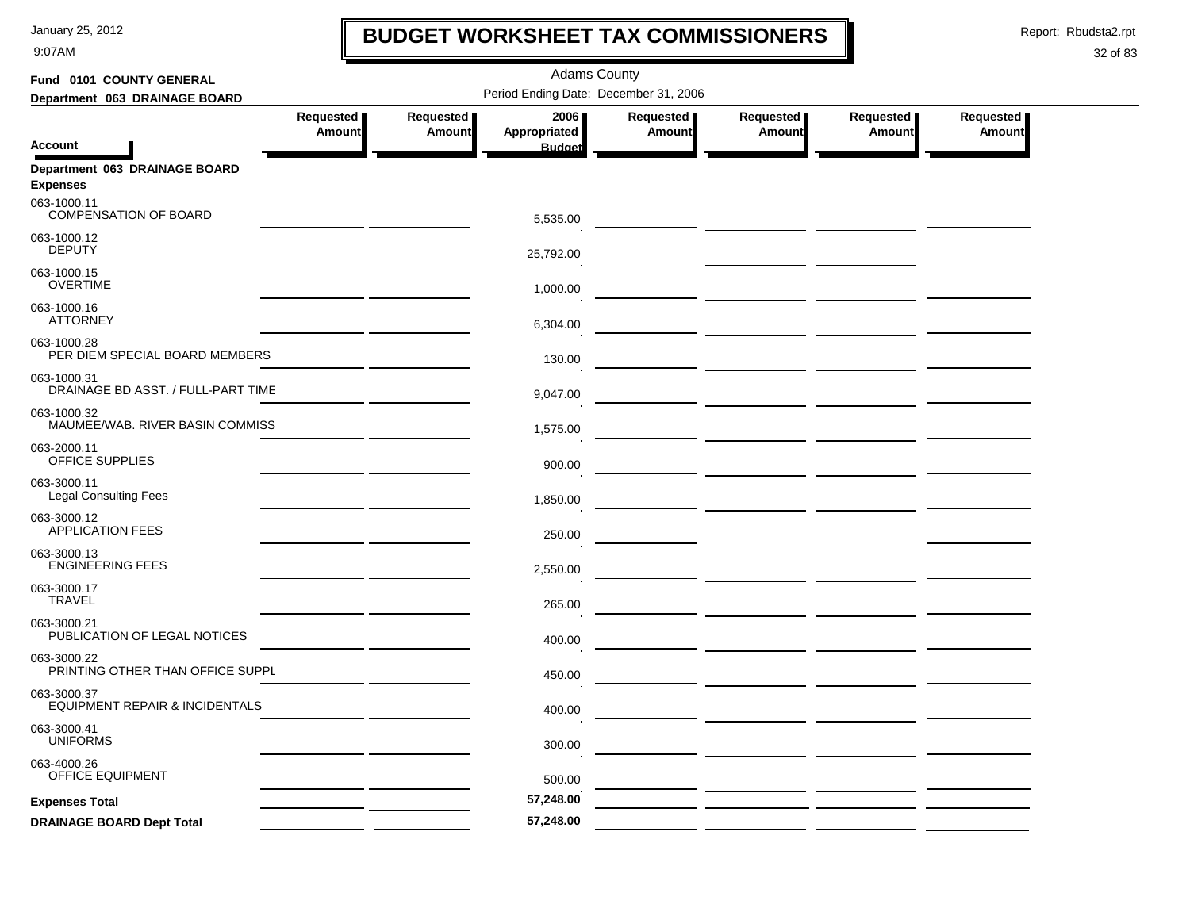# BUDGET WORKSHEET TAX COMMISSIONERS

January 25, 2012
9:07AM

Report: Rbudsta2.rpt

Adams County

**Fund 0101 COUNTY GENERAL**

**Department 063 DRAINAGE BOARD**

Period Ending Date: December 31, 2006

| Account | Requested Amount | Requested Amount | 2006 Appropriated Budget | Requested Amount | Requested Amount | Requested Amount | Requested Amount |
|---|---|---|---|---|---|---|---|
| **Department 063 DRAINAGE BOARD** | | | | | | | |
| **Expenses** | | | | | | | |
| 063-1000.11 COMPENSATION OF BOARD | | | 5,535.00 | | | | |
| 063-1000.12 DEPUTY | | | 25,792.00 | | | | |
| 063-1000.15 OVERTIME | | | 1,000.00 | | | | |
| 063-1000.16 ATTORNEY | | | 6,304.00 | | | | |
| 063-1000.28 PER DIEM SPECIAL BOARD MEMBERS | | | 130.00 | | | | |
| 063-1000.31 DRAINAGE BD ASST. / FULL-PART TIME | | | 9,047.00 | | | | |
| 063-1000.32 MAUMEE/WAB. RIVER BASIN COMMISS | | | 1,575.00 | | | | |
| 063-2000.11 OFFICE SUPPLIES | | | 900.00 | | | | |
| 063-3000.11 Legal Consulting Fees | | | 1,850.00 | | | | |
| 063-3000.12 APPLICATION FEES | | | 250.00 | | | | |
| 063-3000.13 ENGINEERING FEES | | | 2,550.00 | | | | |
| 063-3000.17 TRAVEL | | | 265.00 | | | | |
| 063-3000.21 PUBLICATION OF LEGAL NOTICES | | | 400.00 | | | | |
| 063-3000.22 PRINTING OTHER THAN OFFICE SUPPL | | | 450.00 | | | | |
| 063-3000.37 EQUIPMENT REPAIR & INCIDENTALS | | | 400.00 | | | | |
| 063-3000.41 UNIFORMS | | | 300.00 | | | | |
| 063-4000.26 OFFICE EQUIPMENT | | | 500.00 | | | | |
| **Expenses Total** | | | **57,248.00** | | | | |
| **DRAINAGE BOARD Dept Total** | | | **57,248.00** | | | | |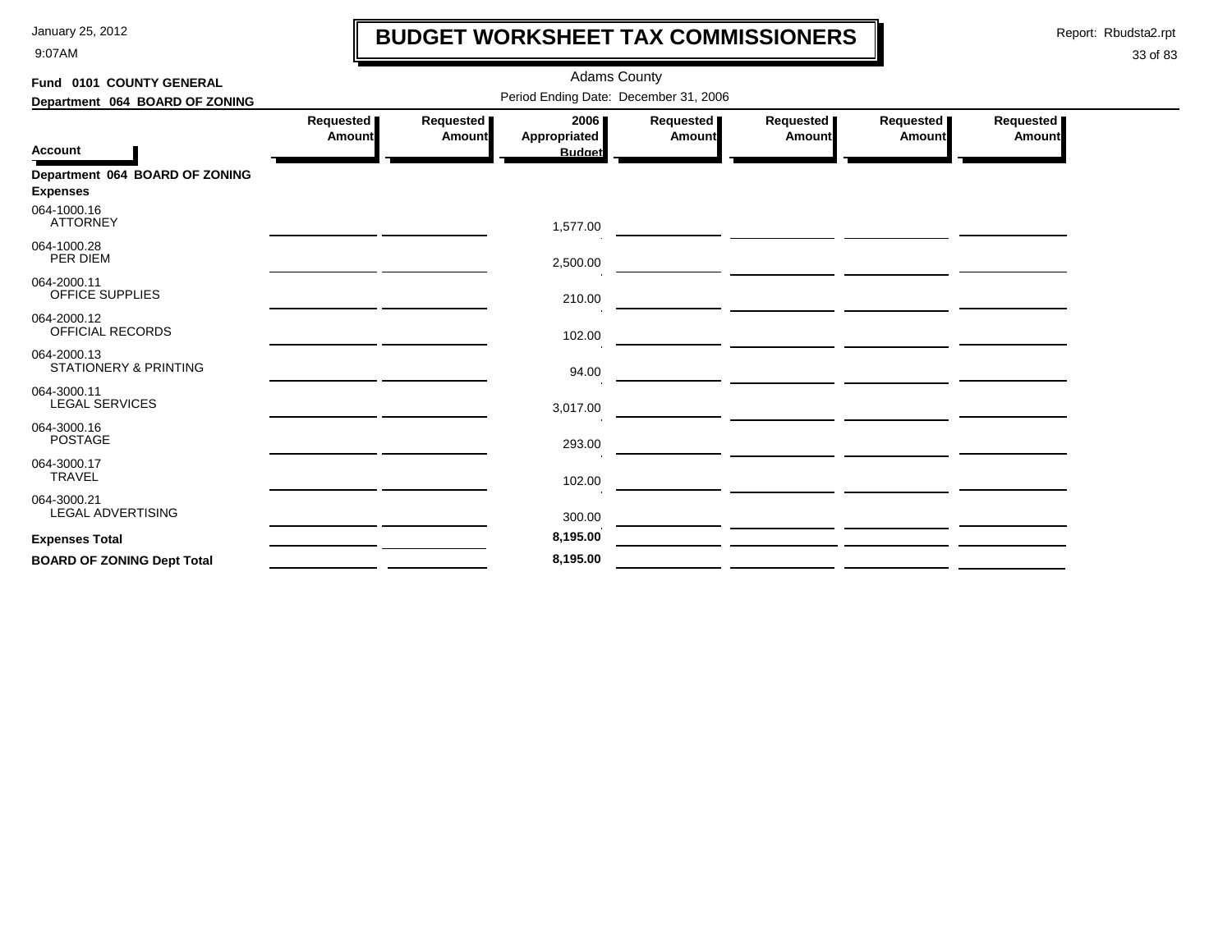# BUDGET WORKSHEET TAX COMMISSIONERS

Adams County

Period Ending Date: December 31, 2006

**Fund 0101 COUNTY GENERAL**

**Department 064 BOARD OF ZONING**

| Account | Requested Amount | Requested Amount | 2006 Appropriated Budget | Requested Amount | Requested Amount | Requested Amount | Requested Amount |
|---|---|---|---|---|---|---|---|
| **Department 064 BOARD OF ZONING** | | | | | | | |
| **Expenses** | | | | | | | |
| 064-1000.16 ATTORNEY | | | 1,577.00 | | | | |
| 064-1000.28 PER DIEM | | | 2,500.00 | | | | |
| 064-2000.11 OFFICE SUPPLIES | | | 210.00 | | | | |
| 064-2000.12 OFFICIAL RECORDS | | | 102.00 | | | | |
| 064-2000.13 STATIONERY & PRINTING | | | 94.00 | | | | |
| 064-3000.11 LEGAL SERVICES | | | 3,017.00 | | | | |
| 064-3000.16 POSTAGE | | | 293.00 | | | | |
| 064-3000.17 TRAVEL | | | 102.00 | | | | |
| 064-3000.21 LEGAL ADVERTISING | | | 300.00 | | | | |
| **Expenses Total** | | | **8,195.00** | | | | |
| **BOARD OF ZONING Dept Total** | | | **8,195.00** | | | | |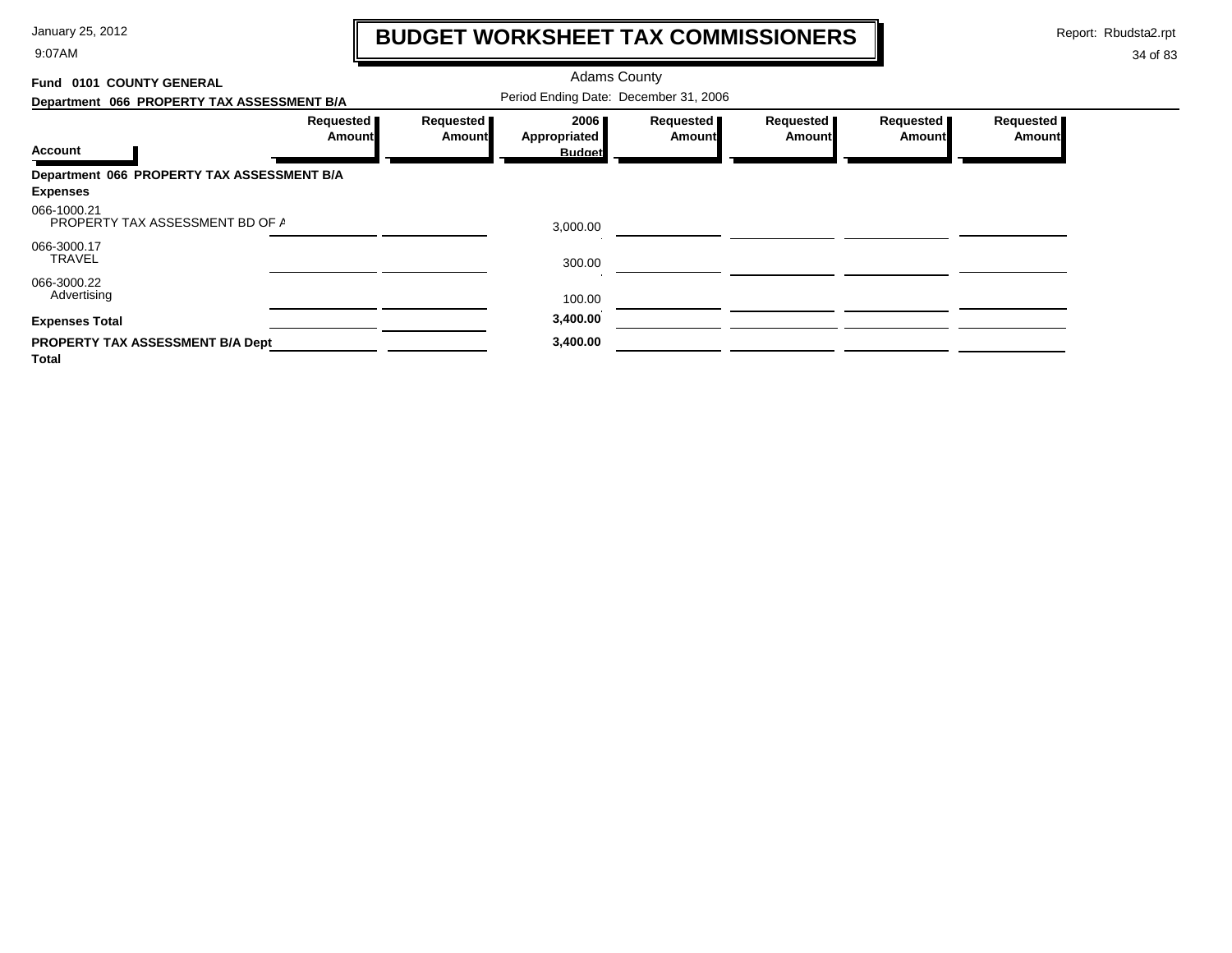# BUDGET WORKSHEET TAX COMMISSIONERS

Adams County

Period Ending Date: December 31, 2006

Report: Rbudsta2.rpt

**Fund 0101 COUNTY GENERAL**

**Department 066 PROPERTY TAX ASSESSMENT B/A**

| Account | Requested Amount | Requested Amount | 2006 Appropriated Budget | Requested Amount | Requested Amount | Requested Amount | Requested Amount |
|---|---|---|---|---|---|---|---|
| **Department 066 PROPERTY TAX ASSESSMENT B/A** | | | | | | | |
| **Expenses** | | | | | | | |
| 066-1000.21 PROPERTY TAX ASSESSMENT BD OF A | | | 3,000.00 | | | | |
| 066-3000.17 TRAVEL | | | 300.00 | | | | |
| 066-3000.22 Advertising | | | 100.00 | | | | |
| **Expenses Total** | | | **3,400.00** | | | | |
| **PROPERTY TAX ASSESSMENT B/A Dept Total** | | | **3,400.00** | | | | |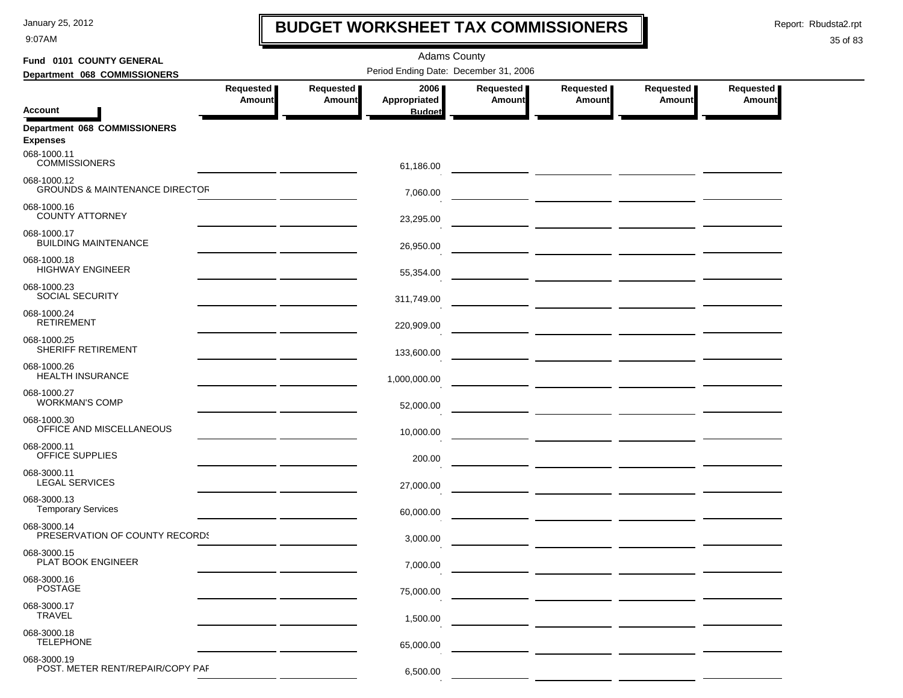# BUDGET WORKSHEET TAX COMMISSIONERS

January 25, 2012
9:07AM

Report: Rbudsta2.rpt

Adams County

**Fund 0101 COUNTY GENERAL**

**Department 068 COMMISSIONERS**

Period Ending Date: December 31, 2006

| Account | Requested Amount | Requested Amount | 2006 Appropriated Budget | Requested Amount | Requested Amount | Requested Amount | Requested Amount |
|---|---|---|---|---|---|---|---|
| **Department 068 COMMISSIONERS** | | | | | | | |
| **Expenses** | | | | | | | |
| 068-1000.11 COMMISSIONERS | | | 61,186.00 | | | | |
| 068-1000.12 GROUNDS & MAINTENANCE DIRECTOR | | | 7,060.00 | | | | |
| 068-1000.16 COUNTY ATTORNEY | | | 23,295.00 | | | | |
| 068-1000.17 BUILDING MAINTENANCE | | | 26,950.00 | | | | |
| 068-1000.18 HIGHWAY ENGINEER | | | 55,354.00 | | | | |
| 068-1000.23 SOCIAL SECURITY | | | 311,749.00 | | | | |
| 068-1000.24 RETIREMENT | | | 220,909.00 | | | | |
| 068-1000.25 SHERIFF RETIREMENT | | | 133,600.00 | | | | |
| 068-1000.26 HEALTH INSURANCE | | | 1,000,000.00 | | | | |
| 068-1000.27 WORKMAN'S COMP | | | 52,000.00 | | | | |
| 068-1000.30 OFFICE AND MISCELLANEOUS | | | 10,000.00 | | | | |
| 068-2000.11 OFFICE SUPPLIES | | | 200.00 | | | | |
| 068-3000.11 LEGAL SERVICES | | | 27,000.00 | | | | |
| 068-3000.13 Temporary Services | | | 60,000.00 | | | | |
| 068-3000.14 PRESERVATION OF COUNTY RECORDS | | | 3,000.00 | | | | |
| 068-3000.15 PLAT BOOK ENGINEER | | | 7,000.00 | | | | |
| 068-3000.16 POSTAGE | | | 75,000.00 | | | | |
| 068-3000.17 TRAVEL | | | 1,500.00 | | | | |
| 068-3000.18 TELEPHONE | | | 65,000.00 | | | | |
| 068-3000.19 POST. METER RENT/REPAIR/COPY PAF | | | 6,500.00 | | | | |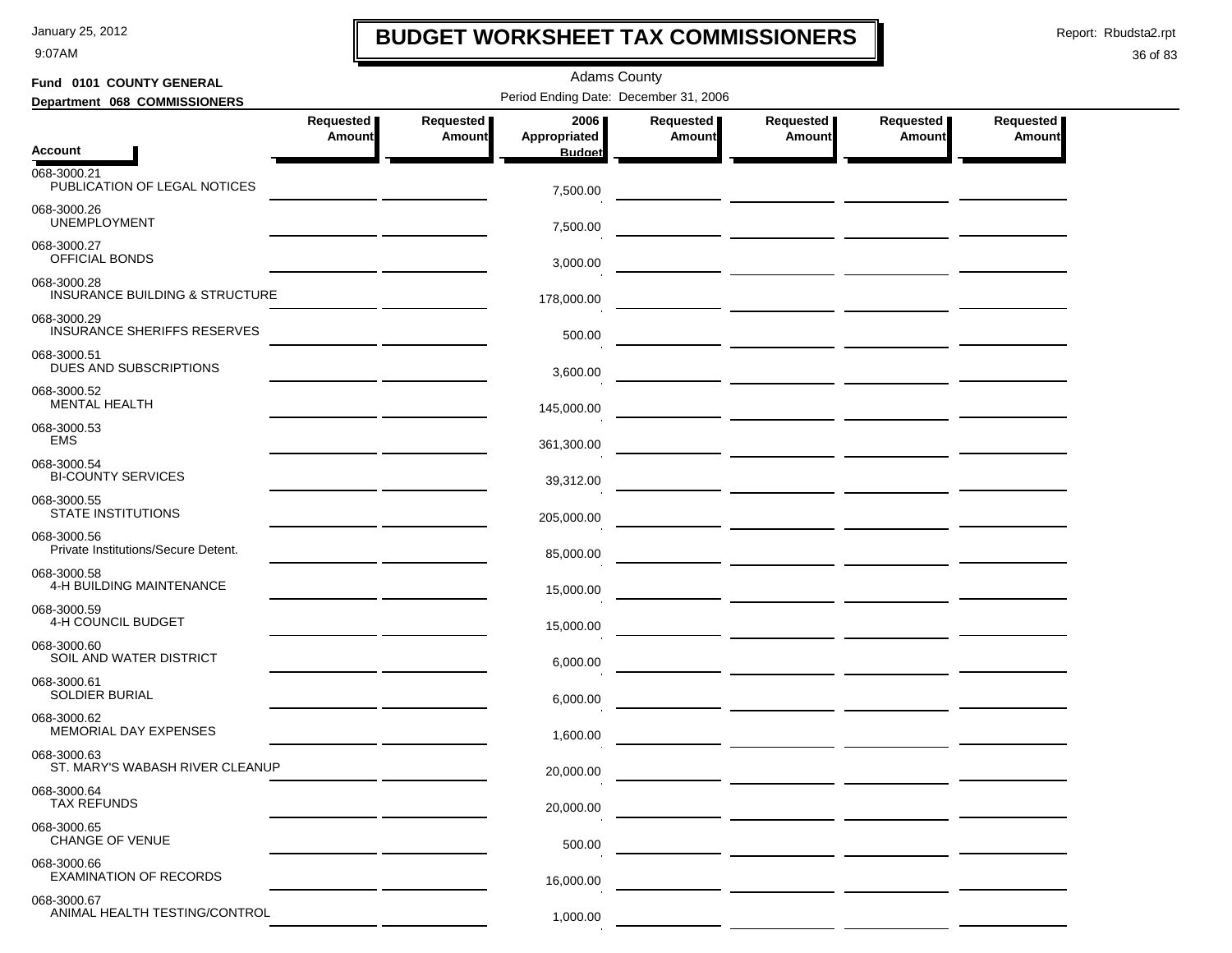# BUDGET WORKSHEET TAX COMMISSIONERS

January 25, 2012
9:07AM

Report: Rbudsta2.rpt

Adams County

**Fund 0101 COUNTY GENERAL**

**Department 068 COMMISSIONERS**

Period Ending Date: December 31, 2006

| Account | Requested Amount | Requested Amount | 2006 Appropriated Budget | Requested Amount | Requested Amount | Requested Amount | Requested Amount |
|---|---|---|---|---|---|---|---|
| 068-3000.21 PUBLICATION OF LEGAL NOTICES | | | 7,500.00 | | | | |
| 068-3000.26 UNEMPLOYMENT | | | 7,500.00 | | | | |
| 068-3000.27 OFFICIAL BONDS | | | 3,000.00 | | | | |
| 068-3000.28 INSURANCE BUILDING & STRUCTURE | | | 178,000.00 | | | | |
| 068-3000.29 INSURANCE SHERIFFS RESERVES | | | 500.00 | | | | |
| 068-3000.51 DUES AND SUBSCRIPTIONS | | | 3,600.00 | | | | |
| 068-3000.52 MENTAL HEALTH | | | 145,000.00 | | | | |
| 068-3000.53 EMS | | | 361,300.00 | | | | |
| 068-3000.54 BI-COUNTY SERVICES | | | 39,312.00 | | | | |
| 068-3000.55 STATE INSTITUTIONS | | | 205,000.00 | | | | |
| 068-3000.56 Private Institutions/Secure Detent. | | | 85,000.00 | | | | |
| 068-3000.58 4-H BUILDING MAINTENANCE | | | 15,000.00 | | | | |
| 068-3000.59 4-H COUNCIL BUDGET | | | 15,000.00 | | | | |
| 068-3000.60 SOIL AND WATER DISTRICT | | | 6,000.00 | | | | |
| 068-3000.61 SOLDIER BURIAL | | | 6,000.00 | | | | |
| 068-3000.62 MEMORIAL DAY EXPENSES | | | 1,600.00 | | | | |
| 068-3000.63 ST. MARY'S WABASH RIVER CLEANUP | | | 20,000.00 | | | | |
| 068-3000.64 TAX REFUNDS | | | 20,000.00 | | | | |
| 068-3000.65 CHANGE OF VENUE | | | 500.00 | | | | |
| 068-3000.66 EXAMINATION OF RECORDS | | | 16,000.00 | | | | |
| 068-3000.67 ANIMAL HEALTH TESTING/CONTROL | | | 1,000.00 | | | | |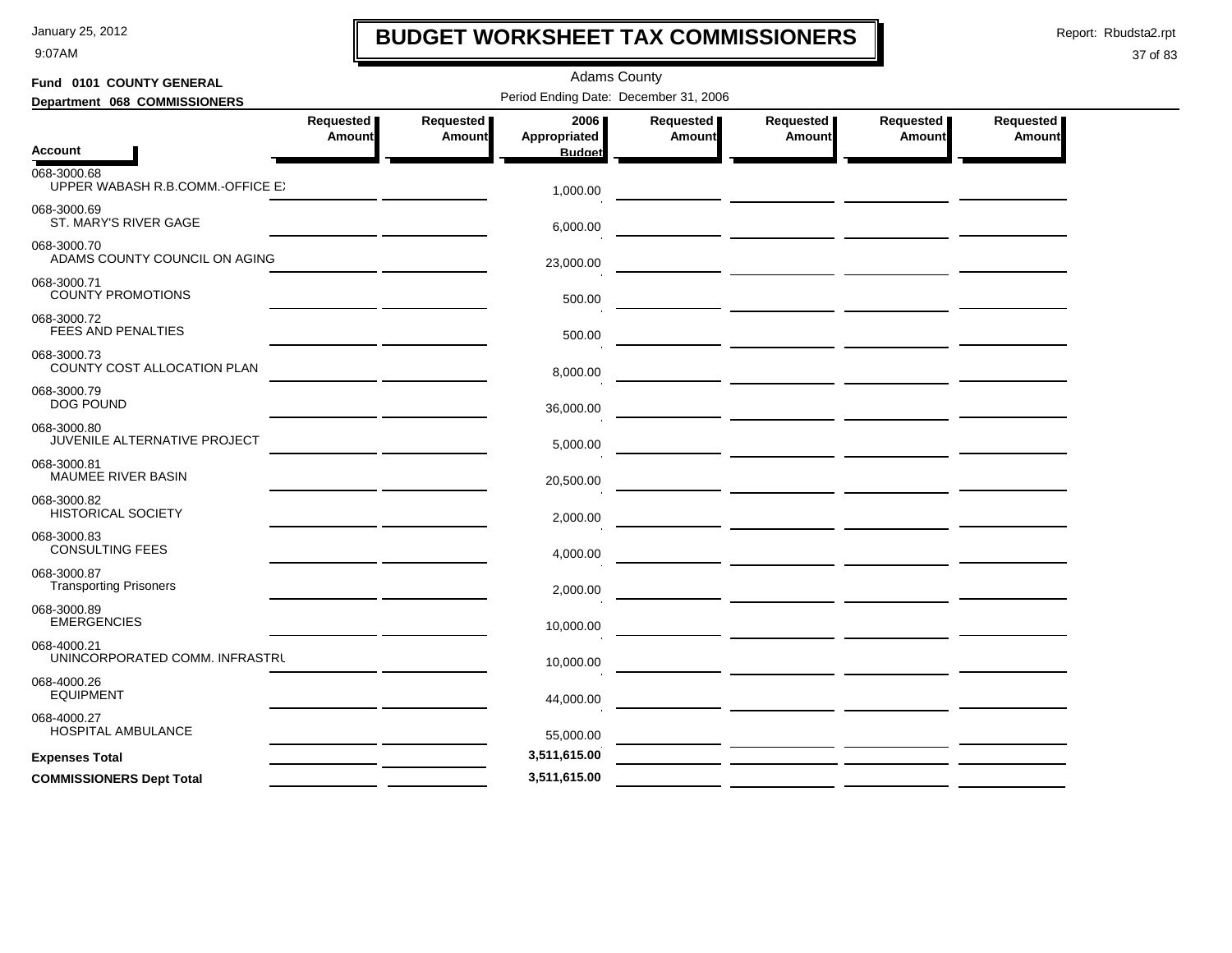# BUDGET WORKSHEET TAX COMMISSIONERS

January 25, 2012
9:07AM

Report: Rbudsta2.rpt

Adams County

**Fund 0101 COUNTY GENERAL**
**Department 068 COMMISSIONERS**

Period Ending Date: December 31, 2006

| Account | Requested Amount | Requested Amount | 2006 Appropriated Budget | Requested Amount | Requested Amount | Requested Amount | Requested Amount |
|---|---|---|---|---|---|---|---|
| 068-3000.68 UPPER WABASH R.B.COMM.-OFFICE EX | | | 1,000.00 | | | | |
| 068-3000.69 ST. MARY'S RIVER GAGE | | | 6,000.00 | | | | |
| 068-3000.70 ADAMS COUNTY COUNCIL ON AGING | | | 23,000.00 | | | | |
| 068-3000.71 COUNTY PROMOTIONS | | | 500.00 | | | | |
| 068-3000.72 FEES AND PENALTIES | | | 500.00 | | | | |
| 068-3000.73 COUNTY COST ALLOCATION PLAN | | | 8,000.00 | | | | |
| 068-3000.79 DOG POUND | | | 36,000.00 | | | | |
| 068-3000.80 JUVENILE ALTERNATIVE PROJECT | | | 5,000.00 | | | | |
| 068-3000.81 MAUMEE RIVER BASIN | | | 20,500.00 | | | | |
| 068-3000.82 HISTORICAL SOCIETY | | | 2,000.00 | | | | |
| 068-3000.83 CONSULTING FEES | | | 4,000.00 | | | | |
| 068-3000.87 Transporting Prisoners | | | 2,000.00 | | | | |
| 068-3000.89 EMERGENCIES | | | 10,000.00 | | | | |
| 068-4000.21 UNINCORPORATED COMM. INFRASTRU | | | 10,000.00 | | | | |
| 068-4000.26 EQUIPMENT | | | 44,000.00 | | | | |
| 068-4000.27 HOSPITAL AMBULANCE | | | 55,000.00 | | | | |
| **Expenses Total** | | | 3,511,615.00 | | | | |
| **COMMISSIONERS Dept Total** | | | 3,511,615.00 | | | | |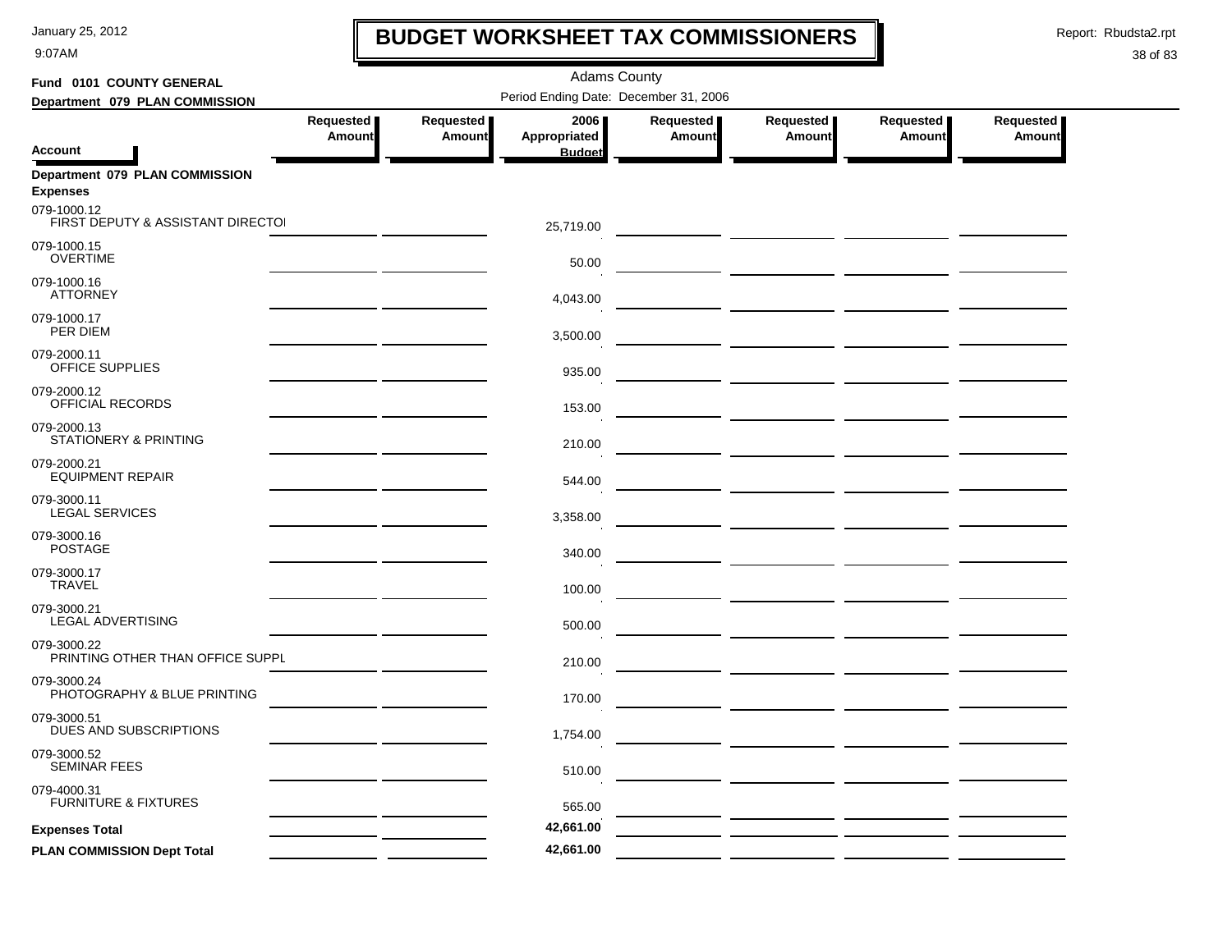# BUDGET WORKSHEET TAX COMMISSIONERS

Adams County

**Fund 0101 COUNTY GENERAL**

**Department 079 PLAN COMMISSION**

Period Ending Date: December 31, 2006

| Account | Requested Amount | Requested Amount | 2006 Appropriated Budget | Requested Amount | Requested Amount | Requested Amount | Requested Amount |
|---|---|---|---|---|---|---|---|
| **Department 079 PLAN COMMISSION** | | | | | | | |
| **Expenses** | | | | | | | |
| 079-1000.12 FIRST DEPUTY & ASSISTANT DIRECTOI | | | 25,719.00 | | | | |
| 079-1000.15 OVERTIME | | | 50.00 | | | | |
| 079-1000.16 ATTORNEY | | | 4,043.00 | | | | |
| 079-1000.17 PER DIEM | | | 3,500.00 | | | | |
| 079-2000.11 OFFICE SUPPLIES | | | 935.00 | | | | |
| 079-2000.12 OFFICIAL RECORDS | | | 153.00 | | | | |
| 079-2000.13 STATIONERY & PRINTING | | | 210.00 | | | | |
| 079-2000.21 EQUIPMENT REPAIR | | | 544.00 | | | | |
| 079-3000.11 LEGAL SERVICES | | | 3,358.00 | | | | |
| 079-3000.16 POSTAGE | | | 340.00 | | | | |
| 079-3000.17 TRAVEL | | | 100.00 | | | | |
| 079-3000.21 LEGAL ADVERTISING | | | 500.00 | | | | |
| 079-3000.22 PRINTING OTHER THAN OFFICE SUPPL | | | 210.00 | | | | |
| 079-3000.24 PHOTOGRAPHY & BLUE PRINTING | | | 170.00 | | | | |
| 079-3000.51 DUES AND SUBSCRIPTIONS | | | 1,754.00 | | | | |
| 079-3000.52 SEMINAR FEES | | | 510.00 | | | | |
| 079-4000.31 FURNITURE & FIXTURES | | | 565.00 | | | | |
| **Expenses Total** | | | **42,661.00** | | | | |
| **PLAN COMMISSION Dept Total** | | | **42,661.00** | | | | |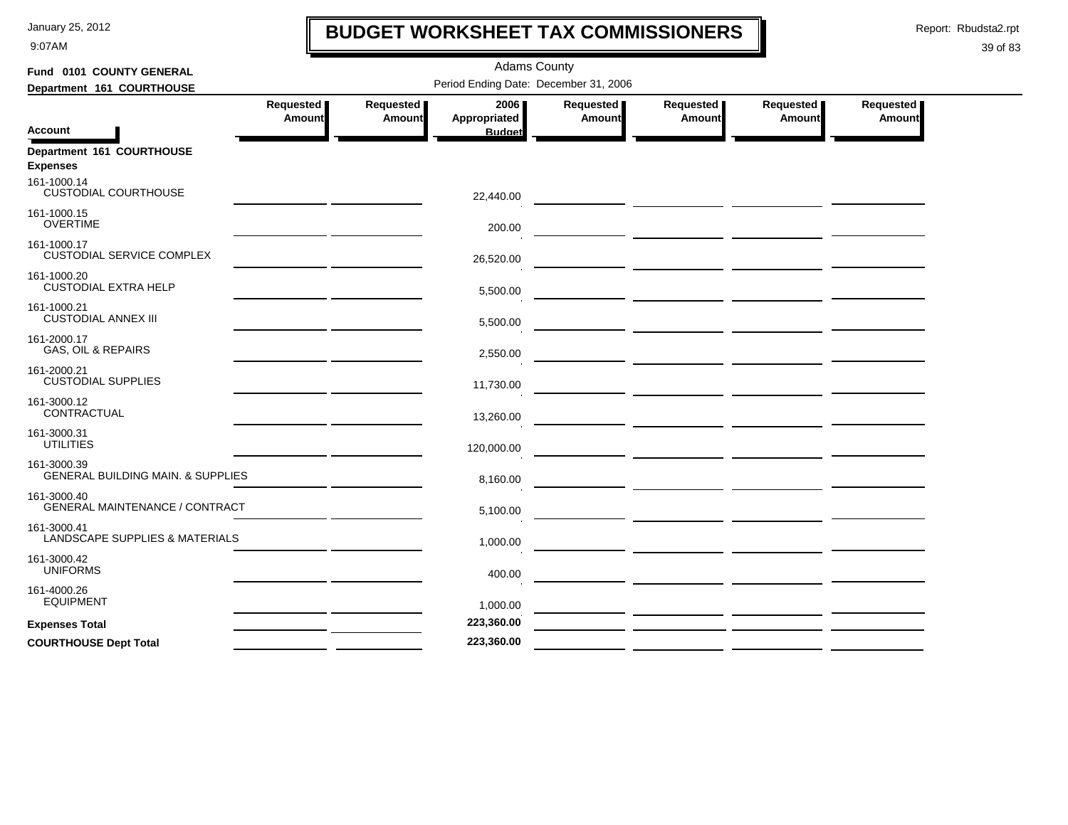# BUDGET WORKSHEET TAX COMMISSIONERS

January 25, 2012
9:07AM

Report: Rbudsta2.rpt

Adams County

**Fund 0101 COUNTY GENERAL**

**Department 161 COURTHOUSE**

Period Ending Date: December 31, 2006

| Account | Requested Amount | Requested Amount | 2006 Appropriated Budget | Requested Amount | Requested Amount | Requested Amount | Requested Amount |
|---|---|---|---|---|---|---|---|
| **Department 161 COURTHOUSE** | | | | | | | |
| **Expenses** | | | | | | | |
| 161-1000.14 CUSTODIAL COURTHOUSE | | | 22,440.00 | | | | |
| 161-1000.15 OVERTIME | | | 200.00 | | | | |
| 161-1000.17 CUSTODIAL SERVICE COMPLEX | | | 26,520.00 | | | | |
| 161-1000.20 CUSTODIAL EXTRA HELP | | | 5,500.00 | | | | |
| 161-1000.21 CUSTODIAL ANNEX III | | | 5,500.00 | | | | |
| 161-2000.17 GAS, OIL & REPAIRS | | | 2,550.00 | | | | |
| 161-2000.21 CUSTODIAL SUPPLIES | | | 11,730.00 | | | | |
| 161-3000.12 CONTRACTUAL | | | 13,260.00 | | | | |
| 161-3000.31 UTILITIES | | | 120,000.00 | | | | |
| 161-3000.39 GENERAL BUILDING MAIN. & SUPPLIES | | | 8,160.00 | | | | |
| 161-3000.40 GENERAL MAINTENANCE / CONTRACT | | | 5,100.00 | | | | |
| 161-3000.41 LANDSCAPE SUPPLIES & MATERIALS | | | 1,000.00 | | | | |
| 161-3000.42 UNIFORMS | | | 400.00 | | | | |
| 161-4000.26 EQUIPMENT | | | 1,000.00 | | | | |
| **Expenses Total** | | | **223,360.00** | | | | |
| **COURTHOUSE Dept Total** | | | **223,360.00** | | | | |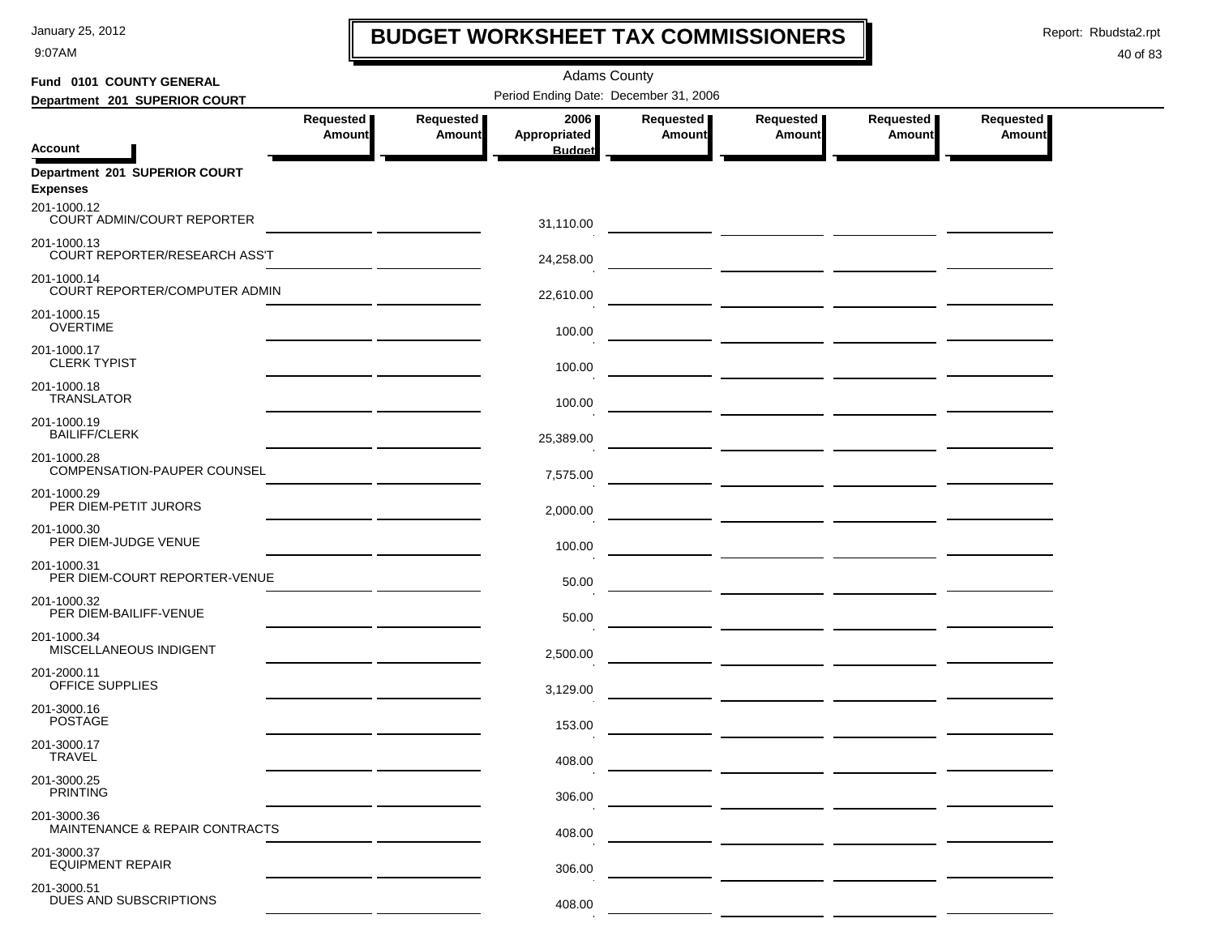# BUDGET WORKSHEET TAX COMMISSIONERS

Adams County

Period Ending Date: December 31, 2006

**Fund 0101 COUNTY GENERAL**

**Department 201 SUPERIOR COURT**

| Account | Requested Amount | Requested Amount | 2006 Appropriated Budget | Requested Amount | Requested Amount | Requested Amount | Requested Amount |
|---|---|---|---|---|---|---|---|
| **Department 201 SUPERIOR COURT** | | | | | | | |
| **Expenses** | | | | | | | |
| 201-1000.12 COURT ADMIN/COURT REPORTER | | | 31,110.00 | | | | |
| 201-1000.13 COURT REPORTER/RESEARCH ASS'T | | | 24,258.00 | | | | |
| 201-1000.14 COURT REPORTER/COMPUTER ADMIN | | | 22,610.00 | | | | |
| 201-1000.15 OVERTIME | | | 100.00 | | | | |
| 201-1000.17 CLERK TYPIST | | | 100.00 | | | | |
| 201-1000.18 TRANSLATOR | | | 100.00 | | | | |
| 201-1000.19 BAILIFF/CLERK | | | 25,389.00 | | | | |
| 201-1000.28 COMPENSATION-PAUPER COUNSEL | | | 7,575.00 | | | | |
| 201-1000.29 PER DIEM-PETIT JURORS | | | 2,000.00 | | | | |
| 201-1000.30 PER DIEM-JUDGE VENUE | | | 100.00 | | | | |
| 201-1000.31 PER DIEM-COURT REPORTER-VENUE | | | 50.00 | | | | |
| 201-1000.32 PER DIEM-BAILIFF-VENUE | | | 50.00 | | | | |
| 201-1000.34 MISCELLANEOUS INDIGENT | | | 2,500.00 | | | | |
| 201-2000.11 OFFICE SUPPLIES | | | 3,129.00 | | | | |
| 201-3000.16 POSTAGE | | | 153.00 | | | | |
| 201-3000.17 TRAVEL | | | 408.00 | | | | |
| 201-3000.25 PRINTING | | | 306.00 | | | | |
| 201-3000.36 MAINTENANCE & REPAIR CONTRACTS | | | 408.00 | | | | |
| 201-3000.37 EQUIPMENT REPAIR | | | 306.00 | | | | |
| 201-3000.51 DUES AND SUBSCRIPTIONS | | | 408.00 | | | | |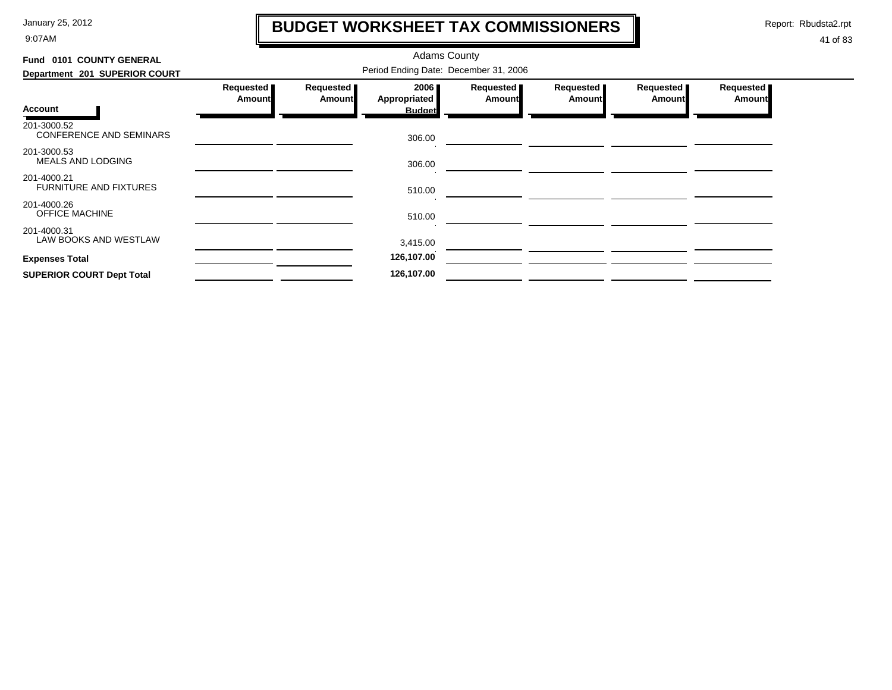# BUDGET WORKSHEET TAX COMMISSIONERS

January 25, 2012
9:07AM

Report: Rbudsta2.rpt

Adams County

Period Ending Date: December 31, 2006

**Fund 0101 COUNTY GENERAL**

**Department 201 SUPERIOR COURT**

| Account | Requested Amount | Requested Amount | 2006 Appropriated Budget | Requested Amount | Requested Amount | Requested Amount | Requested Amount |
|---|---|---|---|---|---|---|---|
| 201-3000.52 CONFERENCE AND SEMINARS | | | 306.00 | | | | |
| 201-3000.53 MEALS AND LODGING | | | 306.00 | | | | |
| 201-4000.21 FURNITURE AND FIXTURES | | | 510.00 | | | | |
| 201-4000.26 OFFICE MACHINE | | | 510.00 | | | | |
| 201-4000.31 LAW BOOKS AND WESTLAW | | | 3,415.00 | | | | |
| **Expenses Total** | | | **126,107.00** | | | | |
| **SUPERIOR COURT Dept Total** | | | **126,107.00** | | | | |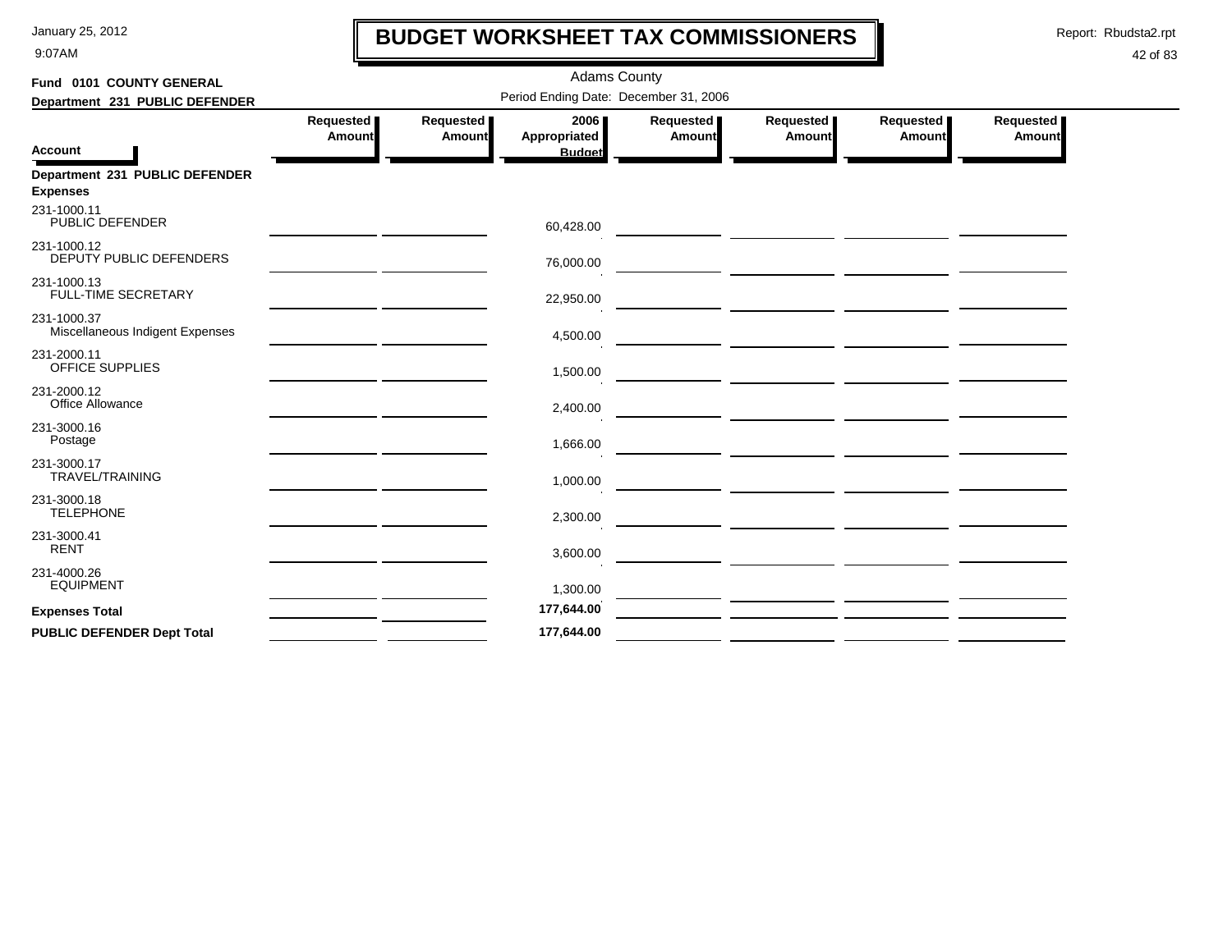# BUDGET WORKSHEET TAX COMMISSIONERS

January 25, 2012
9:07AM

Report: Rbudsta2.rpt

**Fund 0101 COUNTY GENERAL**

**Department 231 PUBLIC DEFENDER**

Adams County

Period Ending Date: December 31, 2006

| Account | Requested Amount | Requested Amount | 2006 Appropriated Budget | Requested Amount | Requested Amount | Requested Amount | Requested Amount |
|---|---|---|---|---|---|---|---|
| **Department 231 PUBLIC DEFENDER** | | | | | | | |
| **Expenses** | | | | | | | |
| 231-1000.11 PUBLIC DEFENDER | | | 60,428.00 | | | | |
| 231-1000.12 DEPUTY PUBLIC DEFENDERS | | | 76,000.00 | | | | |
| 231-1000.13 FULL-TIME SECRETARY | | | 22,950.00 | | | | |
| 231-1000.37 Miscellaneous Indigent Expenses | | | 4,500.00 | | | | |
| 231-2000.11 OFFICE SUPPLIES | | | 1,500.00 | | | | |
| 231-2000.12 Office Allowance | | | 2,400.00 | | | | |
| 231-3000.16 Postage | | | 1,666.00 | | | | |
| 231-3000.17 TRAVEL/TRAINING | | | 1,000.00 | | | | |
| 231-3000.18 TELEPHONE | | | 2,300.00 | | | | |
| 231-3000.41 RENT | | | 3,600.00 | | | | |
| 231-4000.26 EQUIPMENT | | | 1,300.00 | | | | |
| **Expenses Total** | | | **177,644.00** | | | | |
| **PUBLIC DEFENDER Dept Total** | | | **177,644.00** | | | | |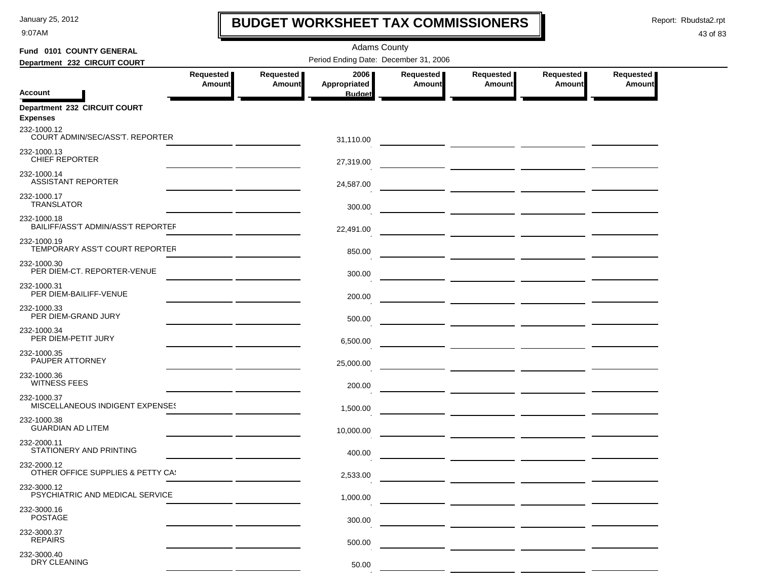# BUDGET WORKSHEET TAX COMMISSIONERS

Adams County

Period Ending Date: December 31, 2006

**Fund 0101 COUNTY GENERAL**

**Department 232 CIRCUIT COURT**

| Account | Requested Amount | Requested Amount | 2006 Appropriated Budget | Requested Amount | Requested Amount | Requested Amount | Requested Amount |
|---|---|---|---|---|---|---|---|
| **Department 232 CIRCUIT COURT** | | | | | | | |
| **Expenses** | | | | | | | |
| 232-1000.12 COURT ADMIN/SEC/ASS'T. REPORTER | | | 31,110.00 | | | | |
| 232-1000.13 CHIEF REPORTER | | | 27,319.00 | | | | |
| 232-1000.14 ASSISTANT REPORTER | | | 24,587.00 | | | | |
| 232-1000.17 TRANSLATOR | | | 300.00 | | | | |
| 232-1000.18 BAILIFF/ASS'T ADMIN/ASS'T REPORTEF | | | 22,491.00 | | | | |
| 232-1000.19 TEMPORARY ASS'T COURT REPORTER | | | 850.00 | | | | |
| 232-1000.30 PER DIEM-CT. REPORTER-VENUE | | | 300.00 | | | | |
| 232-1000.31 PER DIEM-BAILIFF-VENUE | | | 200.00 | | | | |
| 232-1000.33 PER DIEM-GRAND JURY | | | 500.00 | | | | |
| 232-1000.34 PER DIEM-PETIT JURY | | | 6,500.00 | | | | |
| 232-1000.35 PAUPER ATTORNEY | | | 25,000.00 | | | | |
| 232-1000.36 WITNESS FEES | | | 200.00 | | | | |
| 232-1000.37 MISCELLANEOUS INDIGENT EXPENSES | | | 1,500.00 | | | | |
| 232-1000.38 GUARDIAN AD LITEM | | | 10,000.00 | | | | |
| 232-2000.11 STATIONERY AND PRINTING | | | 400.00 | | | | |
| 232-2000.12 OTHER OFFICE SUPPLIES & PETTY CA | | | 2,533.00 | | | | |
| 232-3000.12 PSYCHIATRIC AND MEDICAL SERVICE | | | 1,000.00 | | | | |
| 232-3000.16 POSTAGE | | | 300.00 | | | | |
| 232-3000.37 REPAIRS | | | 500.00 | | | | |
| 232-3000.40 DRY CLEANING | | | 50.00 | | | | |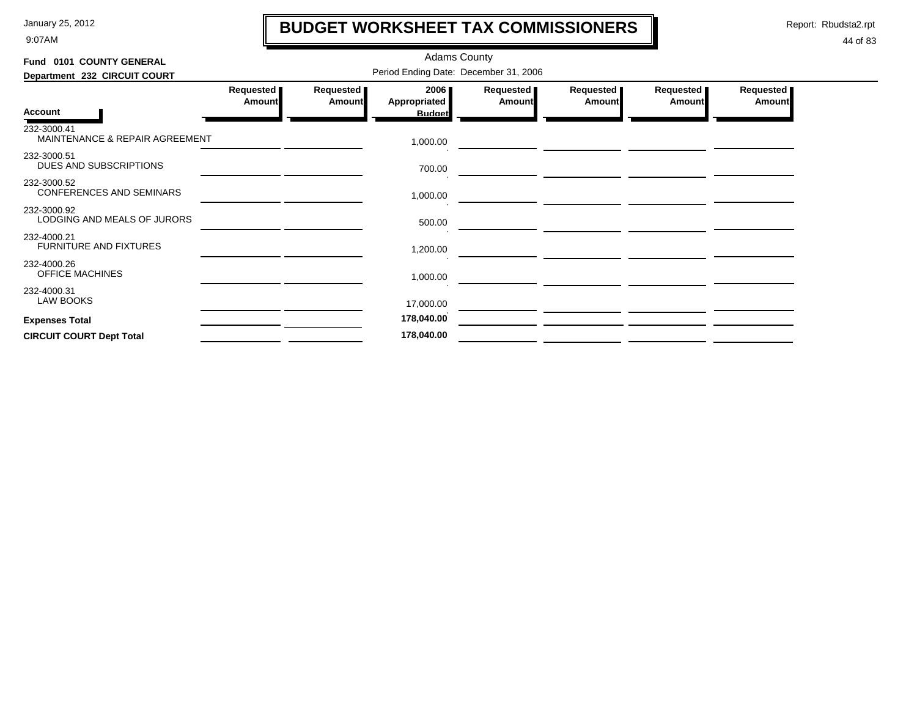# BUDGET WORKSHEET TAX COMMISSIONERS

Adams County

**Fund 0101 COUNTY GENERAL**

**Department 232 CIRCUIT COURT**

Period Ending Date: December 31, 2006

| Account | Requested Amount | Requested Amount | 2006 Appropriated Budget | Requested Amount | Requested Amount | Requested Amount | Requested Amount |
|---|---|---|---|---|---|---|---|
| 232-3000.41 MAINTENANCE & REPAIR AGREEMENT | | | 1,000.00 | | | | |
| 232-3000.51 DUES AND SUBSCRIPTIONS | | | 700.00 | | | | |
| 232-3000.52 CONFERENCES AND SEMINARS | | | 1,000.00 | | | | |
| 232-3000.92 LODGING AND MEALS OF JURORS | | | 500.00 | | | | |
| 232-4000.21 FURNITURE AND FIXTURES | | | 1,200.00 | | | | |
| 232-4000.26 OFFICE MACHINES | | | 1,000.00 | | | | |
| 232-4000.31 LAW BOOKS | | | 17,000.00 | | | | |
| **Expenses Total** | | | **178,040.00** | | | | |
| **CIRCUIT COURT Dept Total** | | | **178,040.00** | | | | |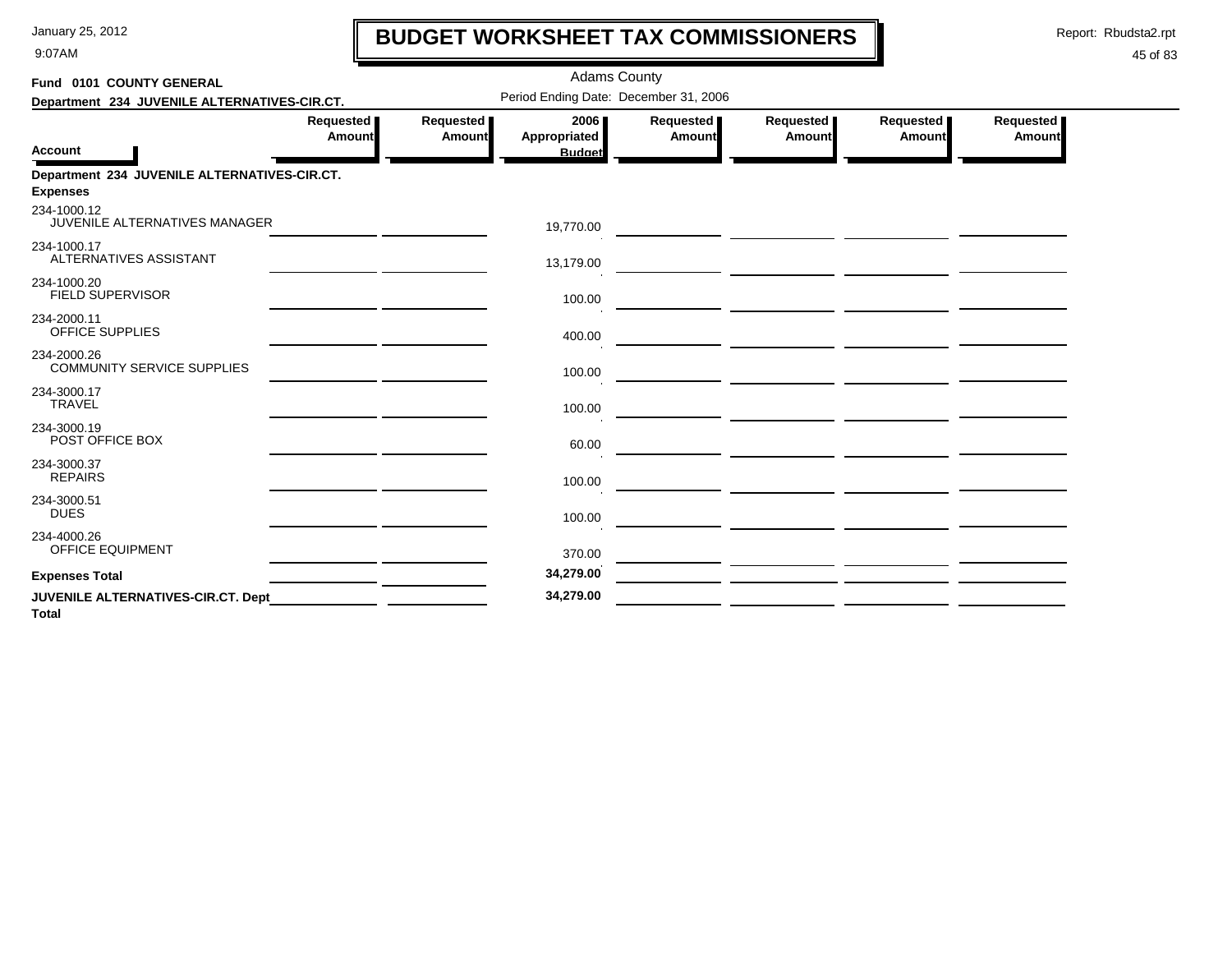# BUDGET WORKSHEET TAX COMMISSIONERS

January 25, 2012
9:07AM

Report: Rbudsta2.rpt

Adams County

**Fund 0101 COUNTY GENERAL**

**Department 234 JUVENILE ALTERNATIVES-CIR.CT.**

Period Ending Date: December 31, 2006

| Account | Requested Amount | Requested Amount | 2006 Appropriated Budget | Requested Amount | Requested Amount | Requested Amount | Requested Amount |
|---|---|---|---|---|---|---|---|
| **Department 234 JUVENILE ALTERNATIVES-CIR.CT.** | | | | | | | |
| **Expenses** | | | | | | | |
| 234-1000.12 JUVENILE ALTERNATIVES MANAGER | | | 19,770.00 | | | | |
| 234-1000.17 ALTERNATIVES ASSISTANT | | | 13,179.00 | | | | |
| 234-1000.20 FIELD SUPERVISOR | | | 100.00 | | | | |
| 234-2000.11 OFFICE SUPPLIES | | | 400.00 | | | | |
| 234-2000.26 COMMUNITY SERVICE SUPPLIES | | | 100.00 | | | | |
| 234-3000.17 TRAVEL | | | 100.00 | | | | |
| 234-3000.19 POST OFFICE BOX | | | 60.00 | | | | |
| 234-3000.37 REPAIRS | | | 100.00 | | | | |
| 234-3000.51 DUES | | | 100.00 | | | | |
| 234-4000.26 OFFICE EQUIPMENT | | | 370.00 | | | | |
| **Expenses Total** | | | **34,279.00** | | | | |
| **JUVENILE ALTERNATIVES-CIR.CT. Dept Total** | | | **34,279.00** | | | | |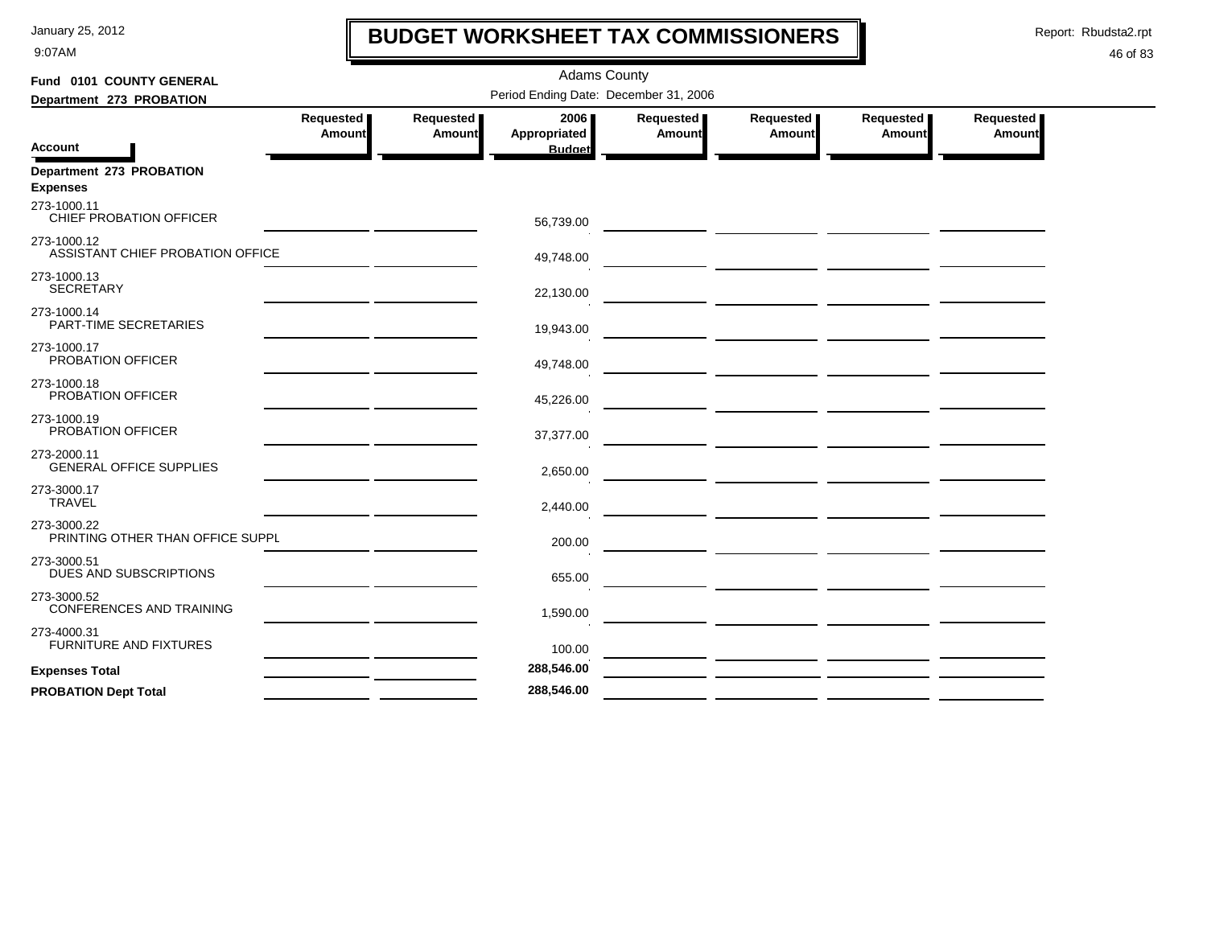# BUDGET WORKSHEET TAX COMMISSIONERS

Adams County

Period Ending Date: December 31, 2006

**Fund 0101 COUNTY GENERAL**

**Department 273 PROBATION**

| Account | Requested Amount | Requested Amount | 2006 Appropriated Budget | Requested Amount | Requested Amount | Requested Amount | Requested Amount |
|---|---|---|---|---|---|---|---|
| **Department 273 PROBATION** | | | | | | | |
| **Expenses** | | | | | | | |
| 273-1000.11 CHIEF PROBATION OFFICER | | | 56,739.00 | | | | |
| 273-1000.12 ASSISTANT CHIEF PROBATION OFFICE | | | 49,748.00 | | | | |
| 273-1000.13 SECRETARY | | | 22,130.00 | | | | |
| 273-1000.14 PART-TIME SECRETARIES | | | 19,943.00 | | | | |
| 273-1000.17 PROBATION OFFICER | | | 49,748.00 | | | | |
| 273-1000.18 PROBATION OFFICER | | | 45,226.00 | | | | |
| 273-1000.19 PROBATION OFFICER | | | 37,377.00 | | | | |
| 273-2000.11 GENERAL OFFICE SUPPLIES | | | 2,650.00 | | | | |
| 273-3000.17 TRAVEL | | | 2,440.00 | | | | |
| 273-3000.22 PRINTING OTHER THAN OFFICE SUPPL | | | 200.00 | | | | |
| 273-3000.51 DUES AND SUBSCRIPTIONS | | | 655.00 | | | | |
| 273-3000.52 CONFERENCES AND TRAINING | | | 1,590.00 | | | | |
| 273-4000.31 FURNITURE AND FIXTURES | | | 100.00 | | | | |
| **Expenses Total** | | | **288,546.00** | | | | |
| **PROBATION Dept Total** | | | **288,546.00** | | | | |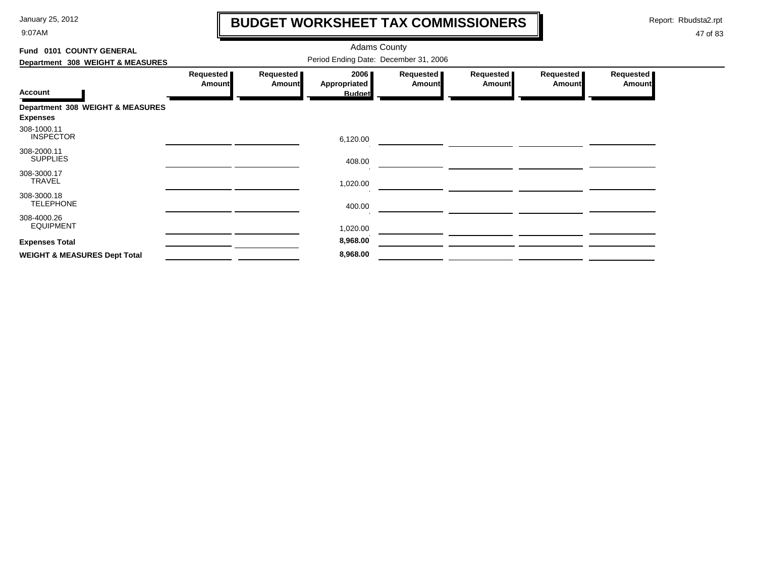# BUDGET WORKSHEET TAX COMMISSIONERS

Adams County

Period Ending Date: December 31, 2006

**Fund 0101 COUNTY GENERAL**

**Department 308 WEIGHT & MEASURES**

| Account | Requested Amount | Requested Amount | 2006 Appropriated Budget | Requested Amount | Requested Amount | Requested Amount | Requested Amount |
|---|---|---|---|---|---|---|---|
| **Department 308 WEIGHT & MEASURES** | | | | | | | |
| **Expenses** | | | | | | | |
| 308-1000.11 INSPECTOR | | | 6,120.00 | | | | |
| 308-2000.11 SUPPLIES | | | 408.00 | | | | |
| 308-3000.17 TRAVEL | | | 1,020.00 | | | | |
| 308-3000.18 TELEPHONE | | | 400.00 | | | | |
| 308-4000.26 EQUIPMENT | | | 1,020.00 | | | | |
| **Expenses Total** | | | **8,968.00** | | | | |
| **WEIGHT & MEASURES Dept Total** | | | **8,968.00** | | | | |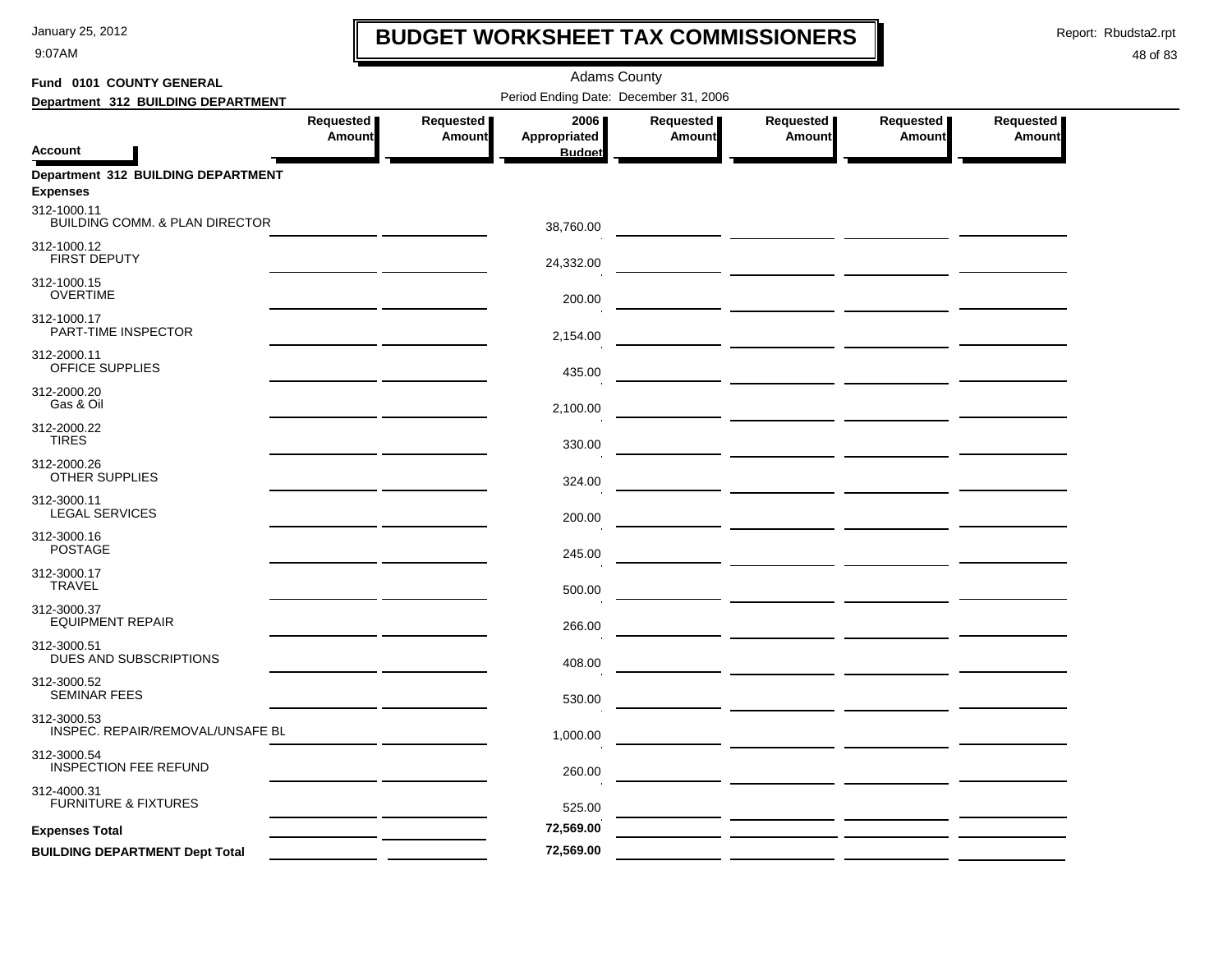# BUDGET WORKSHEET TAX COMMISSIONERS

Adams County

Fund 0101 COUNTY GENERAL

Department 312 BUILDING DEPARTMENT

Period Ending Date: December 31, 2006

| Account | Requested Amount | Requested Amount | 2006 Appropriated Budget | Requested Amount | Requested Amount | Requested Amount | Requested Amount |
|---|---|---|---|---|---|---|---|
| **Department 312 BUILDING DEPARTMENT** | | | | | | | |
| **Expenses** | | | | | | | |
| 312-1000.11 BUILDING COMM. & PLAN DIRECTOR | | | 38,760.00 | | | | |
| 312-1000.12 FIRST DEPUTY | | | 24,332.00 | | | | |
| 312-1000.15 OVERTIME | | | 200.00 | | | | |
| 312-1000.17 PART-TIME INSPECTOR | | | 2,154.00 | | | | |
| 312-2000.11 OFFICE SUPPLIES | | | 435.00 | | | | |
| 312-2000.20 Gas & Oil | | | 2,100.00 | | | | |
| 312-2000.22 TIRES | | | 330.00 | | | | |
| 312-2000.26 OTHER SUPPLIES | | | 324.00 | | | | |
| 312-3000.11 LEGAL SERVICES | | | 200.00 | | | | |
| 312-3000.16 POSTAGE | | | 245.00 | | | | |
| 312-3000.17 TRAVEL | | | 500.00 | | | | |
| 312-3000.37 EQUIPMENT REPAIR | | | 266.00 | | | | |
| 312-3000.51 DUES AND SUBSCRIPTIONS | | | 408.00 | | | | |
| 312-3000.52 SEMINAR FEES | | | 530.00 | | | | |
| 312-3000.53 INSPEC. REPAIR/REMOVAL/UNSAFE BL | | | 1,000.00 | | | | |
| 312-3000.54 INSPECTION FEE REFUND | | | 260.00 | | | | |
| 312-4000.31 FURNITURE & FIXTURES | | | 525.00 | | | | |
| **Expenses Total** | | | **72,569.00** | | | | |
| **BUILDING DEPARTMENT Dept Total** | | | **72,569.00** | | | | |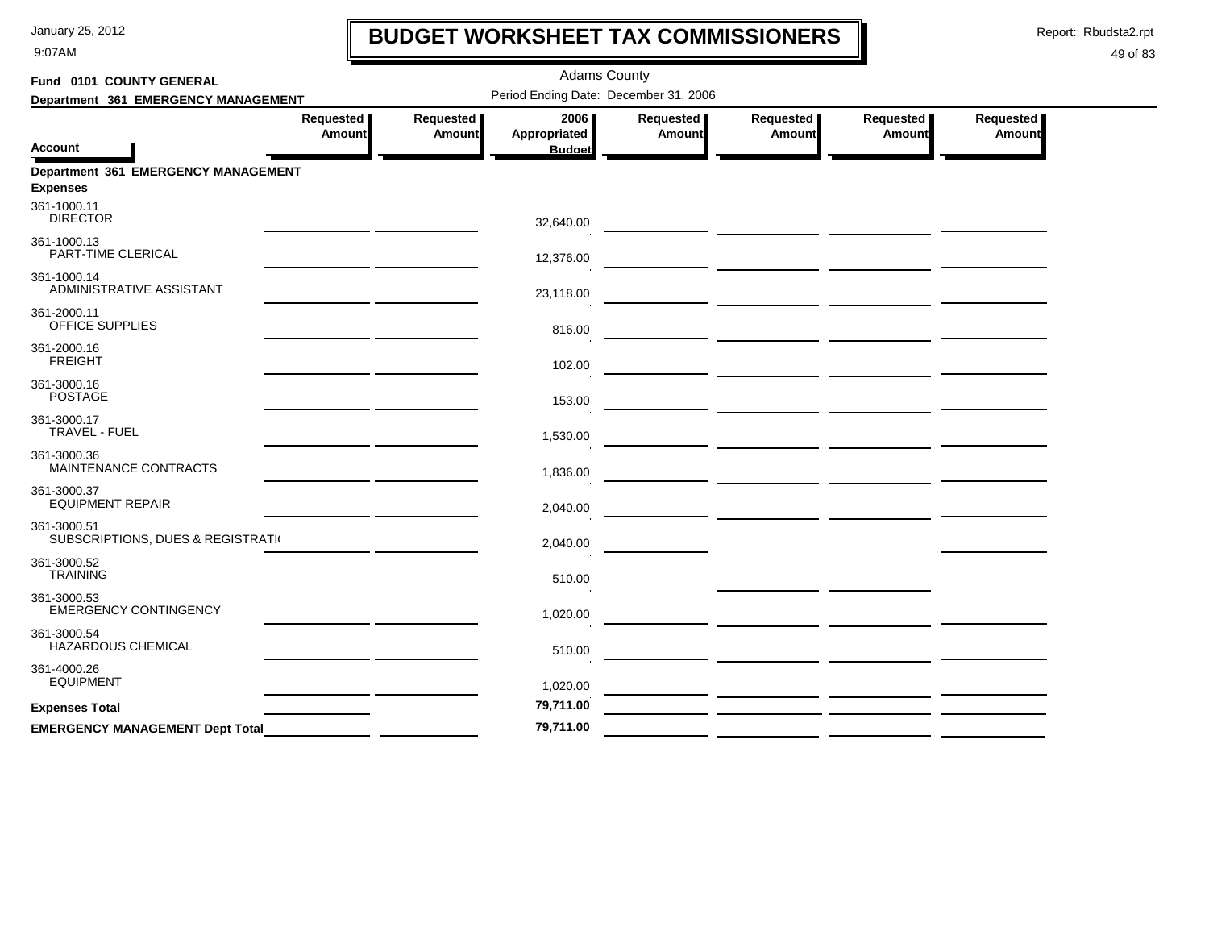# BUDGET WORKSHEET TAX COMMISSIONERS

January 25, 2012
9:07AM

Report: Rbudsta2.rpt

Adams County

**Fund 0101 COUNTY GENERAL**

**Department 361 EMERGENCY MANAGEMENT**

Period Ending Date: December 31, 2006

| Account | Requested Amount | Requested Amount | 2006 Appropriated Budget | Requested Amount | Requested Amount | Requested Amount | Requested Amount |
|---|---|---|---|---|---|---|---|
| **Department 361 EMERGENCY MANAGEMENT** | | | | | | | |
| **Expenses** | | | | | | | |
| 361-1000.11 DIRECTOR | | | 32,640.00 | | | | |
| 361-1000.13 PART-TIME CLERICAL | | | 12,376.00 | | | | |
| 361-1000.14 ADMINISTRATIVE ASSISTANT | | | 23,118.00 | | | | |
| 361-2000.11 OFFICE SUPPLIES | | | 816.00 | | | | |
| 361-2000.16 FREIGHT | | | 102.00 | | | | |
| 361-3000.16 POSTAGE | | | 153.00 | | | | |
| 361-3000.17 TRAVEL - FUEL | | | 1,530.00 | | | | |
| 361-3000.36 MAINTENANCE CONTRACTS | | | 1,836.00 | | | | |
| 361-3000.37 EQUIPMENT REPAIR | | | 2,040.00 | | | | |
| 361-3000.51 SUBSCRIPTIONS, DUES & REGISTRATI( | | | 2,040.00 | | | | |
| 361-3000.52 TRAINING | | | 510.00 | | | | |
| 361-3000.53 EMERGENCY CONTINGENCY | | | 1,020.00 | | | | |
| 361-3000.54 HAZARDOUS CHEMICAL | | | 510.00 | | | | |
| 361-4000.26 EQUIPMENT | | | 1,020.00 | | | | |
| **Expenses Total** | | | **79,711.00** | | | | |
| **EMERGENCY MANAGEMENT Dept Total** | | | **79,711.00** | | | | |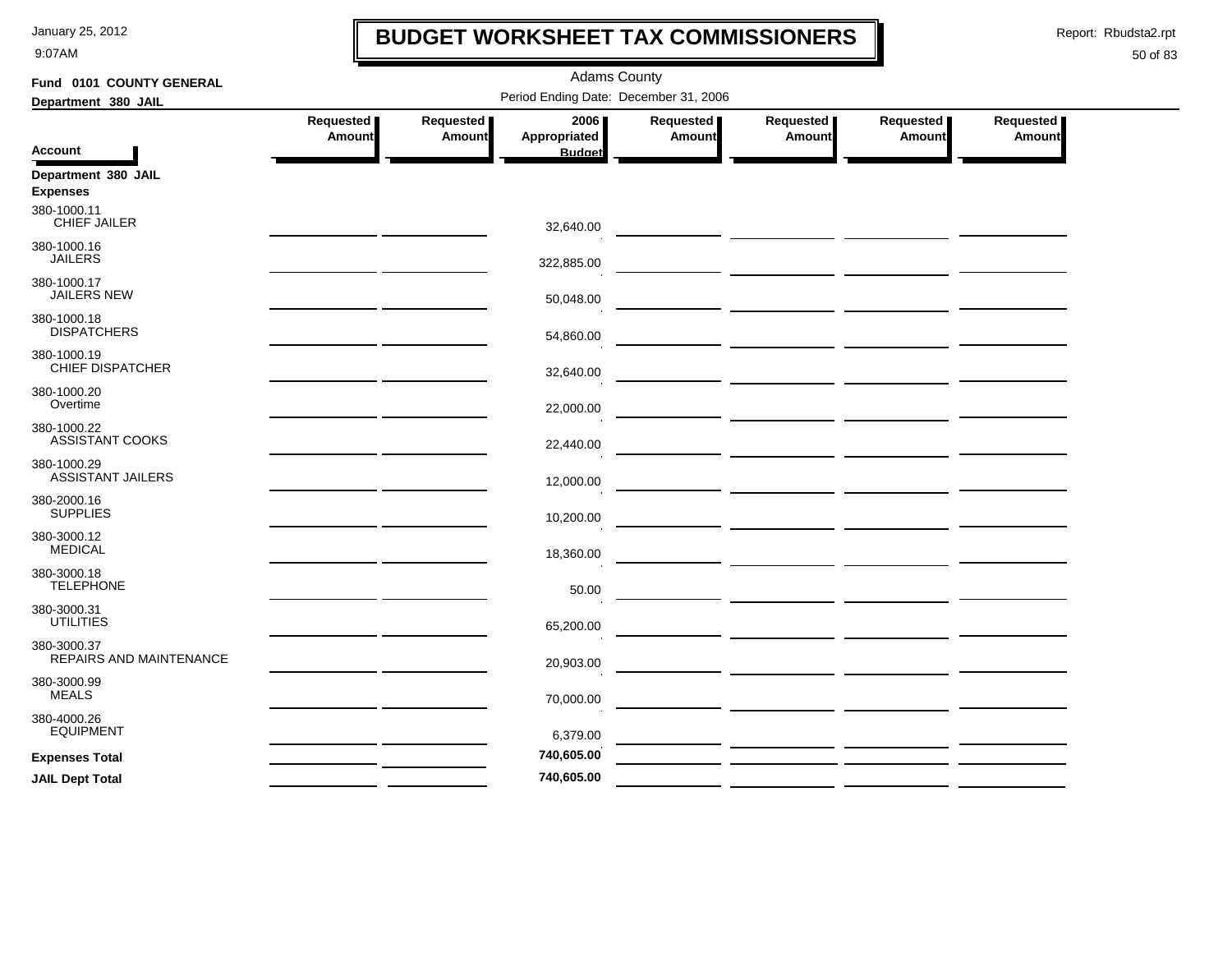# BUDGET WORKSHEET TAX COMMISSIONERS

January 25, 2012
9:07AM

Report: Rbudsta2.rpt

Adams County

Fund 0101 COUNTY GENERAL

Department 380 JAIL

Period Ending Date: December 31, 2006

| Account | Requested Amount | Requested Amount | 2006 Appropriated Budget | Requested Amount | Requested Amount | Requested Amount | Requested Amount |
|---|---|---|---|---|---|---|---|
| **Department 380 JAIL** | | | | | | | |
| **Expenses** | | | | | | | |
| 380-1000.11 CHIEF JAILER | | | 32,640.00 | | | | |
| 380-1000.16 JAILERS | | | 322,885.00 | | | | |
| 380-1000.17 JAILERS NEW | | | 50,048.00 | | | | |
| 380-1000.18 DISPATCHERS | | | 54,860.00 | | | | |
| 380-1000.19 CHIEF DISPATCHER | | | 32,640.00 | | | | |
| 380-1000.20 Overtime | | | 22,000.00 | | | | |
| 380-1000.22 ASSISTANT COOKS | | | 22,440.00 | | | | |
| 380-1000.29 ASSISTANT JAILERS | | | 12,000.00 | | | | |
| 380-2000.16 SUPPLIES | | | 10,200.00 | | | | |
| 380-3000.12 MEDICAL | | | 18,360.00 | | | | |
| 380-3000.18 TELEPHONE | | | 50.00 | | | | |
| 380-3000.31 UTILITIES | | | 65,200.00 | | | | |
| 380-3000.37 REPAIRS AND MAINTENANCE | | | 20,903.00 | | | | |
| 380-3000.99 MEALS | | | 70,000.00 | | | | |
| 380-4000.26 EQUIPMENT | | | 6,379.00 | | | | |
| **Expenses Total** | | | **740,605.00** | | | | |
| **JAIL Dept Total** | | | **740,605.00** | | | | |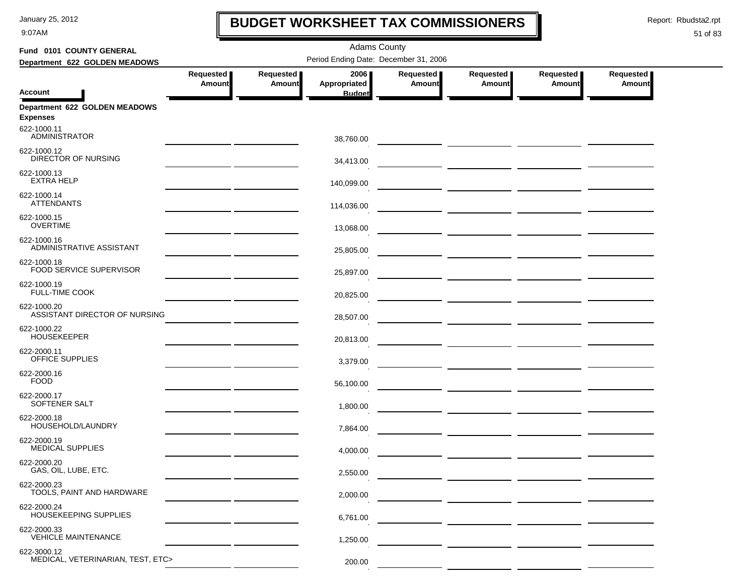# BUDGET WORKSHEET TAX COMMISSIONERS

Adams County

**Fund 0101 COUNTY GENERAL**

**Department 622 GOLDEN MEADOWS**

Period Ending Date: December 31, 2006

| Account | Requested Amount | Requested Amount | 2006 Appropriated Budget | Requested Amount | Requested Amount | Requested Amount | Requested Amount |
|---|---|---|---|---|---|---|---|
| **Department 622 GOLDEN MEADOWS** | | | | | | | |
| **Expenses** | | | | | | | |
| 622-1000.11 ADMINISTRATOR | | | 38,760.00 | | | | |
| 622-1000.12 DIRECTOR OF NURSING | | | 34,413.00 | | | | |
| 622-1000.13 EXTRA HELP | | | 140,099.00 | | | | |
| 622-1000.14 ATTENDANTS | | | 114,036.00 | | | | |
| 622-1000.15 OVERTIME | | | 13,068.00 | | | | |
| 622-1000.16 ADMINISTRATIVE ASSISTANT | | | 25,805.00 | | | | |
| 622-1000.18 FOOD SERVICE SUPERVISOR | | | 25,897.00 | | | | |
| 622-1000.19 FULL-TIME COOK | | | 20,825.00 | | | | |
| 622-1000.20 ASSISTANT DIRECTOR OF NURSING | | | 28,507.00 | | | | |
| 622-1000.22 HOUSEKEEPER | | | 20,813.00 | | | | |
| 622-2000.11 OFFICE SUPPLIES | | | 3,379.00 | | | | |
| 622-2000.16 FOOD | | | 56,100.00 | | | | |
| 622-2000.17 SOFTENER SALT | | | 1,800.00 | | | | |
| 622-2000.18 HOUSEHOLD/LAUNDRY | | | 7,864.00 | | | | |
| 622-2000.19 MEDICAL SUPPLIES | | | 4,000.00 | | | | |
| 622-2000.20 GAS, OIL, LUBE, ETC. | | | 2,550.00 | | | | |
| 622-2000.23 TOOLS, PAINT AND HARDWARE | | | 2,000.00 | | | | |
| 622-2000.24 HOUSEKEEPING SUPPLIES | | | 6,761.00 | | | | |
| 622-2000.33 VEHICLE MAINTENANCE | | | 1,250.00 | | | | |
| 622-3000.12 MEDICAL, VETERINARIAN, TEST, ETC> | | | 200.00 | | | | |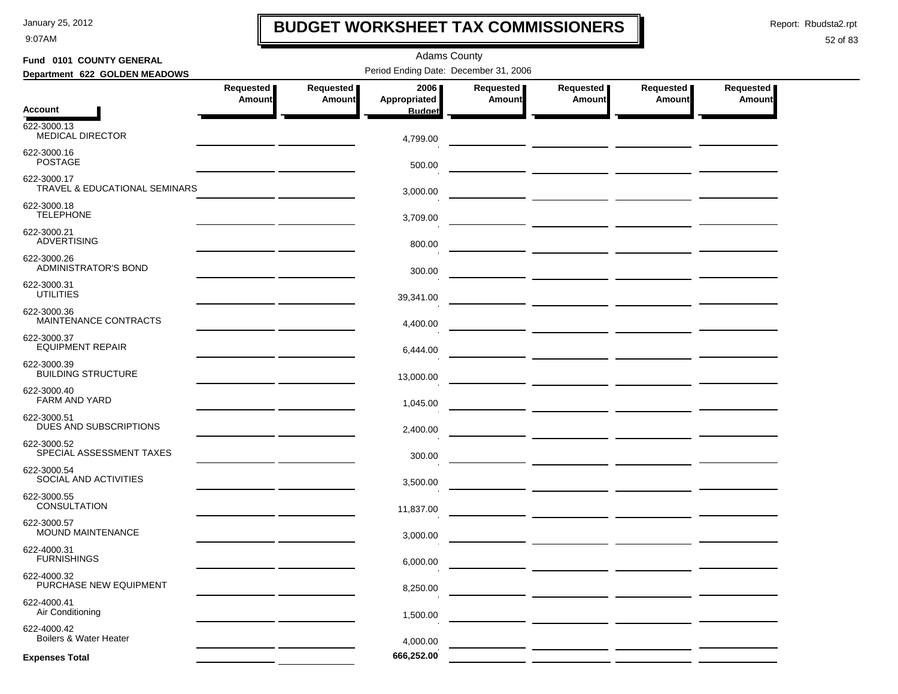# BUDGET WORKSHEET TAX COMMISSIONERS

January 25, 2012
9:07AM

Report: Rbudsta2.rpt

Adams County

**Fund 0101 COUNTY GENERAL**

**Department 622 GOLDEN MEADOWS**

Period Ending Date: December 31, 2006

| Account | Requested Amount | Requested Amount | 2006 Appropriated Budget | Requested Amount | Requested Amount | Requested Amount | Requested Amount |
|---|---|---|---|---|---|---|---|
| 622-3000.13 MEDICAL DIRECTOR | | | 4,799.00 | | | | |
| 622-3000.16 POSTAGE | | | 500.00 | | | | |
| 622-3000.17 TRAVEL & EDUCATIONAL SEMINARS | | | 3,000.00 | | | | |
| 622-3000.18 TELEPHONE | | | 3,709.00 | | | | |
| 622-3000.21 ADVERTISING | | | 800.00 | | | | |
| 622-3000.26 ADMINISTRATOR'S BOND | | | 300.00 | | | | |
| 622-3000.31 UTILITIES | | | 39,341.00 | | | | |
| 622-3000.36 MAINTENANCE CONTRACTS | | | 4,400.00 | | | | |
| 622-3000.37 EQUIPMENT REPAIR | | | 6,444.00 | | | | |
| 622-3000.39 BUILDING STRUCTURE | | | 13,000.00 | | | | |
| 622-3000.40 FARM AND YARD | | | 1,045.00 | | | | |
| 622-3000.51 DUES AND SUBSCRIPTIONS | | | 2,400.00 | | | | |
| 622-3000.52 SPECIAL ASSESSMENT TAXES | | | 300.00 | | | | |
| 622-3000.54 SOCIAL AND ACTIVITIES | | | 3,500.00 | | | | |
| 622-3000.55 CONSULTATION | | | 11,837.00 | | | | |
| 622-3000.57 MOUND MAINTENANCE | | | 3,000.00 | | | | |
| 622-4000.31 FURNISHINGS | | | 6,000.00 | | | | |
| 622-4000.32 PURCHASE NEW EQUIPMENT | | | 8,250.00 | | | | |
| 622-4000.41 Air Conditioning | | | 1,500.00 | | | | |
| 622-4000.42 Boilers & Water Heater | | | 4,000.00 | | | | |
| **Expenses Total** | | | **666,252.00** | | | | |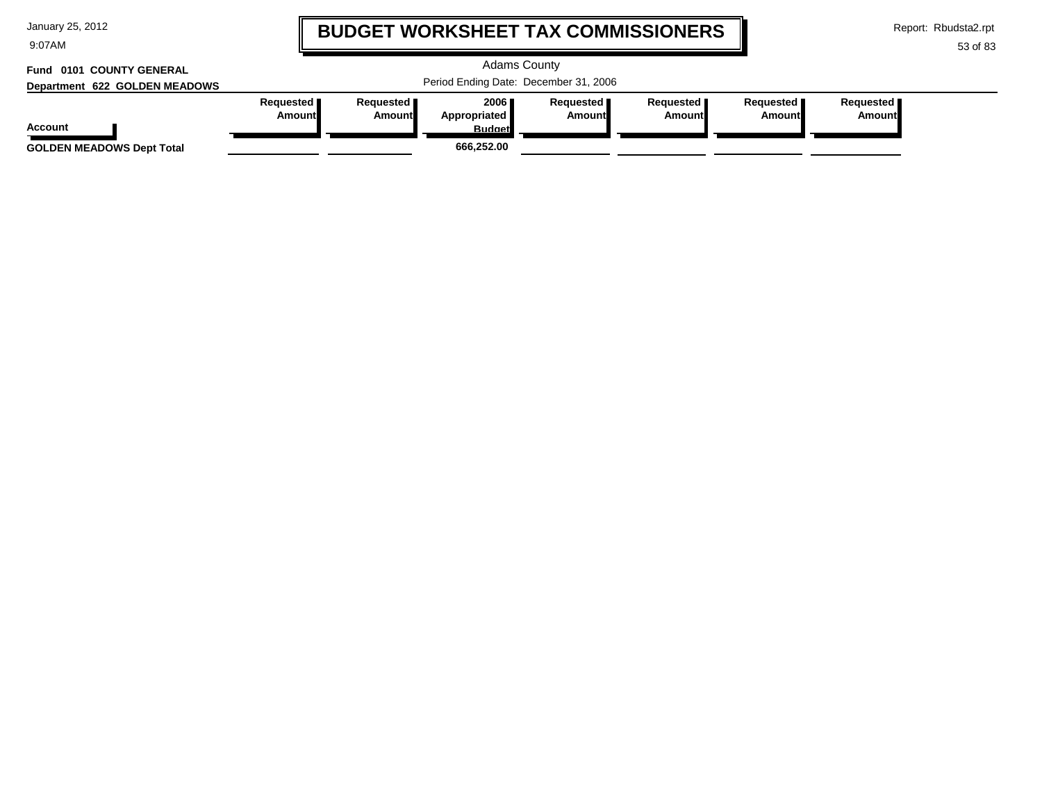# BUDGET WORKSHEET TAX COMMISSIONERS

Adams County

Period Ending Date: December 31, 2006

**Fund 0101 COUNTY GENERAL**

**Department 622 GOLDEN MEADOWS**

| Account | Requested Amount | Requested Amount | 2006 Appropriated Budget | Requested Amount | Requested Amount | Requested Amount | Requested Amount |
|---|---|---|---|---|---|---|---|
| **GOLDEN MEADOWS Dept Total** | | | **666,252.00** | | | | |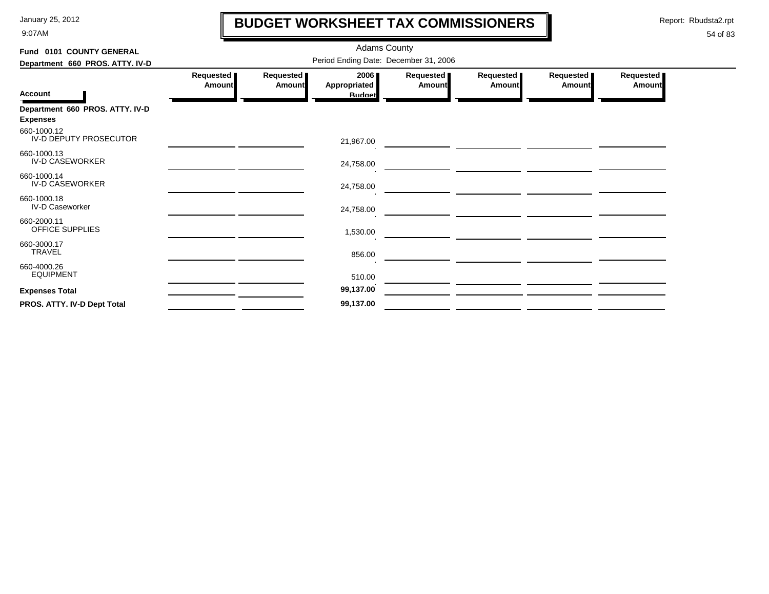# BUDGET WORKSHEET TAX COMMISSIONERS

Adams County

Period Ending Date: December 31, 2006

**Fund 0101 COUNTY GENERAL**

**Department 660 PROS. ATTY. IV-D**

Report: Rbudsta2.rpt

January 25, 2012 9:07AM

| Account | Requested Amount | Requested Amount | 2006 Appropriated Budget | Requested Amount | Requested Amount | Requested Amount | Requested Amount |
|---|---|---|---|---|---|---|---|
| **Department 660 PROS. ATTY. IV-D** | | | | | | | |
| **Expenses** | | | | | | | |
| 660-1000.12 IV-D DEPUTY PROSECUTOR | | | 21,967.00 | | | | |
| 660-1000.13 IV-D CASEWORKER | | | 24,758.00 | | | | |
| 660-1000.14 IV-D CASEWORKER | | | 24,758.00 | | | | |
| 660-1000.18 IV-D Caseworker | | | 24,758.00 | | | | |
| 660-2000.11 OFFICE SUPPLIES | | | 1,530.00 | | | | |
| 660-3000.17 TRAVEL | | | 856.00 | | | | |
| 660-4000.26 EQUIPMENT | | | 510.00 | | | | |
| **Expenses Total** | | | **99,137.00** | | | | |
| **PROS. ATTY. IV-D Dept Total** | | | **99,137.00** | | | | |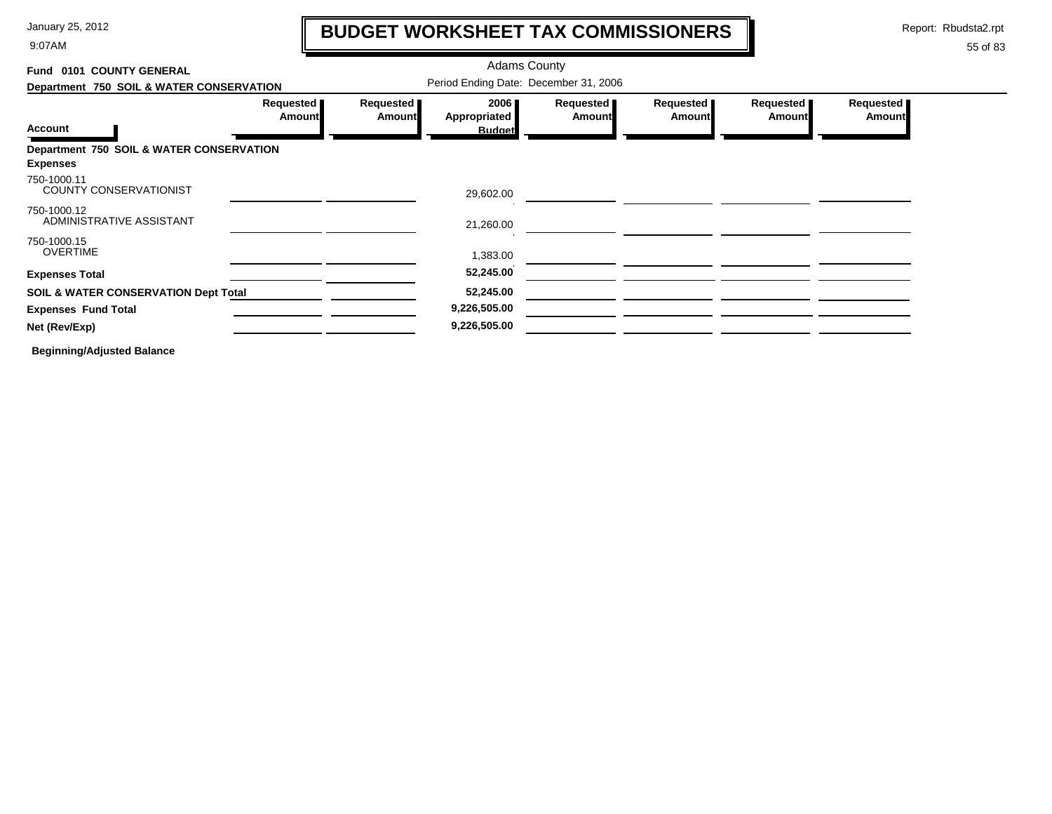# BUDGET WORKSHEET TAX COMMISSIONERS

January 25, 2012
9:07AM

Report: Rbudsta2.rpt

Adams County

**Fund 0101 COUNTY GENERAL**

**Department 750 SOIL & WATER CONSERVATION**

Period Ending Date: December 31, 2006

| Account | Requested Amount | Requested Amount | 2006 Appropriated Budget | Requested Amount | Requested Amount | Requested Amount | Requested Amount |
|---|---|---|---|---|---|---|---|
| **Department 750 SOIL & WATER CONSERVATION** | | | | | | | |
| **Expenses** | | | | | | | |
| 750-1000.11 COUNTY CONSERVATIONIST | | | 29,602.00 | | | | |
| 750-1000.12 ADMINISTRATIVE ASSISTANT | | | 21,260.00 | | | | |
| 750-1000.15 OVERTIME | | | 1,383.00 | | | | |
| **Expenses Total** | | | **52,245.00** | | | | |
| **SOIL & WATER CONSERVATION Dept Total** | | | **52,245.00** | | | | |
| **Expenses Fund Total** | | | **9,226,505.00** | | | | |
| **Net (Rev/Exp)** | | | **9,226,505.00** | | | | |

**Beginning/Adjusted Balance**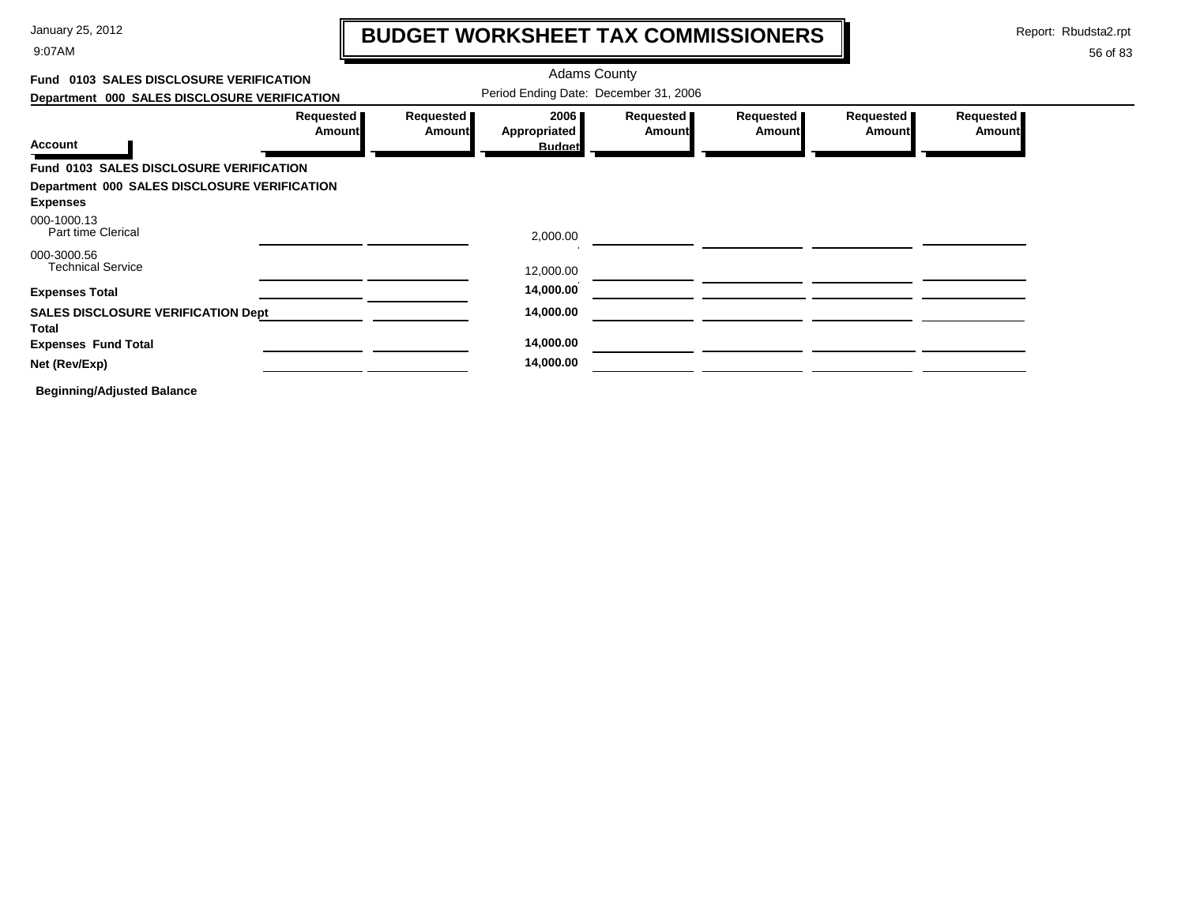# BUDGET WORKSHEET TAX COMMISSIONERS

Adams County

Period Ending Date: December 31, 2006

**Fund 0103 SALES DISCLOSURE VERIFICATION**

**Department 000 SALES DISCLOSURE VERIFICATION**

| Account | Requested Amount | Requested Amount | 2006 Appropriated Budget | Requested Amount | Requested Amount | Requested Amount | Requested Amount |
|---|---|---|---|---|---|---|---|
| **Fund 0103 SALES DISCLOSURE VERIFICATION** | | | | | | | |
| **Department 000 SALES DISCLOSURE VERIFICATION** | | | | | | | |
| **Expenses** | | | | | | | |
| 000-1000.13 Part time Clerical | | | 2,000.00 | | | | |
| 000-3000.56 Technical Service | | | 12,000.00 | | | | |
| **Expenses Total** | | | **14,000.00** | | | | |
| **SALES DISCLOSURE VERIFICATION Dept Total** | | | **14,000.00** | | | | |
| **Expenses Fund Total** | | | **14,000.00** | | | | |
| **Net (Rev/Exp)** | | | **14,000.00** | | | | |

**Beginning/Adjusted Balance**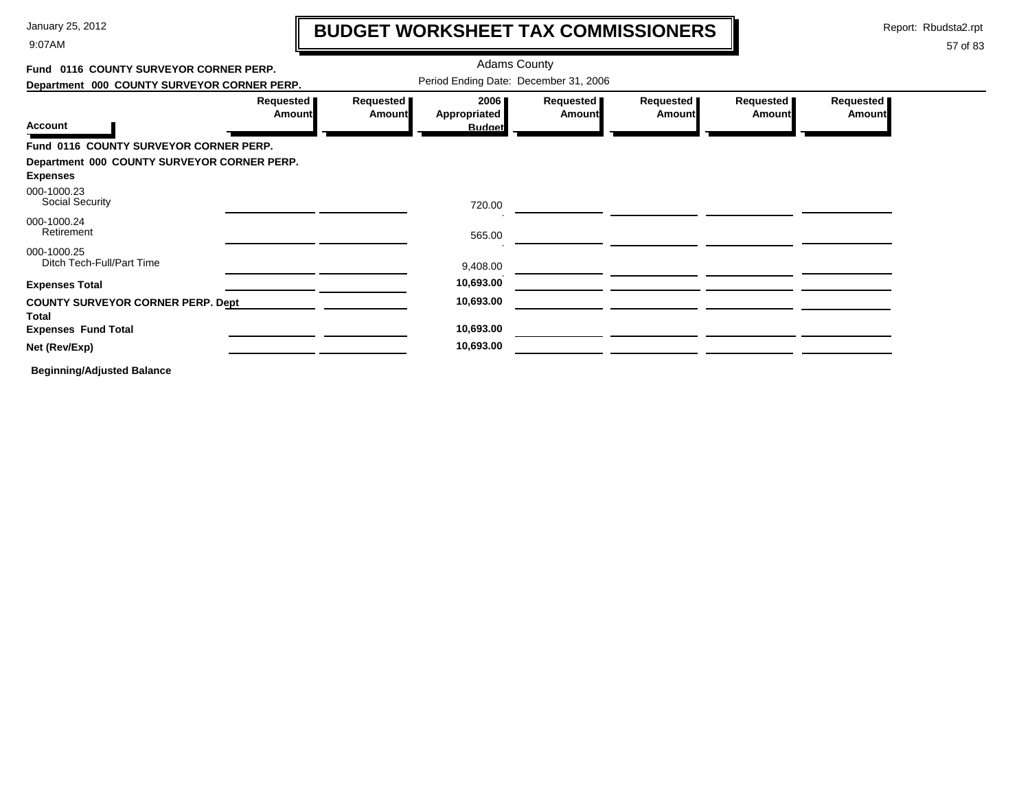# BUDGET WORKSHEET TAX COMMISSIONERS

Adams County

Period Ending Date: December 31, 2006

**Fund 0116 COUNTY SURVEYOR CORNER PERP.**

**Department 000 COUNTY SURVEYOR CORNER PERP.**

| Account | Requested Amount | Requested Amount | 2006 Appropriated Budget | Requested Amount | Requested Amount | Requested Amount | Requested Amount |
|---|---|---|---|---|---|---|---|
| **Fund 0116 COUNTY SURVEYOR CORNER PERP.** | | | | | | | |
| **Department 000 COUNTY SURVEYOR CORNER PERP.** | | | | | | | |
| **Expenses** | | | | | | | |
| 000-1000.23 Social Security | | | 720.00 | | | | |
| 000-1000.24 Retirement | | | 565.00 | | | | |
| 000-1000.25 Ditch Tech-Full/Part Time | | | 9,408.00 | | | | |
| **Expenses Total** | | | **10,693.00** | | | | |
| **COUNTY SURVEYOR CORNER PERP. Dept Total** | | | **10,693.00** | | | | |
| **Expenses Fund Total** | | | **10,693.00** | | | | |
| **Net (Rev/Exp)** | | | **10,693.00** | | | | |

**Beginning/Adjusted Balance**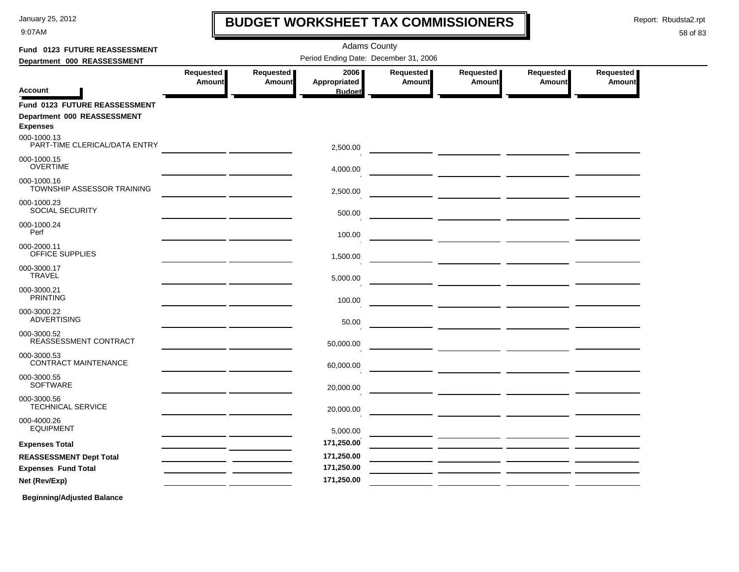# BUDGET WORKSHEET TAX COMMISSIONERS

January 25, 2012
9:07AM

Report: Rbudsta2.rpt

Adams County

Period Ending Date: December 31, 2006

**Fund 0123 FUTURE REASSESSMENT**
**Department 000 REASSESSMENT**

| Account | Requested Amount | Requested Amount | 2006 Appropriated Budget | Requested Amount | Requested Amount | Requested Amount | Requested Amount |
|---|---|---|---|---|---|---|---|
| **Fund 0123 FUTURE REASSESSMENT** | | | | | | | |
| **Department 000 REASSESSMENT** | | | | | | | |
| **Expenses** | | | | | | | |
| 000-1000.13 PART-TIME CLERICAL/DATA ENTRY | | | 2,500.00 | | | | |
| 000-1000.15 OVERTIME | | | 4,000.00 | | | | |
| 000-1000.16 TOWNSHIP ASSESSOR TRAINING | | | 2,500.00 | | | | |
| 000-1000.23 SOCIAL SECURITY | | | 500.00 | | | | |
| 000-1000.24 Perf | | | 100.00 | | | | |
| 000-2000.11 OFFICE SUPPLIES | | | 1,500.00 | | | | |
| 000-3000.17 TRAVEL | | | 5,000.00 | | | | |
| 000-3000.21 PRINTING | | | 100.00 | | | | |
| 000-3000.22 ADVERTISING | | | 50.00 | | | | |
| 000-3000.52 REASSESSMENT CONTRACT | | | 50,000.00 | | | | |
| 000-3000.53 CONTRACT MAINTENANCE | | | 60,000.00 | | | | |
| 000-3000.55 SOFTWARE | | | 20,000.00 | | | | |
| 000-3000.56 TECHNICAL SERVICE | | | 20,000.00 | | | | |
| 000-4000.26 EQUIPMENT | | | 5,000.00 | | | | |
| **Expenses Total** | | | **171,250.00** | | | | |
| **REASSESSMENT Dept Total** | | | **171,250.00** | | | | |
| **Expenses Fund Total** | | | **171,250.00** | | | | |
| **Net (Rev/Exp)** | | | **171,250.00** | | | | |

**Beginning/Adjusted Balance**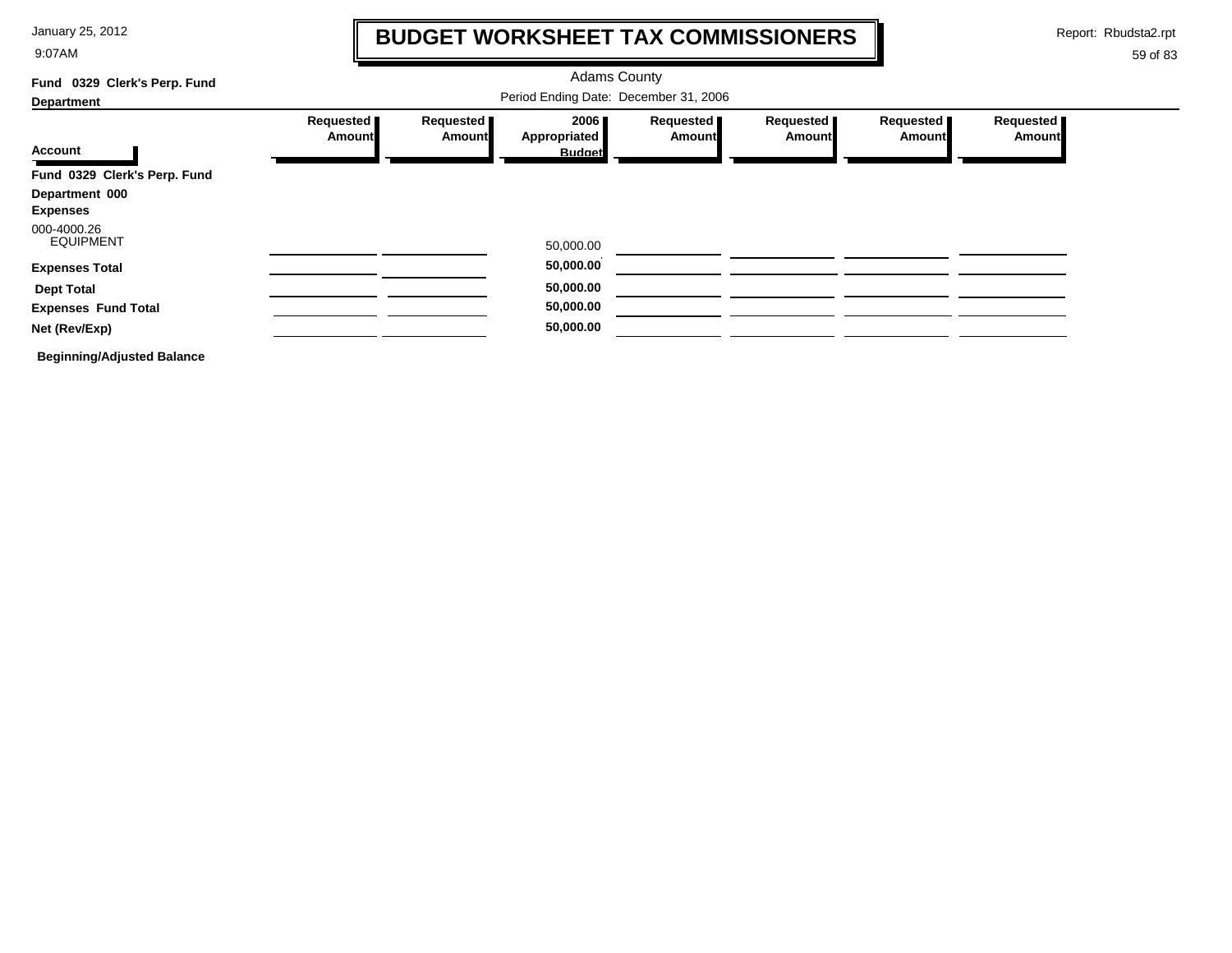# BUDGET WORKSHEET TAX COMMISSIONERS

Adams County

Period Ending Date: December 31, 2006

**Fund 0329 Clerk's Perp. Fund**

**Department**

| Account | Requested Amount | Requested Amount | 2006 Appropriated Budget | Requested Amount | Requested Amount | Requested Amount | Requested Amount |
|---|---|---|---|---|---|---|---|
| **Fund 0329 Clerk's Perp. Fund** | | | | | | | |
| **Department 000** | | | | | | | |
| **Expenses** | | | | | | | |
| 000-4000.26 EQUIPMENT | | | 50,000.00 | | | | |
| **Expenses Total** | | | **50,000.00** | | | | |
| **Dept Total** | | | **50,000.00** | | | | |
| **Expenses Fund Total** | | | **50,000.00** | | | | |
| **Net (Rev/Exp)** | | | **50,000.00** | | | | |

**Beginning/Adjusted Balance**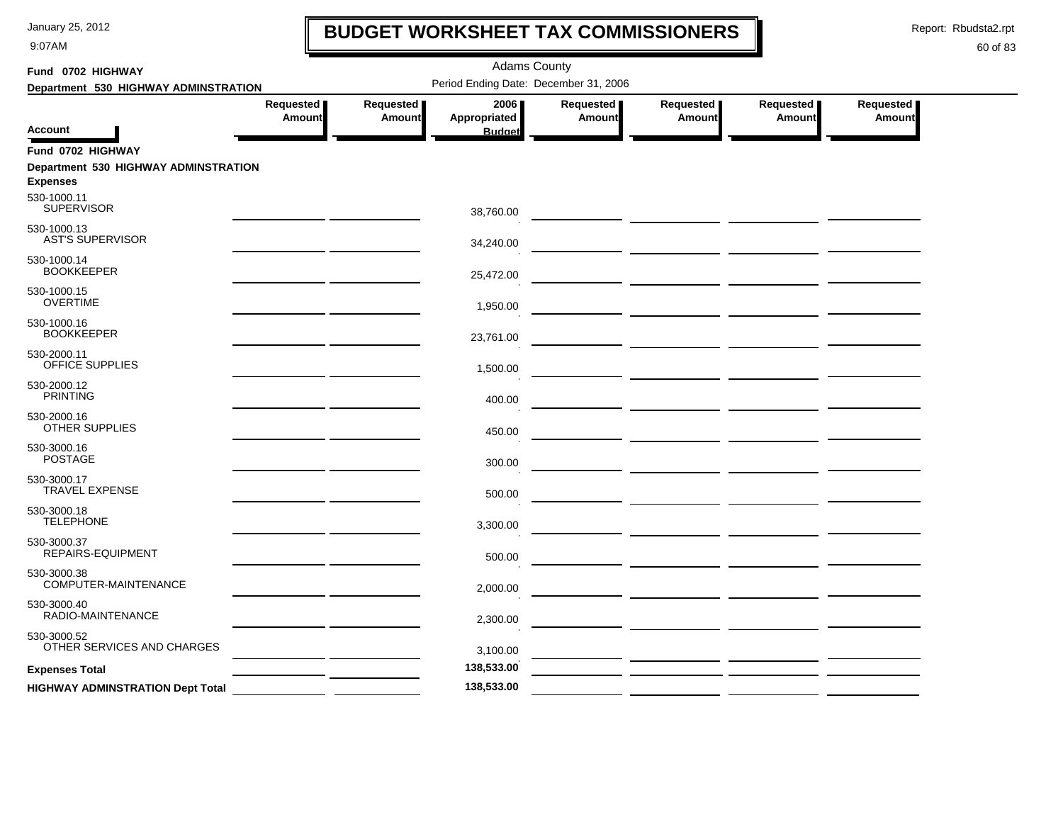# BUDGET WORKSHEET TAX COMMISSIONERS

Adams County

**Fund 0702 HIGHWAY**

**Department 530 HIGHWAY ADMINSTRATION**

Period Ending Date: December 31, 2006

| Account | Requested Amount | Requested Amount | 2006 Appropriated Budget | Requested Amount | Requested Amount | Requested Amount | Requested Amount |
|---|---|---|---|---|---|---|---|
| **Fund 0702 HIGHWAY** | | | | | | | |
| **Department 530 HIGHWAY ADMINSTRATION** | | | | | | | |
| **Expenses** | | | | | | | |
| 530-1000.11 SUPERVISOR | | | 38,760.00 | | | | |
| 530-1000.13 AST'S SUPERVISOR | | | 34,240.00 | | | | |
| 530-1000.14 BOOKKEEPER | | | 25,472.00 | | | | |
| 530-1000.15 OVERTIME | | | 1,950.00 | | | | |
| 530-1000.16 BOOKKEEPER | | | 23,761.00 | | | | |
| 530-2000.11 OFFICE SUPPLIES | | | 1,500.00 | | | | |
| 530-2000.12 PRINTING | | | 400.00 | | | | |
| 530-2000.16 OTHER SUPPLIES | | | 450.00 | | | | |
| 530-3000.16 POSTAGE | | | 300.00 | | | | |
| 530-3000.17 TRAVEL EXPENSE | | | 500.00 | | | | |
| 530-3000.18 TELEPHONE | | | 3,300.00 | | | | |
| 530-3000.37 REPAIRS-EQUIPMENT | | | 500.00 | | | | |
| 530-3000.38 COMPUTER-MAINTENANCE | | | 2,000.00 | | | | |
| 530-3000.40 RADIO-MAINTENANCE | | | 2,300.00 | | | | |
| 530-3000.52 OTHER SERVICES AND CHARGES | | | 3,100.00 | | | | |
| **Expenses Total** | | | **138,533.00** | | | | |
| **HIGHWAY ADMINSTRATION Dept Total** | | | **138,533.00** | | | | |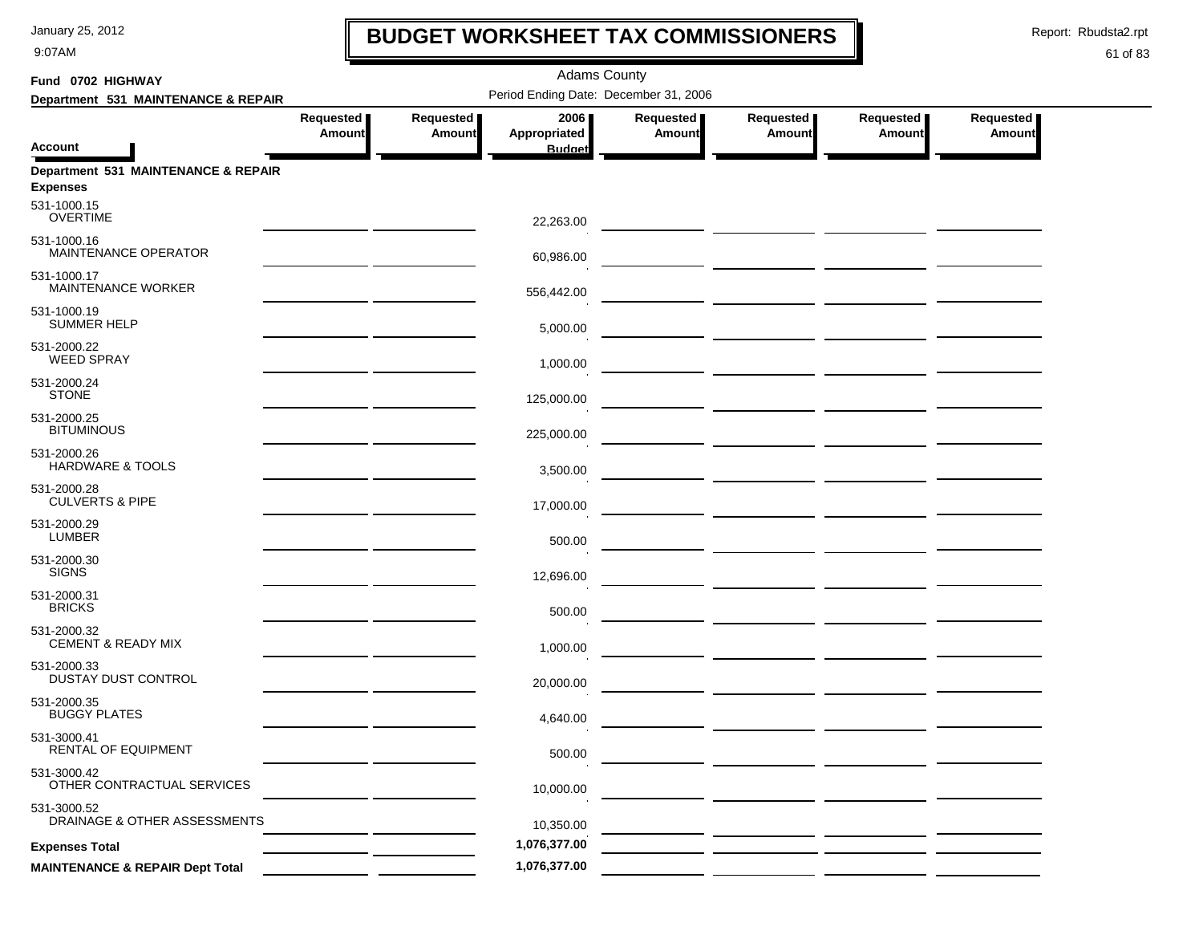# BUDGET WORKSHEET TAX COMMISSIONERS

January 25, 2012
9:07AM

Report: Rbudsta2.rpt

Adams County

**Fund 0702 HIGHWAY**

**Department 531 MAINTENANCE & REPAIR**

Period Ending Date: December 31, 2006

| Account | Requested Amount | Requested Amount | 2006 Appropriated Budget | Requested Amount | Requested Amount | Requested Amount | Requested Amount |
|---|---|---|---|---|---|---|---|
| **Department 531 MAINTENANCE & REPAIR** | | | | | | | |
| **Expenses** | | | | | | | |
| 531-1000.15 OVERTIME | | | 22,263.00 | | | | |
| 531-1000.16 MAINTENANCE OPERATOR | | | 60,986.00 | | | | |
| 531-1000.17 MAINTENANCE WORKER | | | 556,442.00 | | | | |
| 531-1000.19 SUMMER HELP | | | 5,000.00 | | | | |
| 531-2000.22 WEED SPRAY | | | 1,000.00 | | | | |
| 531-2000.24 STONE | | | 125,000.00 | | | | |
| 531-2000.25 BITUMINOUS | | | 225,000.00 | | | | |
| 531-2000.26 HARDWARE & TOOLS | | | 3,500.00 | | | | |
| 531-2000.28 CULVERTS & PIPE | | | 17,000.00 | | | | |
| 531-2000.29 LUMBER | | | 500.00 | | | | |
| 531-2000.30 SIGNS | | | 12,696.00 | | | | |
| 531-2000.31 BRICKS | | | 500.00 | | | | |
| 531-2000.32 CEMENT & READY MIX | | | 1,000.00 | | | | |
| 531-2000.33 DUSTAY DUST CONTROL | | | 20,000.00 | | | | |
| 531-2000.35 BUGGY PLATES | | | 4,640.00 | | | | |
| 531-3000.41 RENTAL OF EQUIPMENT | | | 500.00 | | | | |
| 531-3000.42 OTHER CONTRACTUAL SERVICES | | | 10,000.00 | | | | |
| 531-3000.52 DRAINAGE & OTHER ASSESSMENTS | | | 10,350.00 | | | | |
| **Expenses Total** | | | 1,076,377.00 | | | | |
| **MAINTENANCE & REPAIR Dept Total** | | | 1,076,377.00 | | | | |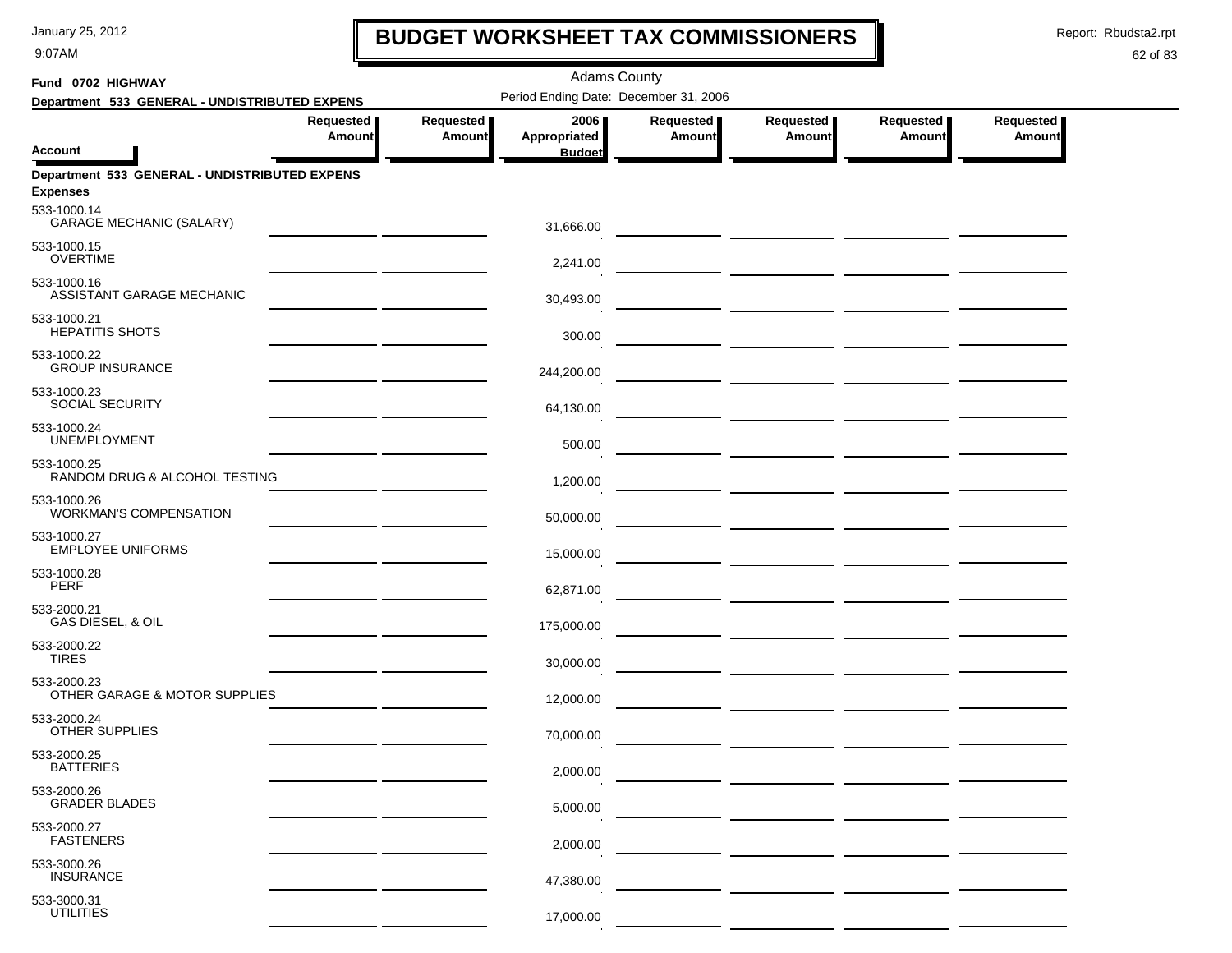# BUDGET WORKSHEET TAX COMMISSIONERS

Adams County

Period Ending Date: December 31, 2006

Fund 0702 HIGHWAY

Department 533 GENERAL - UNDISTRIBUTED EXPENS

| Account | Requested Amount | Requested Amount | 2006 Appropriated Budget | Requested Amount | Requested Amount | Requested Amount | Requested Amount |
|---|---|---|---|---|---|---|---|
| **Department 533 GENERAL - UNDISTRIBUTED EXPENS** | | | | | | | |
| **Expenses** | | | | | | | |
| 533-1000.14 GARAGE MECHANIC (SALARY) | | | 31,666.00 | | | | |
| 533-1000.15 OVERTIME | | | 2,241.00 | | | | |
| 533-1000.16 ASSISTANT GARAGE MECHANIC | | | 30,493.00 | | | | |
| 533-1000.21 HEPATITIS SHOTS | | | 300.00 | | | | |
| 533-1000.22 GROUP INSURANCE | | | 244,200.00 | | | | |
| 533-1000.23 SOCIAL SECURITY | | | 64,130.00 | | | | |
| 533-1000.24 UNEMPLOYMENT | | | 500.00 | | | | |
| 533-1000.25 RANDOM DRUG & ALCOHOL TESTING | | | 1,200.00 | | | | |
| 533-1000.26 WORKMAN'S COMPENSATION | | | 50,000.00 | | | | |
| 533-1000.27 EMPLOYEE UNIFORMS | | | 15,000.00 | | | | |
| 533-1000.28 PERF | | | 62,871.00 | | | | |
| 533-2000.21 GAS DIESEL, & OIL | | | 175,000.00 | | | | |
| 533-2000.22 TIRES | | | 30,000.00 | | | | |
| 533-2000.23 OTHER GARAGE & MOTOR SUPPLIES | | | 12,000.00 | | | | |
| 533-2000.24 OTHER SUPPLIES | | | 70,000.00 | | | | |
| 533-2000.25 BATTERIES | | | 2,000.00 | | | | |
| 533-2000.26 GRADER BLADES | | | 5,000.00 | | | | |
| 533-2000.27 FASTENERS | | | 2,000.00 | | | | |
| 533-3000.26 INSURANCE | | | 47,380.00 | | | | |
| 533-3000.31 UTILITIES | | | 17,000.00 | | | | |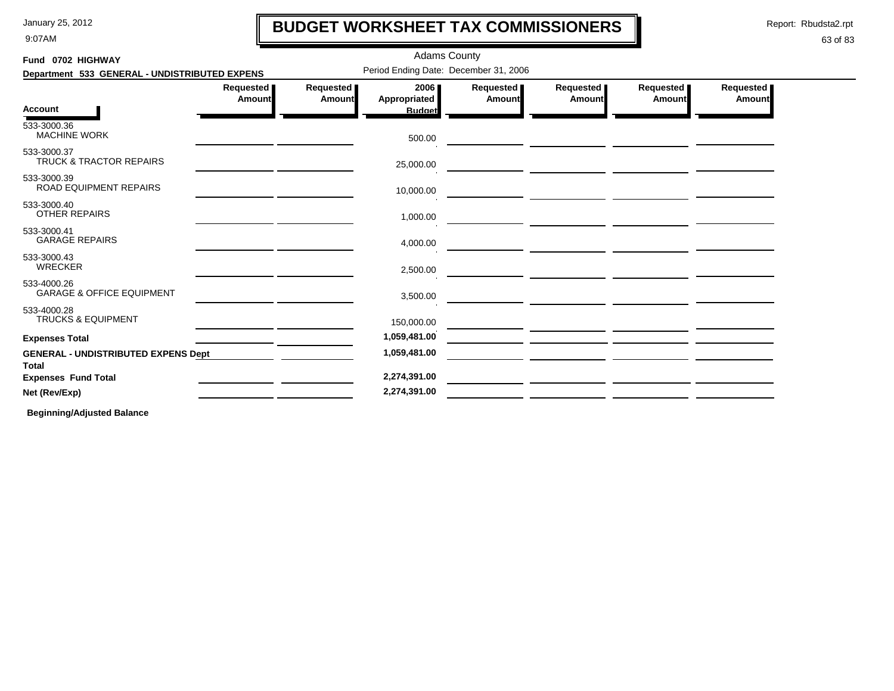# BUDGET WORKSHEET TAX COMMISSIONERS

Adams County

**Fund 0702 HIGHWAY**

**Department 533 GENERAL - UNDISTRIBUTED EXPENS**

Period Ending Date: December 31, 2006

| Account | Requested Amount | Requested Amount | 2006 Appropriated Budget | Requested Amount | Requested Amount | Requested Amount | Requested Amount |
|---|---|---|---|---|---|---|---|
| 533-3000.36 MACHINE WORK | | | 500.00 | | | | |
| 533-3000.37 TRUCK & TRACTOR REPAIRS | | | 25,000.00 | | | | |
| 533-3000.39 ROAD EQUIPMENT REPAIRS | | | 10,000.00 | | | | |
| 533-3000.40 OTHER REPAIRS | | | 1,000.00 | | | | |
| 533-3000.41 GARAGE REPAIRS | | | 4,000.00 | | | | |
| 533-3000.43 WRECKER | | | 2,500.00 | | | | |
| 533-4000.26 GARAGE & OFFICE EQUIPMENT | | | 3,500.00 | | | | |
| 533-4000.28 TRUCKS & EQUIPMENT | | | 150,000.00 | | | | |
| **Expenses Total** | | | **1,059,481.00** | | | | |
| **GENERAL - UNDISTRIBUTED EXPENS Dept Total** | | | **1,059,481.00** | | | | |
| **Expenses Fund Total** | | | **2,274,391.00** | | | | |
| **Net (Rev/Exp)** | | | **2,274,391.00** | | | | |

**Beginning/Adjusted Balance**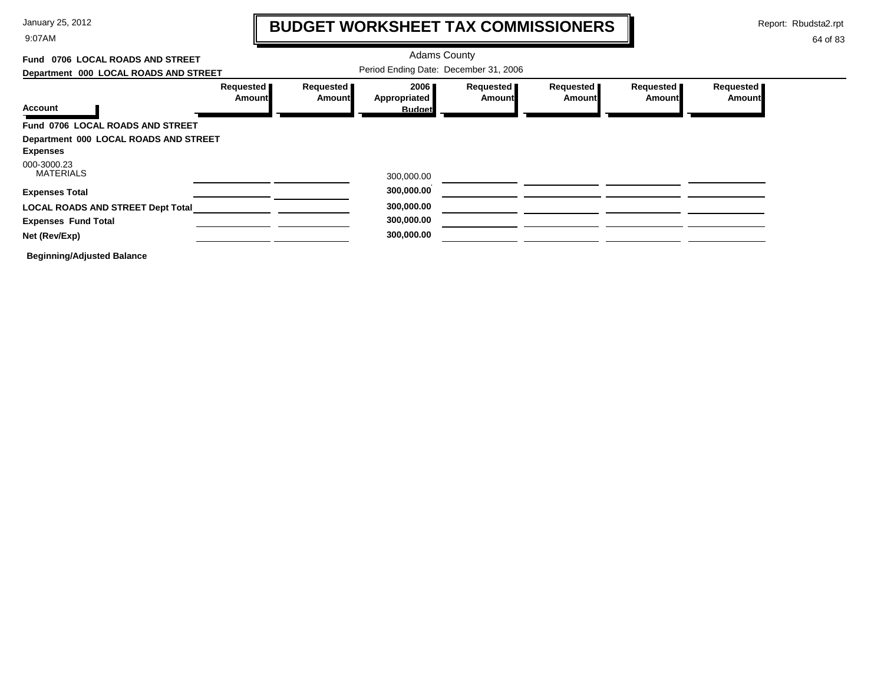# BUDGET WORKSHEET TAX COMMISSIONERS

Adams County

Fund 0706 LOCAL ROADS AND STREET

Department 000 LOCAL ROADS AND STREET

Period Ending Date: December 31, 2006

Report: Rbudsta2.rpt

January 25, 2012

9:07AM

| Account | Requested Amount | Requested Amount | 2006 Appropriated Budget | Requested Amount | Requested Amount | Requested Amount | Requested Amount |
|---|---|---|---|---|---|---|---|
| **Fund 0706 LOCAL ROADS AND STREET** | | | | | | | |
| **Department 000 LOCAL ROADS AND STREET** | | | | | | | |
| **Expenses** | | | | | | | |
| 000-3000.23 MATERIALS | | | 300,000.00 | | | | |
| **Expenses Total** | | | **300,000.00** | | | | |
| **LOCAL ROADS AND STREET Dept Total** | | | **300,000.00** | | | | |
| **Expenses Fund Total** | | | **300,000.00** | | | | |
| **Net (Rev/Exp)** | | | **300,000.00** | | | | |

**Beginning/Adjusted Balance**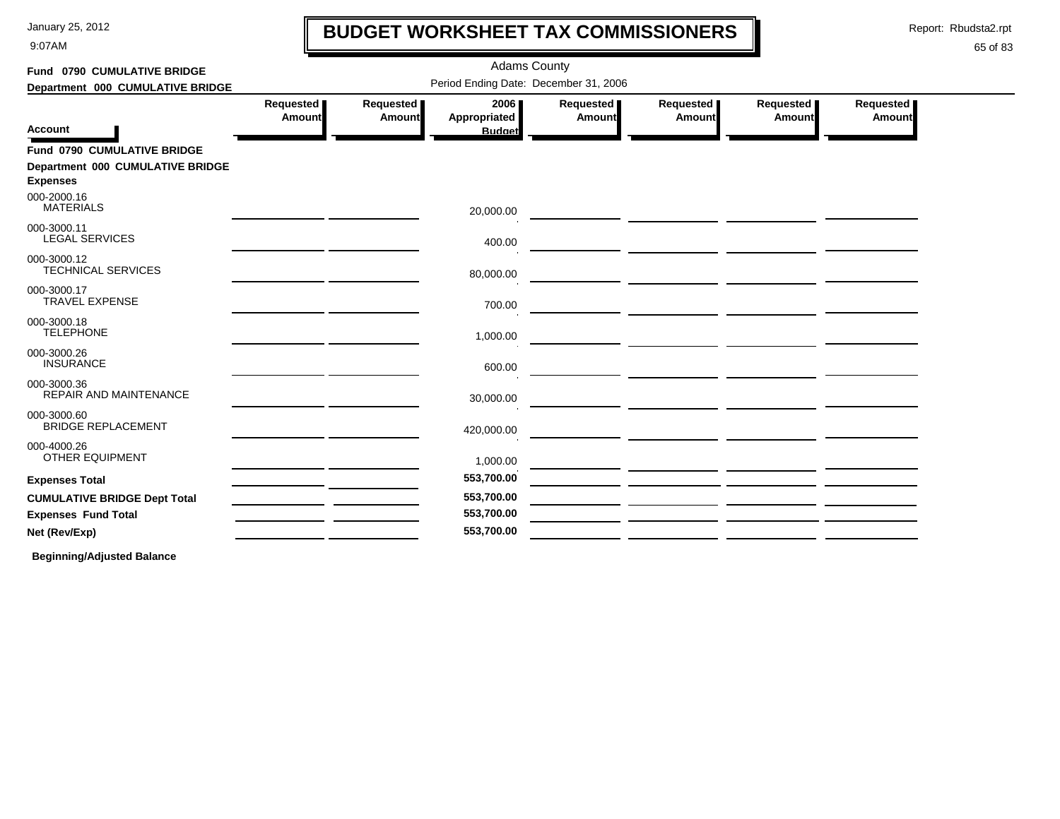# BUDGET WORKSHEET TAX COMMISSIONERS

January 25, 2012
9:07AM

Report: Rbudsta2.rpt

Adams County
Period Ending Date: December 31, 2006

**Fund 0790 CUMULATIVE BRIDGE**
**Department 000 CUMULATIVE BRIDGE**

| Account | Requested Amount | Requested Amount | 2006 Appropriated Budget | Requested Amount | Requested Amount | Requested Amount | Requested Amount |
|---|---|---|---|---|---|---|---|
| **Fund 0790 CUMULATIVE BRIDGE** | | | | | | | |
| **Department 000 CUMULATIVE BRIDGE** | | | | | | | |
| **Expenses** | | | | | | | |
| 000-2000.16 MATERIALS | | | 20,000.00 | | | | |
| 000-3000.11 LEGAL SERVICES | | | 400.00 | | | | |
| 000-3000.12 TECHNICAL SERVICES | | | 80,000.00 | | | | |
| 000-3000.17 TRAVEL EXPENSE | | | 700.00 | | | | |
| 000-3000.18 TELEPHONE | | | 1,000.00 | | | | |
| 000-3000.26 INSURANCE | | | 600.00 | | | | |
| 000-3000.36 REPAIR AND MAINTENANCE | | | 30,000.00 | | | | |
| 000-3000.60 BRIDGE REPLACEMENT | | | 420,000.00 | | | | |
| 000-4000.26 OTHER EQUIPMENT | | | 1,000.00 | | | | |
| **Expenses Total** | | | **553,700.00** | | | | |
| **CUMULATIVE BRIDGE Dept Total** | | | **553,700.00** | | | | |
| **Expenses Fund Total** | | | **553,700.00** | | | | |
| **Net (Rev/Exp)** | | | **553,700.00** | | | | |

**Beginning/Adjusted Balance**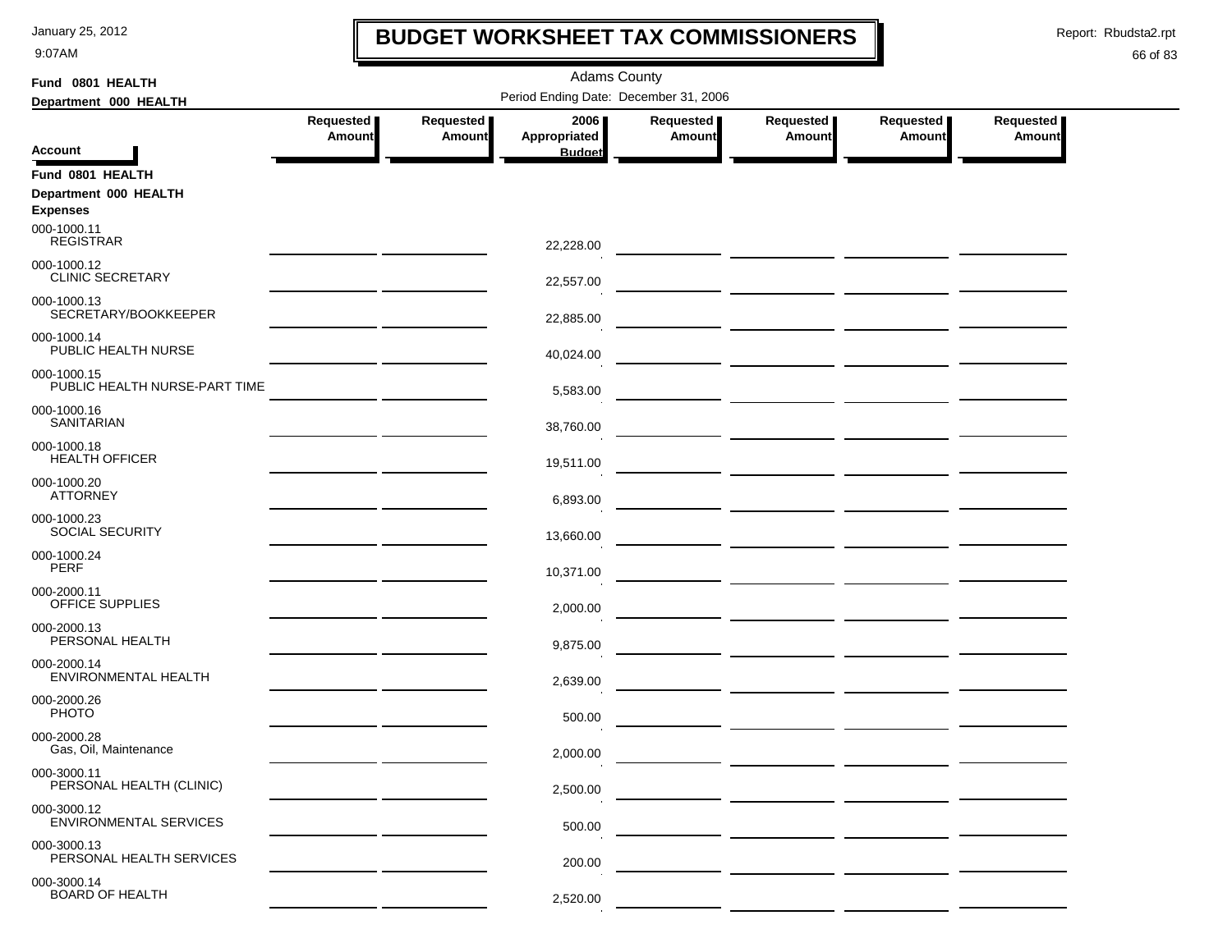# BUDGET WORKSHEET TAX COMMISSIONERS

Adams County

Period Ending Date: December 31, 2006

Fund 0801 HEALTH

Department 000 HEALTH

| Account | Requested Amount | Requested Amount | 2006 Appropriated Budget | Requested Amount | Requested Amount | Requested Amount | Requested Amount |
|---|---|---|---|---|---|---|---|
| **Fund 0801 HEALTH** | | | | | | | |
| **Department 000 HEALTH** | | | | | | | |
| **Expenses** | | | | | | | |
| 000-1000.11 REGISTRAR | | | 22,228.00 | | | | |
| 000-1000.12 CLINIC SECRETARY | | | 22,557.00 | | | | |
| 000-1000.13 SECRETARY/BOOKKEEPER | | | 22,885.00 | | | | |
| 000-1000.14 PUBLIC HEALTH NURSE | | | 40,024.00 | | | | |
| 000-1000.15 PUBLIC HEALTH NURSE-PART TIME | | | 5,583.00 | | | | |
| 000-1000.16 SANITARIAN | | | 38,760.00 | | | | |
| 000-1000.18 HEALTH OFFICER | | | 19,511.00 | | | | |
| 000-1000.20 ATTORNEY | | | 6,893.00 | | | | |
| 000-1000.23 SOCIAL SECURITY | | | 13,660.00 | | | | |
| 000-1000.24 PERF | | | 10,371.00 | | | | |
| 000-2000.11 OFFICE SUPPLIES | | | 2,000.00 | | | | |
| 000-2000.13 PERSONAL HEALTH | | | 9,875.00 | | | | |
| 000-2000.14 ENVIRONMENTAL HEALTH | | | 2,639.00 | | | | |
| 000-2000.26 PHOTO | | | 500.00 | | | | |
| 000-2000.28 Gas, Oil, Maintenance | | | 2,000.00 | | | | |
| 000-3000.11 PERSONAL HEALTH (CLINIC) | | | 2,500.00 | | | | |
| 000-3000.12 ENVIRONMENTAL SERVICES | | | 500.00 | | | | |
| 000-3000.13 PERSONAL HEALTH SERVICES | | | 200.00 | | | | |
| 000-3000.14 BOARD OF HEALTH | | | 2,520.00 | | | | |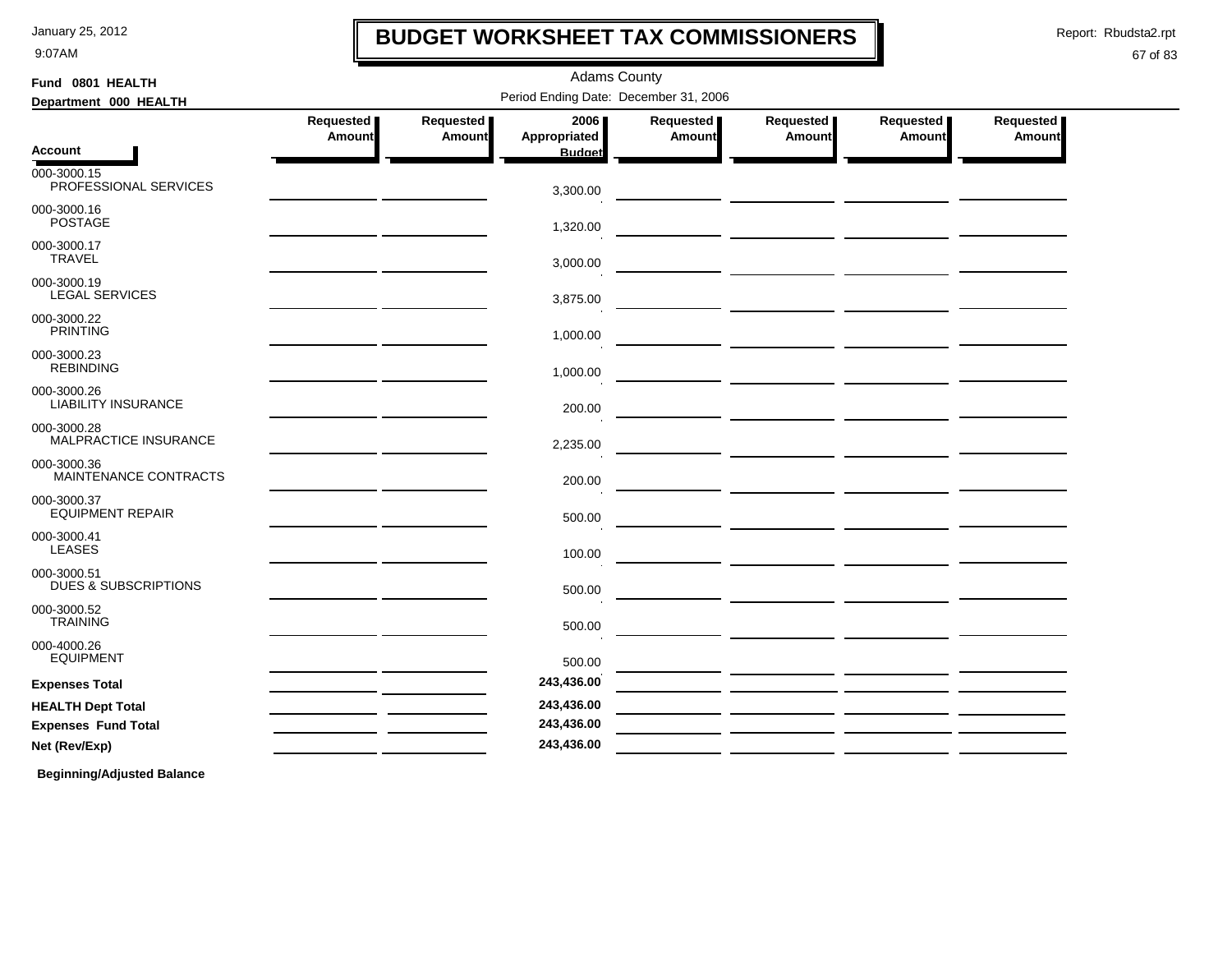# BUDGET WORKSHEET TAX COMMISSIONERS

Adams County

Period Ending Date: December 31, 2006

**Fund 0801 HEALTH**

**Department 000 HEALTH**

| Account | Requested Amount | Requested Amount | 2006 Appropriated Budget | Requested Amount | Requested Amount | Requested Amount | Requested Amount |
|---|---|---|---|---|---|---|---|
| 000-3000.15 PROFESSIONAL SERVICES | | | 3,300.00 | | | | |
| 000-3000.16 POSTAGE | | | 1,320.00 | | | | |
| 000-3000.17 TRAVEL | | | 3,000.00 | | | | |
| 000-3000.19 LEGAL SERVICES | | | 3,875.00 | | | | |
| 000-3000.22 PRINTING | | | 1,000.00 | | | | |
| 000-3000.23 REBINDING | | | 1,000.00 | | | | |
| 000-3000.26 LIABILITY INSURANCE | | | 200.00 | | | | |
| 000-3000.28 MALPRACTICE INSURANCE | | | 2,235.00 | | | | |
| 000-3000.36 MAINTENANCE CONTRACTS | | | 200.00 | | | | |
| 000-3000.37 EQUIPMENT REPAIR | | | 500.00 | | | | |
| 000-3000.41 LEASES | | | 100.00 | | | | |
| 000-3000.51 DUES & SUBSCRIPTIONS | | | 500.00 | | | | |
| 000-3000.52 TRAINING | | | 500.00 | | | | |
| 000-4000.26 EQUIPMENT | | | 500.00 | | | | |
| **Expenses Total** | | | **243,436.00** | | | | |
| **HEALTH Dept Total** | | | **243,436.00** | | | | |
| **Expenses Fund Total** | | | **243,436.00** | | | | |
| **Net (Rev/Exp)** | | | **243,436.00** | | | | |

**Beginning/Adjusted Balance**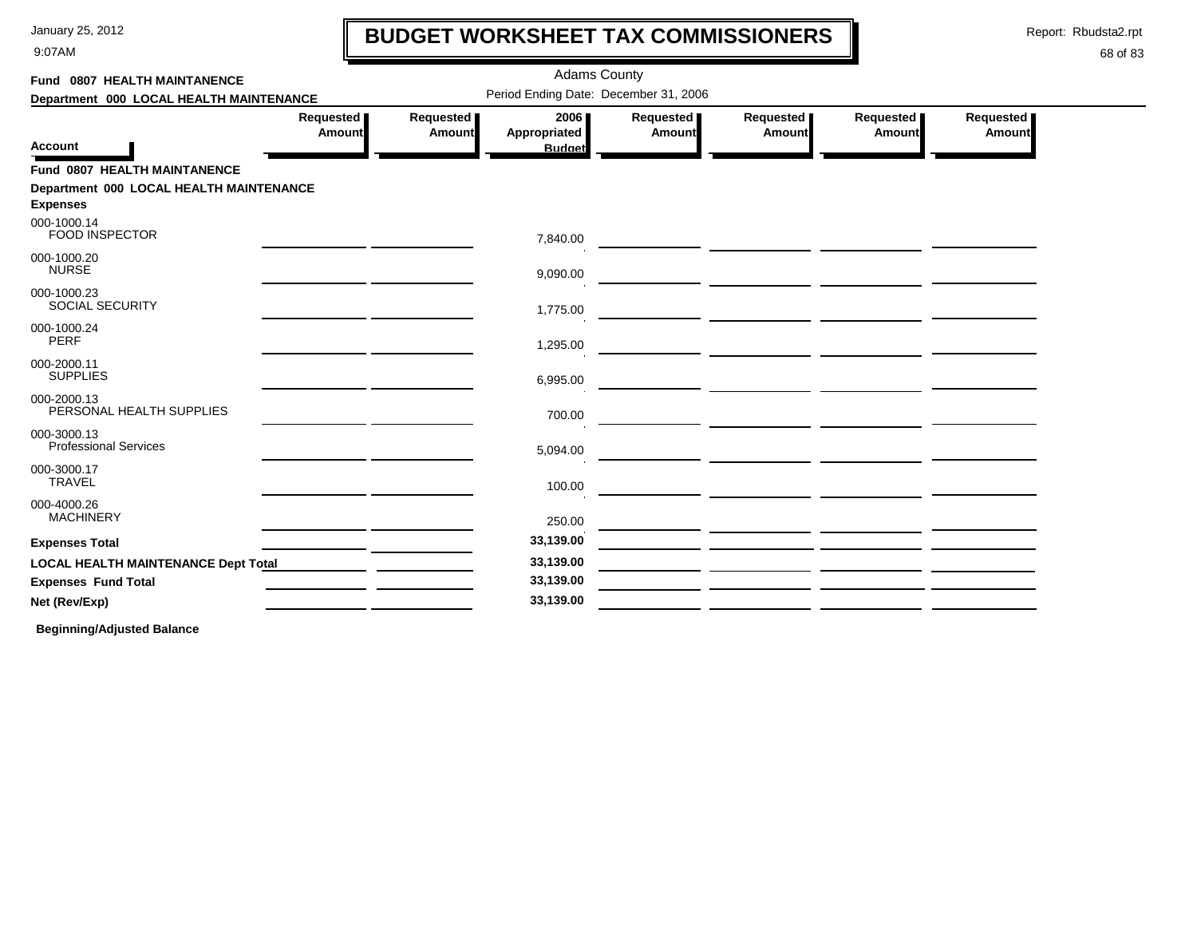# BUDGET WORKSHEET TAX COMMISSIONERS

January 25, 2012
9:07AM

Report: Rbudsta2.rpt

Adams County

Period Ending Date: December 31, 2006

**Fund 0807 HEALTH MAINTANENCE**

**Department 000 LOCAL HEALTH MAINTENANCE**

| Account | Requested Amount | Requested Amount | 2006 Appropriated Budget | Requested Amount | Requested Amount | Requested Amount | Requested Amount |
|---|---|---|---|---|---|---|---|
| **Fund 0807 HEALTH MAINTANENCE** | | | | | | | |
| **Department 000 LOCAL HEALTH MAINTENANCE** | | | | | | | |
| **Expenses** | | | | | | | |
| 000-1000.14 FOOD INSPECTOR | | | 7,840.00 | | | | |
| 000-1000.20 NURSE | | | 9,090.00 | | | | |
| 000-1000.23 SOCIAL SECURITY | | | 1,775.00 | | | | |
| 000-1000.24 PERF | | | 1,295.00 | | | | |
| 000-2000.11 SUPPLIES | | | 6,995.00 | | | | |
| 000-2000.13 PERSONAL HEALTH SUPPLIES | | | 700.00 | | | | |
| 000-3000.13 Professional Services | | | 5,094.00 | | | | |
| 000-3000.17 TRAVEL | | | 100.00 | | | | |
| 000-4000.26 MACHINERY | | | 250.00 | | | | |
| **Expenses Total** | | | **33,139.00** | | | | |
| **LOCAL HEALTH MAINTENANCE Dept Total** | | | **33,139.00** | | | | |
| **Expenses Fund Total** | | | **33,139.00** | | | | |
| **Net (Rev/Exp)** | | | **33,139.00** | | | | |

**Beginning/Adjusted Balance**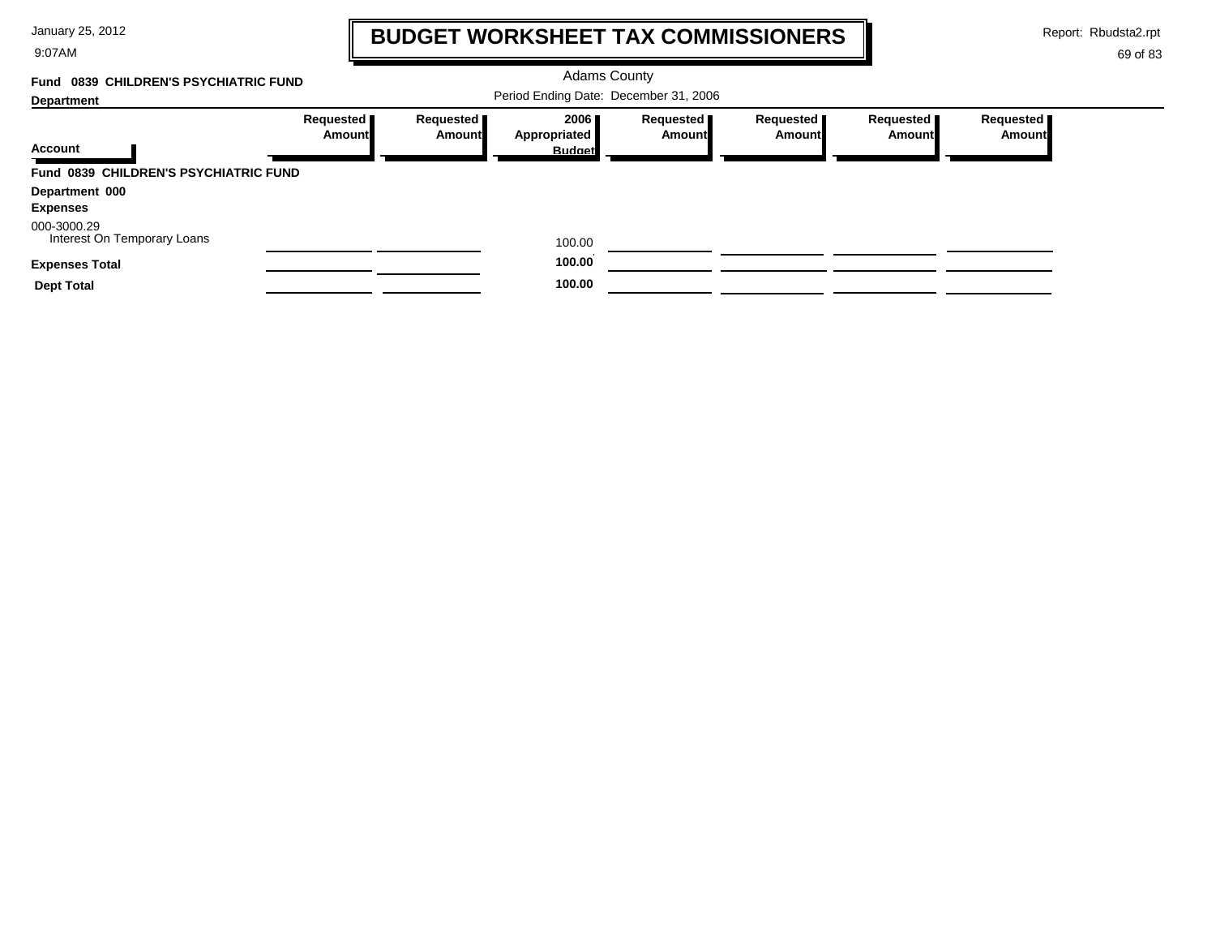# BUDGET WORKSHEET TAX COMMISSIONERS

Adams County

Period Ending Date: December 31, 2006

**Fund 0839 CHILDREN'S PSYCHIATRIC FUND**

**Department**

| Account | Requested Amount | Requested Amount | 2006 Appropriated Budget | Requested Amount | Requested Amount | Requested Amount | Requested Amount |
|---|---|---|---|---|---|---|---|
| **Fund 0839 CHILDREN'S PSYCHIATRIC FUND** | | | | | | | |
| **Department 000** | | | | | | | |
| **Expenses** | | | | | | | |
| 000-3000.29 Interest On Temporary Loans | | | 100.00 | | | | |
| **Expenses Total** | | | **100.00** | | | | |
| **Dept Total** | | | **100.00** | | | | |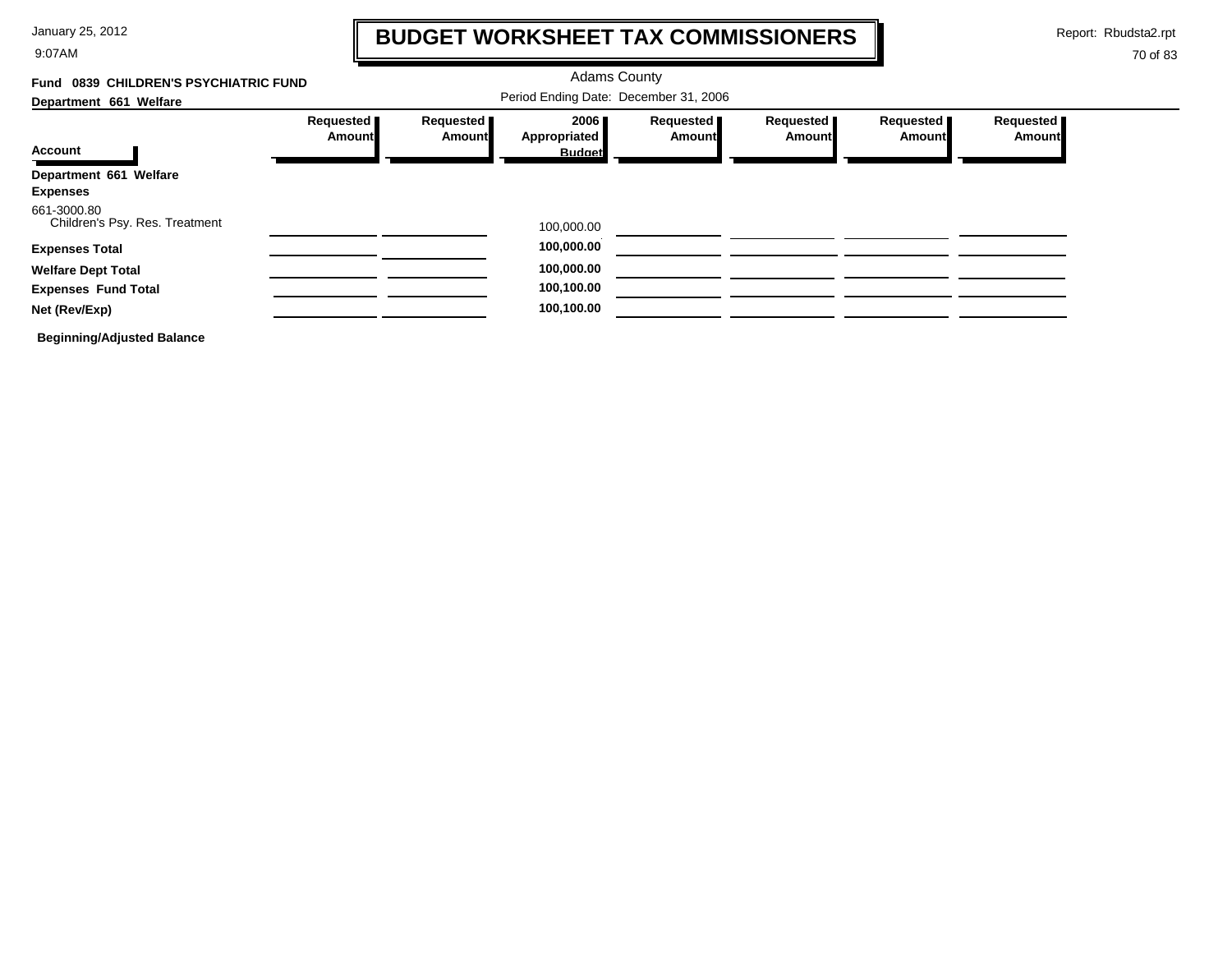# BUDGET WORKSHEET TAX COMMISSIONERS

Adams County

Period Ending Date: December 31, 2006

**Fund 0839 CHILDREN'S PSYCHIATRIC FUND**

**Department 661 Welfare**

| Account | Requested Amount | Requested Amount | 2006 Appropriated Budget | Requested Amount | Requested Amount | Requested Amount | Requested Amount |
|---|---|---|---|---|---|---|---|
| **Department 661 Welfare** | | | | | | | |
| **Expenses** | | | | | | | |
| 661-3000.80 Children's Psy. Res. Treatment | | | 100,000.00 | | | | |
| **Expenses Total** | | | **100,000.00** | | | | |
| **Welfare Dept Total** | | | **100,000.00** | | | | |
| **Expenses Fund Total** | | | **100,100.00** | | | | |
| **Net (Rev/Exp)** | | | **100,100.00** | | | | |

**Beginning/Adjusted Balance**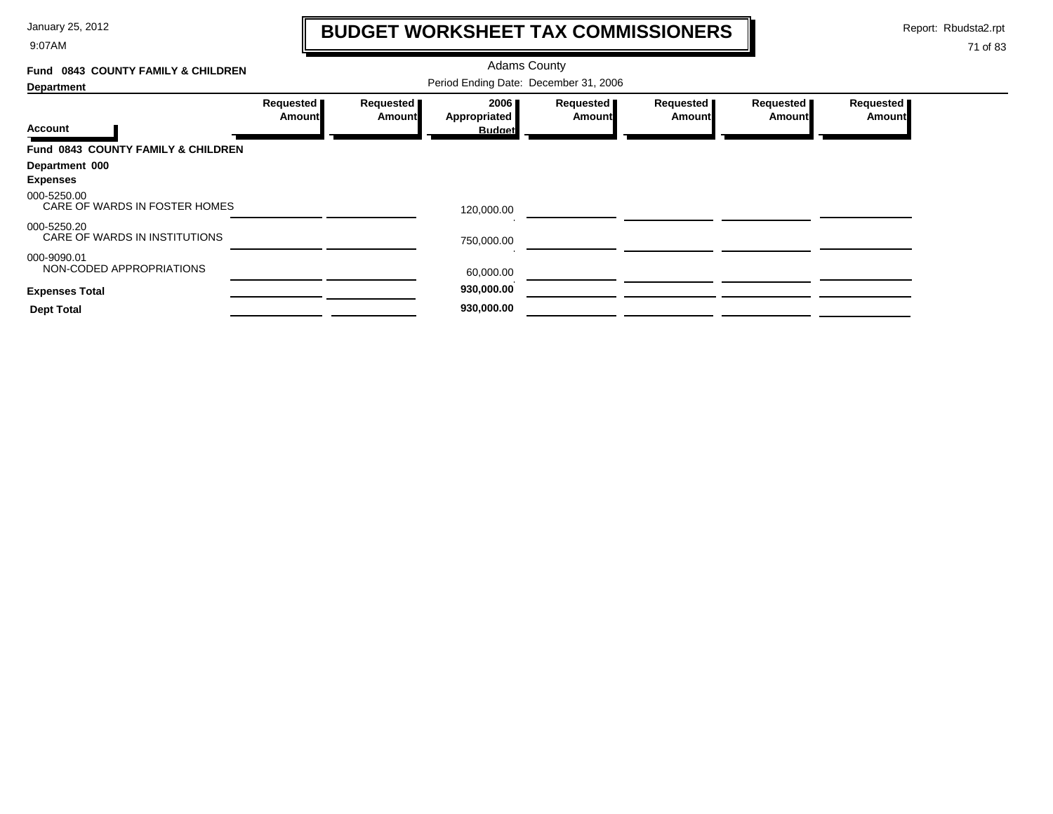# BUDGET WORKSHEET TAX COMMISSIONERS

January 25, 2012
9:07AM

Report: Rbudsta2.rpt

Adams County

Period Ending Date: December 31, 2006

**Fund 0843 COUNTY FAMILY & CHILDREN**

**Department**

| Account | Requested Amount | Requested Amount | 2006 Appropriated Budget | Requested Amount | Requested Amount | Requested Amount | Requested Amount |
|---|---|---|---|---|---|---|---|
| **Fund 0843 COUNTY FAMILY & CHILDREN** | | | | | | | |
| **Department 000** | | | | | | | |
| **Expenses** | | | | | | | |
| 000-5250.00 CARE OF WARDS IN FOSTER HOMES | | | 120,000.00 | | | | |
| 000-5250.20 CARE OF WARDS IN INSTITUTIONS | | | 750,000.00 | | | | |
| 000-9090.01 NON-CODED APPROPRIATIONS | | | 60,000.00 | | | | |
| **Expenses Total** | | | **930,000.00** | | | | |
| **Dept Total** | | | **930,000.00** | | | | |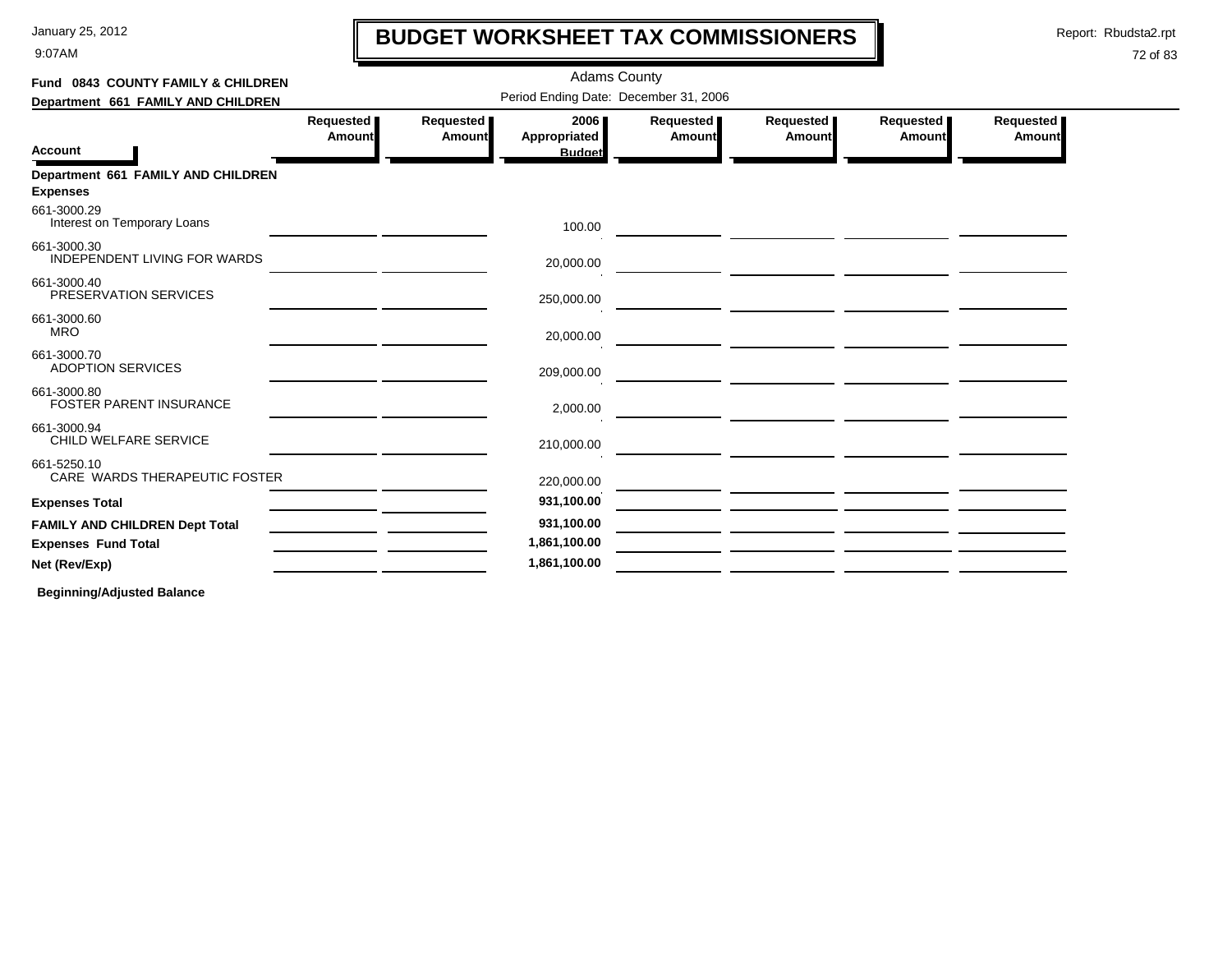# BUDGET WORKSHEET TAX COMMISSIONERS

January 25, 2012
9:07AM

Report: Rbudsta2.rpt

Adams County

**Fund 0843 COUNTY FAMILY & CHILDREN**

**Department 661 FAMILY AND CHILDREN**

Period Ending Date: December 31, 2006

| Account | Requested Amount | Requested Amount | 2006 Appropriated Budget | Requested Amount | Requested Amount | Requested Amount | Requested Amount |
|---|---|---|---|---|---|---|---|
| **Department 661 FAMILY AND CHILDREN** | | | | | | | |
| **Expenses** | | | | | | | |
| 661-3000.29 Interest on Temporary Loans | | | 100.00 | | | | |
| 661-3000.30 INDEPENDENT LIVING FOR WARDS | | | 20,000.00 | | | | |
| 661-3000.40 PRESERVATION SERVICES | | | 250,000.00 | | | | |
| 661-3000.60 MRO | | | 20,000.00 | | | | |
| 661-3000.70 ADOPTION SERVICES | | | 209,000.00 | | | | |
| 661-3000.80 FOSTER PARENT INSURANCE | | | 2,000.00 | | | | |
| 661-3000.94 CHILD WELFARE SERVICE | | | 210,000.00 | | | | |
| 661-5250.10 CARE WARDS THERAPEUTIC FOSTER | | | 220,000.00 | | | | |
| **Expenses Total** | | | **931,100.00** | | | | |
| **FAMILY AND CHILDREN Dept Total** | | | **931,100.00** | | | | |
| **Expenses Fund Total** | | | **1,861,100.00** | | | | |
| **Net (Rev/Exp)** | | | **1,861,100.00** | | | | |

**Beginning/Adjusted Balance**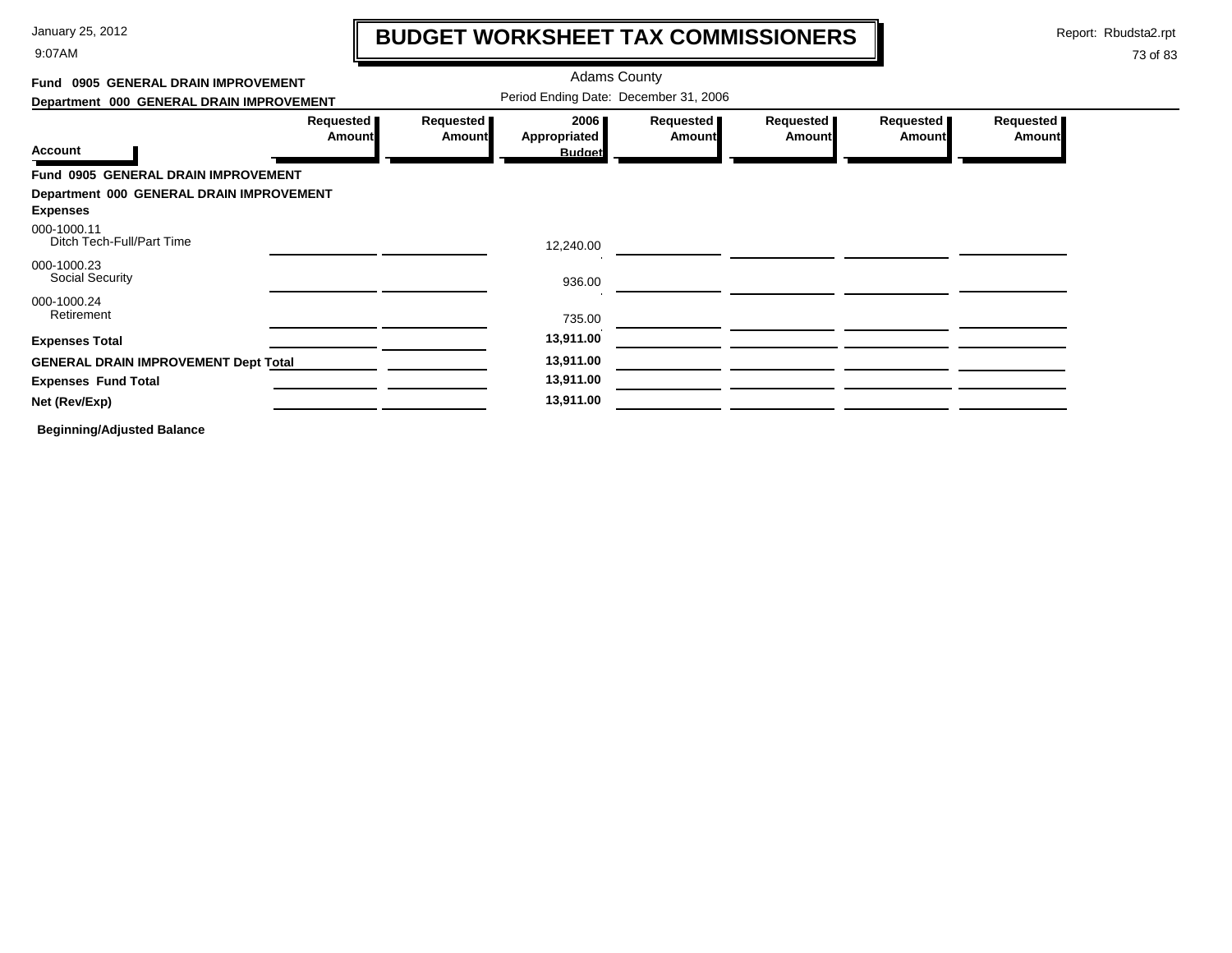# BUDGET WORKSHEET TAX COMMISSIONERS

Adams County

Period Ending Date: December 31, 2006

**Fund 0905 GENERAL DRAIN IMPROVEMENT**

**Department 000 GENERAL DRAIN IMPROVEMENT**

| Account | Requested Amount | Requested Amount | 2006 Appropriated Budget | Requested Amount | Requested Amount | Requested Amount | Requested Amount |
|---|---|---|---|---|---|---|---|
| **Fund 0905 GENERAL DRAIN IMPROVEMENT** | | | | | | | |
| **Department 000 GENERAL DRAIN IMPROVEMENT** | | | | | | | |
| **Expenses** | | | | | | | |
| 000-1000.11 Ditch Tech-Full/Part Time | | | 12,240.00 | | | | |
| 000-1000.23 Social Security | | | 936.00 | | | | |
| 000-1000.24 Retirement | | | 735.00 | | | | |
| **Expenses Total** | | | **13,911.00** | | | | |
| **GENERAL DRAIN IMPROVEMENT Dept Total** | | | **13,911.00** | | | | |
| **Expenses Fund Total** | | | **13,911.00** | | | | |
| **Net (Rev/Exp)** | | | **13,911.00** | | | | |

**Beginning/Adjusted Balance**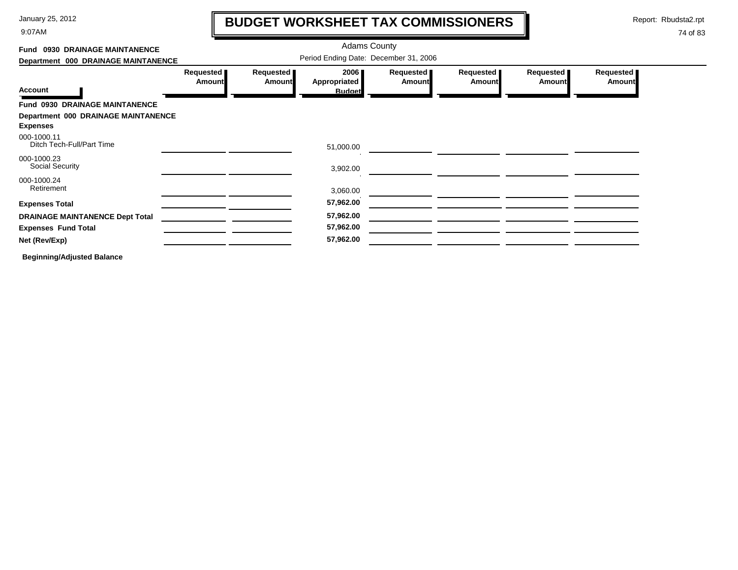# BUDGET WORKSHEET TAX COMMISSIONERS

January 25, 2012
9:07AM

Report: Rbudsta2.rpt

Adams County

**Fund 0930 DRAINAGE MAINTANENCE**
**Department 000 DRAINAGE MAINTANENCE**

Period Ending Date: December 31, 2006

| Account | Requested Amount | Requested Amount | 2006 Appropriated Budget | Requested Amount | Requested Amount | Requested Amount | Requested Amount |
|---|---|---|---|---|---|---|---|
| **Fund 0930 DRAINAGE MAINTANENCE** | | | | | | | |
| **Department 000 DRAINAGE MAINTANENCE** | | | | | | | |
| **Expenses** | | | | | | | |
| 000-1000.11 Ditch Tech-Full/Part Time | | | 51,000.00 | | | | |
| 000-1000.23 Social Security | | | 3,902.00 | | | | |
| 000-1000.24 Retirement | | | 3,060.00 | | | | |
| **Expenses Total** | | | **57,962.00** | | | | |
| **DRAINAGE MAINTANENCE Dept Total** | | | **57,962.00** | | | | |
| **Expenses Fund Total** | | | **57,962.00** | | | | |
| **Net (Rev/Exp)** | | | **57,962.00** | | | | |

**Beginning/Adjusted Balance**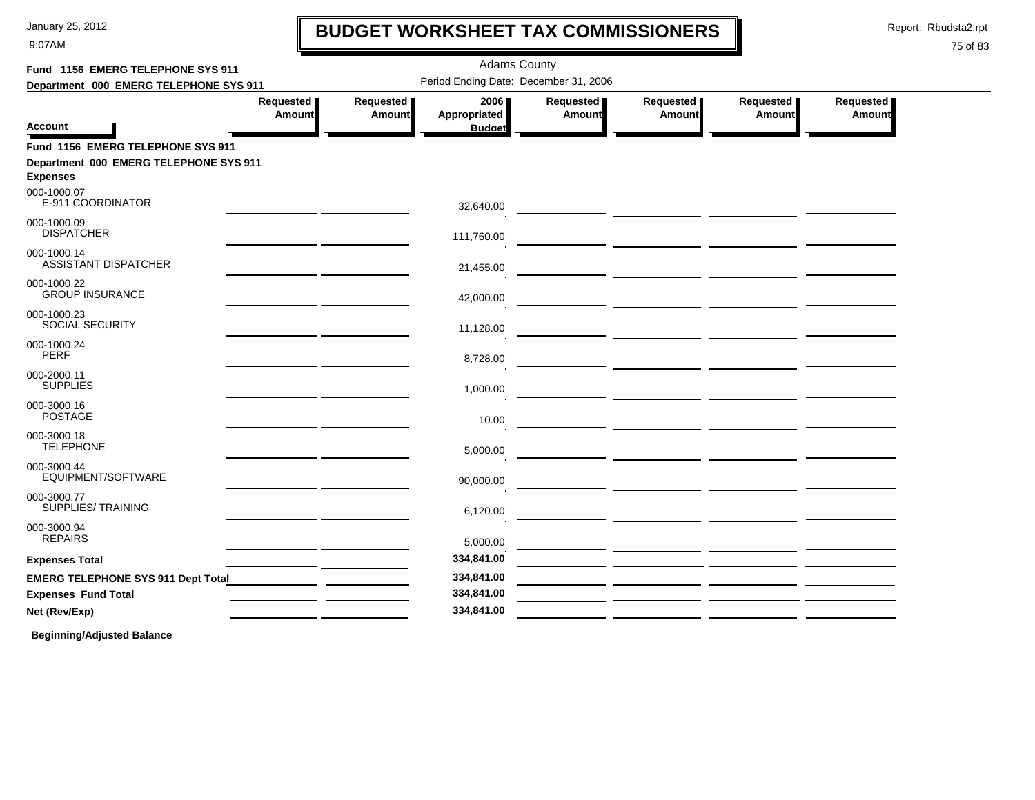# BUDGET WORKSHEET TAX COMMISSIONERS

January 25, 2012
9:07AM

Report: Rbudsta2.rpt

Adams County

Period Ending Date: December 31, 2006

**Fund 1156 EMERG TELEPHONE SYS 911**
**Department 000 EMERG TELEPHONE SYS 911**

| Account | Requested Amount | Requested Amount | 2006 Appropriated Budget | Requested Amount | Requested Amount | Requested Amount | Requested Amount |
|---|---|---|---|---|---|---|---|
| **Fund 1156 EMERG TELEPHONE SYS 911** | | | | | | | |
| **Department 000 EMERG TELEPHONE SYS 911** | | | | | | | |
| **Expenses** | | | | | | | |
| 000-1000.07 E-911 COORDINATOR | | | 32,640.00 | | | | |
| 000-1000.09 DISPATCHER | | | 111,760.00 | | | | |
| 000-1000.14 ASSISTANT DISPATCHER | | | 21,455.00 | | | | |
| 000-1000.22 GROUP INSURANCE | | | 42,000.00 | | | | |
| 000-1000.23 SOCIAL SECURITY | | | 11,128.00 | | | | |
| 000-1000.24 PERF | | | 8,728.00 | | | | |
| 000-2000.11 SUPPLIES | | | 1,000.00 | | | | |
| 000-3000.16 POSTAGE | | | 10.00 | | | | |
| 000-3000.18 TELEPHONE | | | 5,000.00 | | | | |
| 000-3000.44 EQUIPMENT/SOFTWARE | | | 90,000.00 | | | | |
| 000-3000.77 SUPPLIES/ TRAINING | | | 6,120.00 | | | | |
| 000-3000.94 REPAIRS | | | 5,000.00 | | | | |
| **Expenses Total** | | | **334,841.00** | | | | |
| **EMERG TELEPHONE SYS 911 Dept Total** | | | **334,841.00** | | | | |
| **Expenses Fund Total** | | | **334,841.00** | | | | |
| **Net (Rev/Exp)** | | | **334,841.00** | | | | |

**Beginning/Adjusted Balance**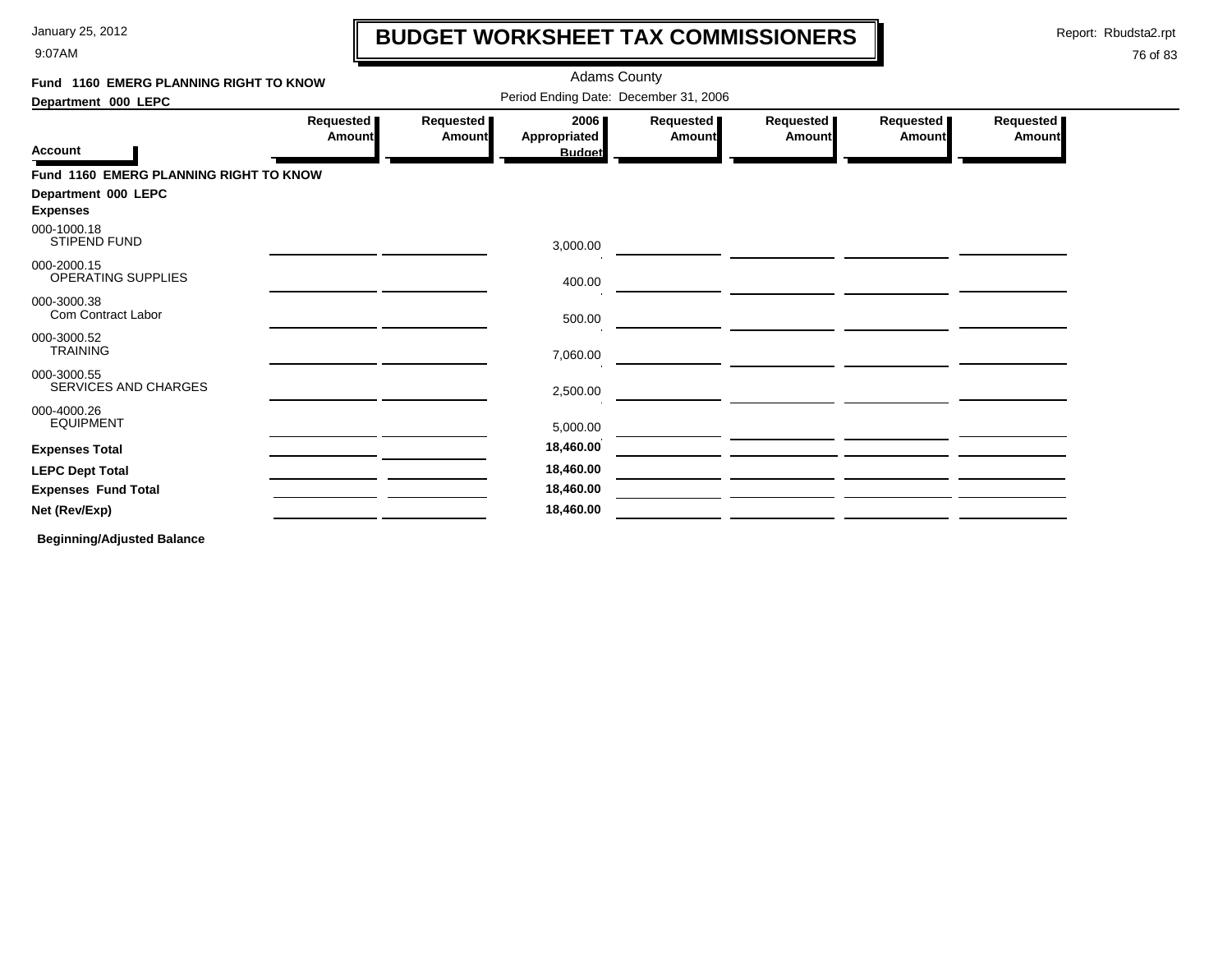# BUDGET WORKSHEET TAX COMMISSIONERS

Adams County

Period Ending Date: December 31, 2006

**Fund 1160 EMERG PLANNING RIGHT TO KNOW**

**Department 000 LEPC**

| Account | Requested Amount | Requested Amount | 2006 Appropriated Budget | Requested Amount | Requested Amount | Requested Amount | Requested Amount |
|---|---|---|---|---|---|---|---|
| **Fund 1160 EMERG PLANNING RIGHT TO KNOW** | | | | | | | |
| **Department 000 LEPC** | | | | | | | |
| **Expenses** | | | | | | | |
| 000-1000.18 STIPEND FUND | | | 3,000.00 | | | | |
| 000-2000.15 OPERATING SUPPLIES | | | 400.00 | | | | |
| 000-3000.38 Com Contract Labor | | | 500.00 | | | | |
| 000-3000.52 TRAINING | | | 7,060.00 | | | | |
| 000-3000.55 SERVICES AND CHARGES | | | 2,500.00 | | | | |
| 000-4000.26 EQUIPMENT | | | 5,000.00 | | | | |
| **Expenses Total** | | | **18,460.00** | | | | |
| **LEPC Dept Total** | | | **18,460.00** | | | | |
| **Expenses Fund Total** | | | **18,460.00** | | | | |
| **Net (Rev/Exp)** | | | **18,460.00** | | | | |

**Beginning/Adjusted Balance**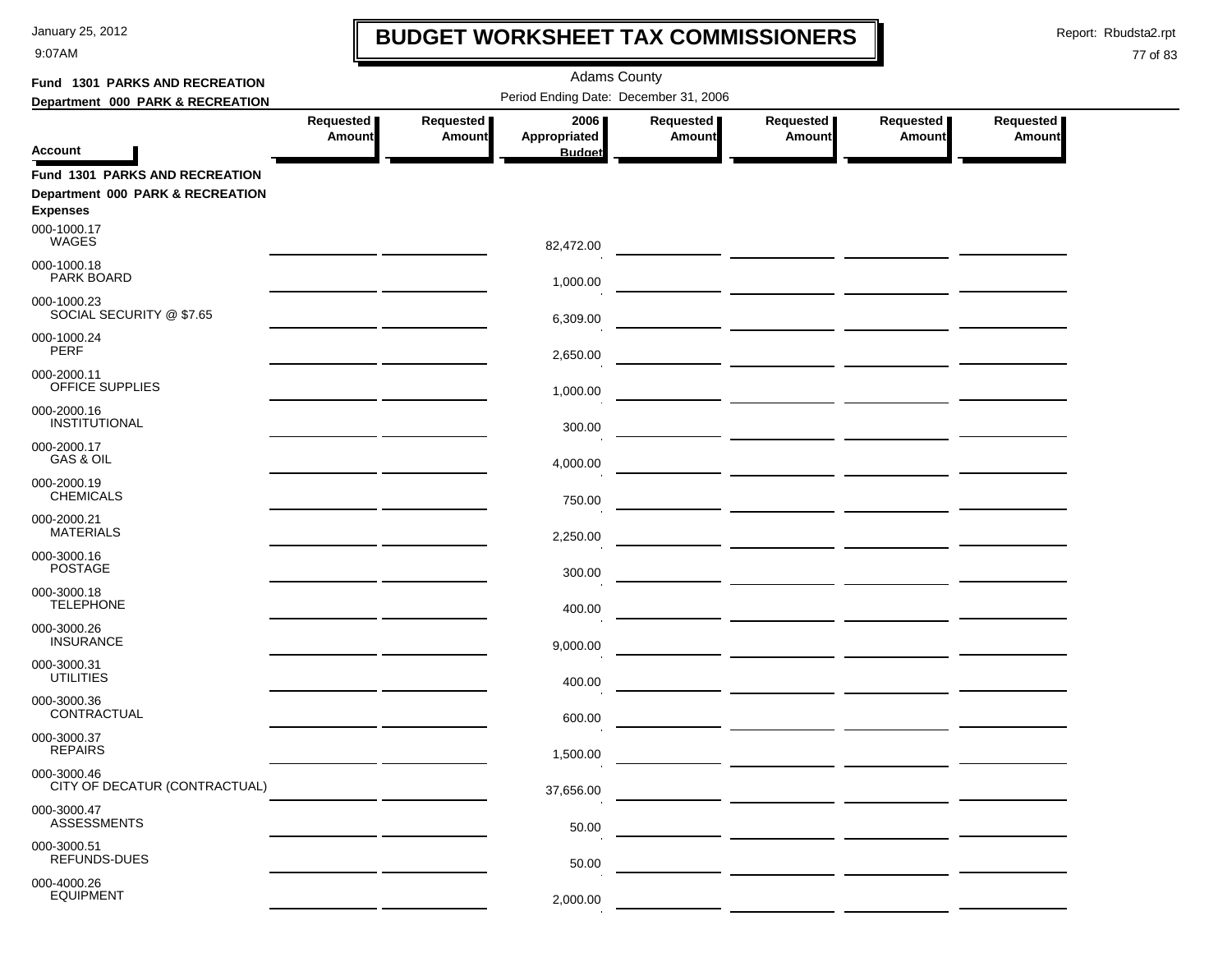# BUDGET WORKSHEET TAX COMMISSIONERS

Adams County

Period Ending Date: December 31, 2006

**Fund 1301 PARKS AND RECREATION**
**Department 000 PARK & RECREATION**

| Account | Requested Amount | Requested Amount | 2006 Appropriated Budget | Requested Amount | Requested Amount | Requested Amount | Requested Amount |
|---|---|---|---|---|---|---|---|
| **Fund 1301 PARKS AND RECREATION** | | | | | | | |
| **Department 000 PARK & RECREATION** | | | | | | | |
| **Expenses** | | | | | | | |
| 000-1000.17 WAGES | | | 82,472.00 | | | | |
| 000-1000.18 PARK BOARD | | | 1,000.00 | | | | |
| 000-1000.23 SOCIAL SECURITY @ $7.65 | | | 6,309.00 | | | | |
| 000-1000.24 PERF | | | 2,650.00 | | | | |
| 000-2000.11 OFFICE SUPPLIES | | | 1,000.00 | | | | |
| 000-2000.16 INSTITUTIONAL | | | 300.00 | | | | |
| 000-2000.17 GAS & OIL | | | 4,000.00 | | | | |
| 000-2000.19 CHEMICALS | | | 750.00 | | | | |
| 000-2000.21 MATERIALS | | | 2,250.00 | | | | |
| 000-3000.16 POSTAGE | | | 300.00 | | | | |
| 000-3000.18 TELEPHONE | | | 400.00 | | | | |
| 000-3000.26 INSURANCE | | | 9,000.00 | | | | |
| 000-3000.31 UTILITIES | | | 400.00 | | | | |
| 000-3000.36 CONTRACTUAL | | | 600.00 | | | | |
| 000-3000.37 REPAIRS | | | 1,500.00 | | | | |
| 000-3000.46 CITY OF DECATUR (CONTRACTUAL) | | | 37,656.00 | | | | |
| 000-3000.47 ASSESSMENTS | | | 50.00 | | | | |
| 000-3000.51 REFUNDS-DUES | | | 50.00 | | | | |
| 000-4000.26 EQUIPMENT | | | 2,000.00 | | | | |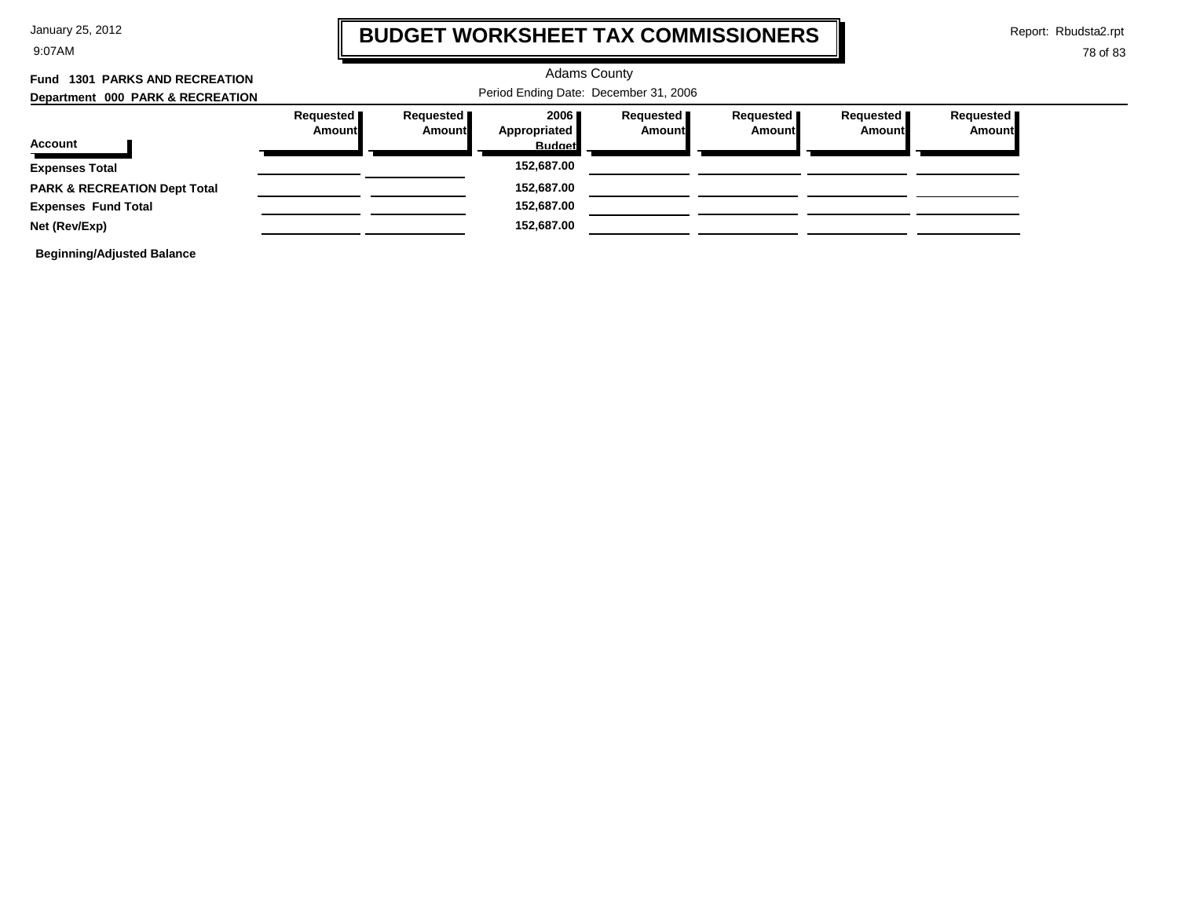# BUDGET WORKSHEET TAX COMMISSIONERS

January 25, 2012
9:07AM

Report: Rbudsta2.rpt

Adams County

Period Ending Date: December 31, 2006

**Fund 1301 PARKS AND RECREATION**

**Department 000 PARK & RECREATION**

| Account | Requested Amount | Requested Amount | 2006 Appropriated Budget | Requested Amount | Requested Amount | Requested Amount | Requested Amount |
|---|---|---|---|---|---|---|---|
| **Expenses Total** | | | **152,687.00** | | | | |
| **PARK & RECREATION Dept Total** | | | **152,687.00** | | | | |
| **Expenses Fund Total** | | | **152,687.00** | | | | |
| **Net (Rev/Exp)** | | | **152,687.00** | | | | |

**Beginning/Adjusted Balance**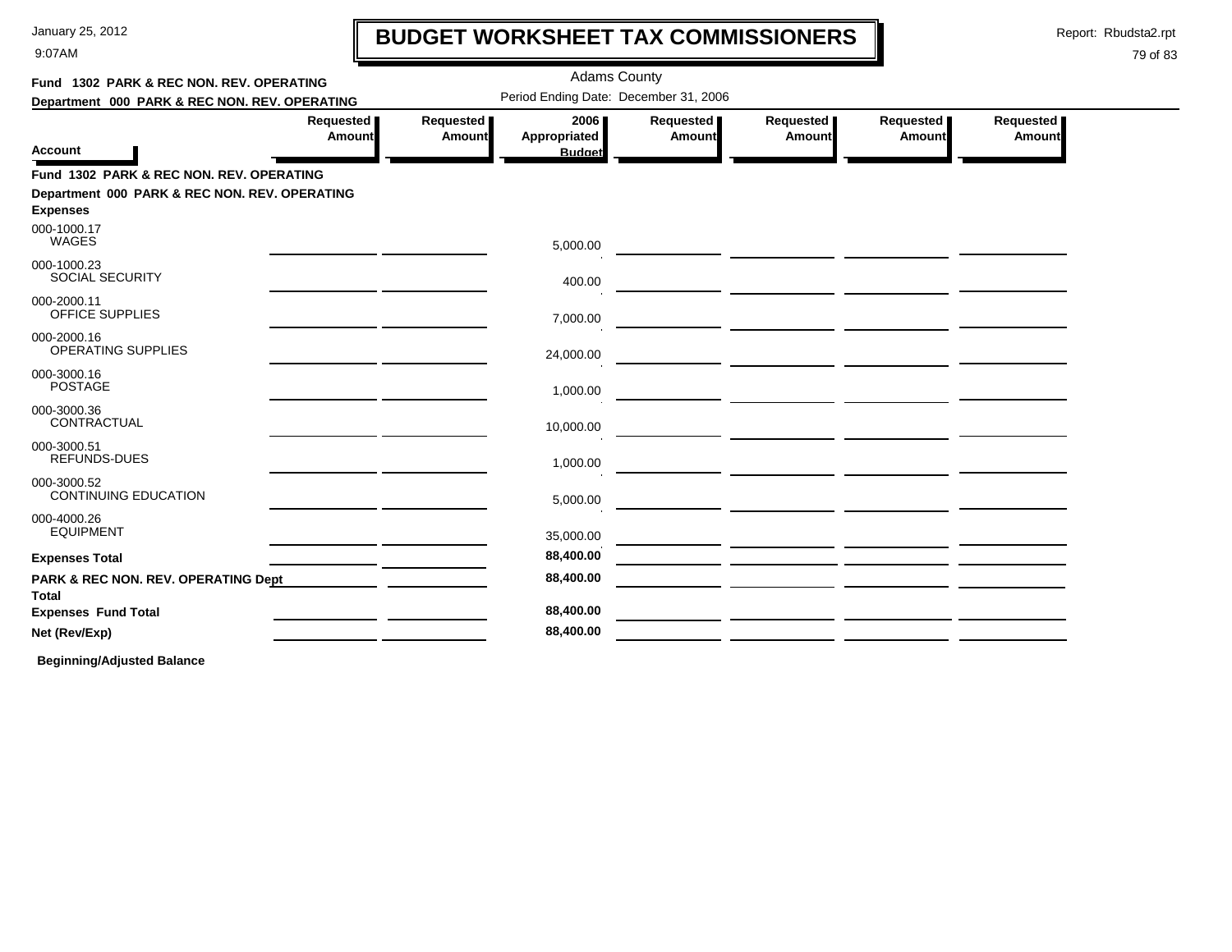# BUDGET WORKSHEET TAX COMMISSIONERS

January 25, 2012
9:07AM

Report: Rbudsta2.rpt

Adams County

**Fund 1302 PARK & REC NON. REV. OPERATING**
**Department 000 PARK & REC NON. REV. OPERATING**

Period Ending Date: December 31, 2006

| Account | Requested Amount | Requested Amount | 2006 Appropriated Budget | Requested Amount | Requested Amount | Requested Amount | Requested Amount |
|---|---|---|---|---|---|---|---|
| **Fund 1302 PARK & REC NON. REV. OPERATING** | | | | | | | |
| **Department 000 PARK & REC NON. REV. OPERATING** | | | | | | | |
| **Expenses** | | | | | | | |
| 000-1000.17 WAGES | | | 5,000.00 | | | | |
| 000-1000.23 SOCIAL SECURITY | | | 400.00 | | | | |
| 000-2000.11 OFFICE SUPPLIES | | | 7,000.00 | | | | |
| 000-2000.16 OPERATING SUPPLIES | | | 24,000.00 | | | | |
| 000-3000.16 POSTAGE | | | 1,000.00 | | | | |
| 000-3000.36 CONTRACTUAL | | | 10,000.00 | | | | |
| 000-3000.51 REFUNDS-DUES | | | 1,000.00 | | | | |
| 000-3000.52 CONTINUING EDUCATION | | | 5,000.00 | | | | |
| 000-4000.26 EQUIPMENT | | | 35,000.00 | | | | |
| **Expenses Total** | | | **88,400.00** | | | | |
| **PARK & REC NON. REV. OPERATING Dept Total** | | | **88,400.00** | | | | |
| **Expenses Fund Total** | | | **88,400.00** | | | | |
| **Net (Rev/Exp)** | | | **88,400.00** | | | | |

**Beginning/Adjusted Balance**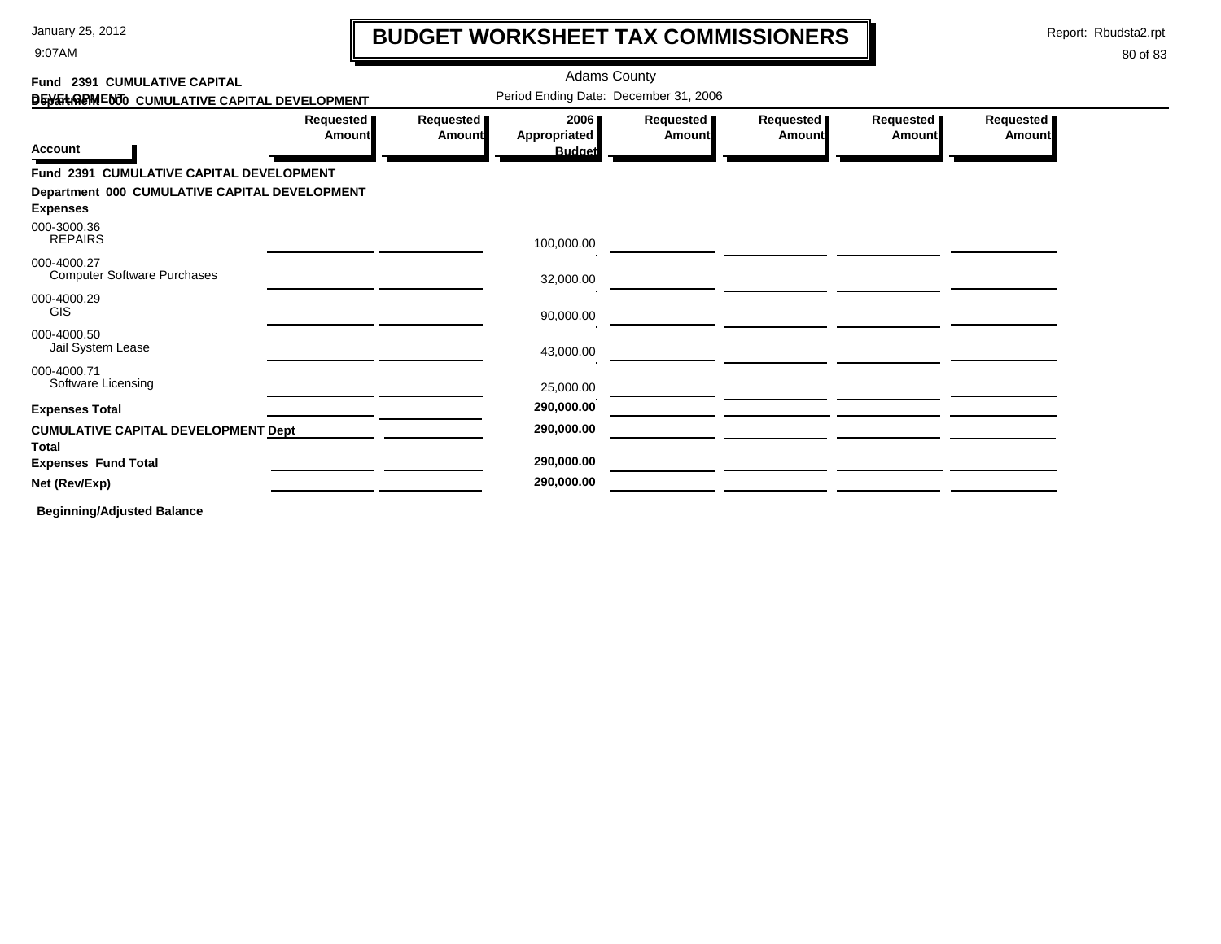# BUDGET WORKSHEET TAX COMMISSIONERS

Adams County

Fund 2391 CUMULATIVE CAPITAL DEVELOPMENT
Department 000 CUMULATIVE CAPITAL DEVELOPMENT

Period Ending Date: December 31, 2006

| Account | Requested Amount | Requested Amount | 2006 Appropriated Budget | Requested Amount | Requested Amount | Requested Amount | Requested Amount |
|---|---|---|---|---|---|---|---|
| **Fund 2391 CUMULATIVE CAPITAL DEVELOPMENT** | | | | | | | |
| **Department 000 CUMULATIVE CAPITAL DEVELOPMENT** | | | | | | | |
| **Expenses** | | | | | | | |
| 000-3000.36 REPAIRS | | | 100,000.00 | | | | |
| 000-4000.27 Computer Software Purchases | | | 32,000.00 | | | | |
| 000-4000.29 GIS | | | 90,000.00 | | | | |
| 000-4000.50 Jail System Lease | | | 43,000.00 | | | | |
| 000-4000.71 Software Licensing | | | 25,000.00 | | | | |
| **Expenses Total** | | | **290,000.00** | | | | |
| **CUMULATIVE CAPITAL DEVELOPMENT Dept Total** | | | **290,000.00** | | | | |
| **Expenses Fund Total** | | | **290,000.00** | | | | |
| **Net (Rev/Exp)** | | | **290,000.00** | | | | |

**Beginning/Adjusted Balance**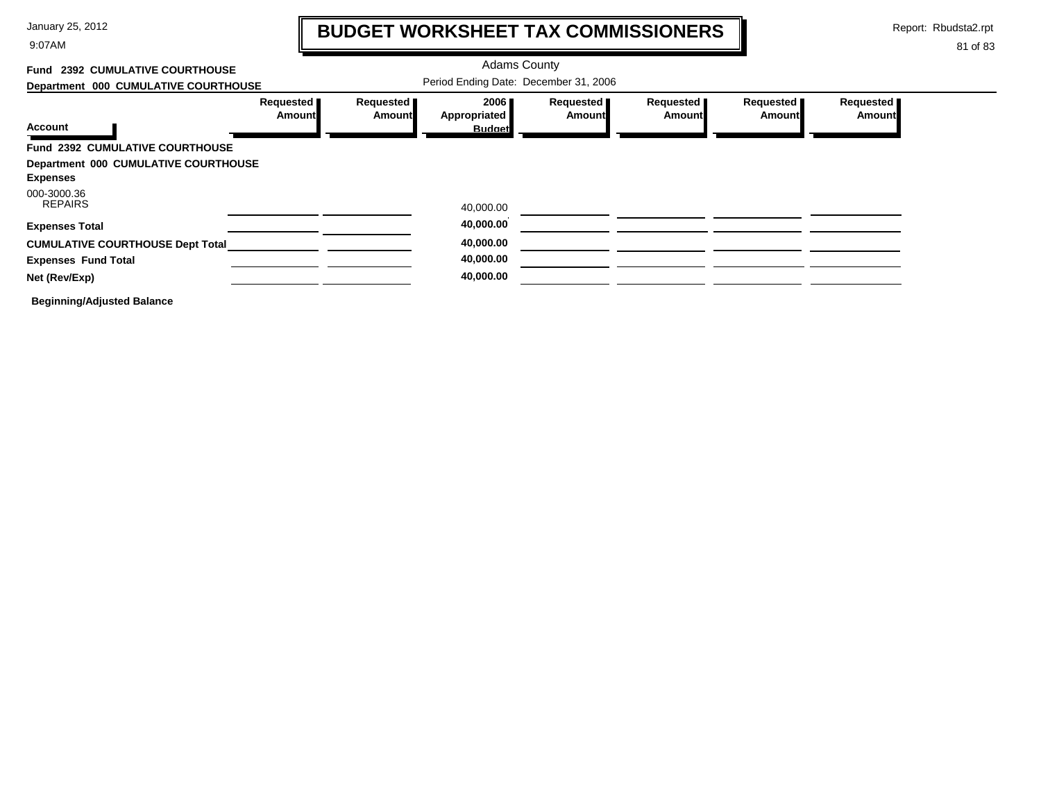# BUDGET WORKSHEET TAX COMMISSIONERS

Adams County

**Fund 2392 CUMULATIVE COURTHOUSE**

**Department 000 CUMULATIVE COURTHOUSE**

Period Ending Date: December 31, 2006

| Account | Requested Amount | Requested Amount | 2006 Appropriated Budget | Requested Amount | Requested Amount | Requested Amount | Requested Amount |
|---|---|---|---|---|---|---|---|
| **Fund 2392 CUMULATIVE COURTHOUSE** | | | | | | | |
| **Department 000 CUMULATIVE COURTHOUSE** | | | | | | | |
| **Expenses** | | | | | | | |
| 000-3000.36 REPAIRS | | | 40,000.00 | | | | |
| **Expenses Total** | | | **40,000.00** | | | | |
| **CUMULATIVE COURTHOUSE Dept Total** | | | **40,000.00** | | | | |
| **Expenses Fund Total** | | | **40,000.00** | | | | |
| **Net (Rev/Exp)** | | | **40,000.00** | | | | |

**Beginning/Adjusted Balance**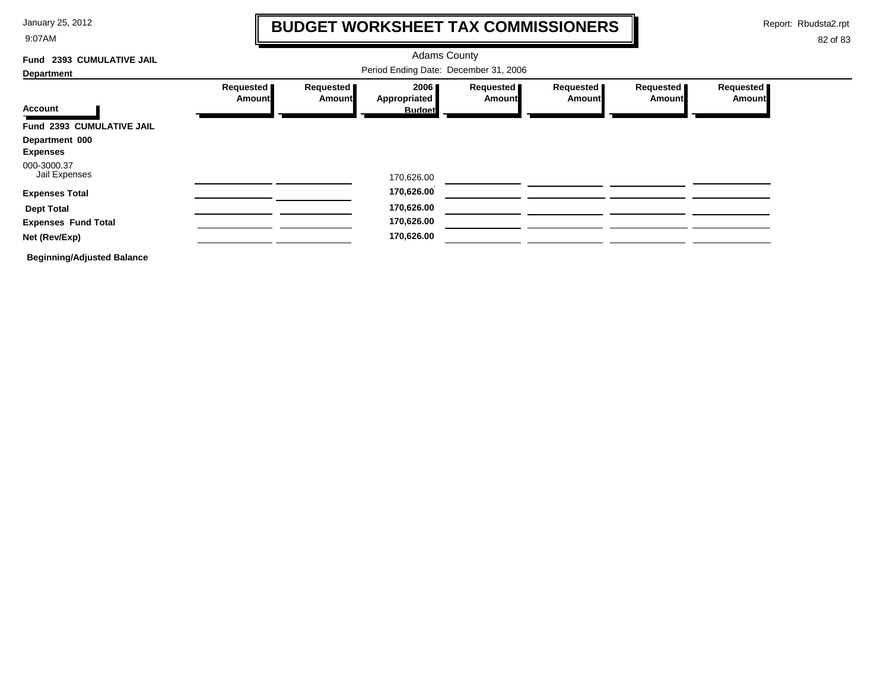# BUDGET WORKSHEET TAX COMMISSIONERS

Adams County

Period Ending Date: December 31, 2006

**Fund 2393 CUMULATIVE JAIL**

**Department**

| Account | Requested Amount | Requested Amount | 2006 Appropriated Budget | Requested Amount | Requested Amount | Requested Amount | Requested Amount |
|---|---|---|---|---|---|---|---|
| **Fund 2393 CUMULATIVE JAIL** | | | | | | | |
| **Department 000** | | | | | | | |
| **Expenses** | | | | | | | |
| 000-3000.37 Jail Expenses | | | 170,626.00 | | | | |
| **Expenses Total** | | | **170,626.00** | | | | |
| **Dept Total** | | | **170,626.00** | | | | |
| **Expenses Fund Total** | | | **170,626.00** | | | | |
| **Net (Rev/Exp)** | | | **170,626.00** | | | | |
| **Beginning/Adjusted Balance** | | | | | | | |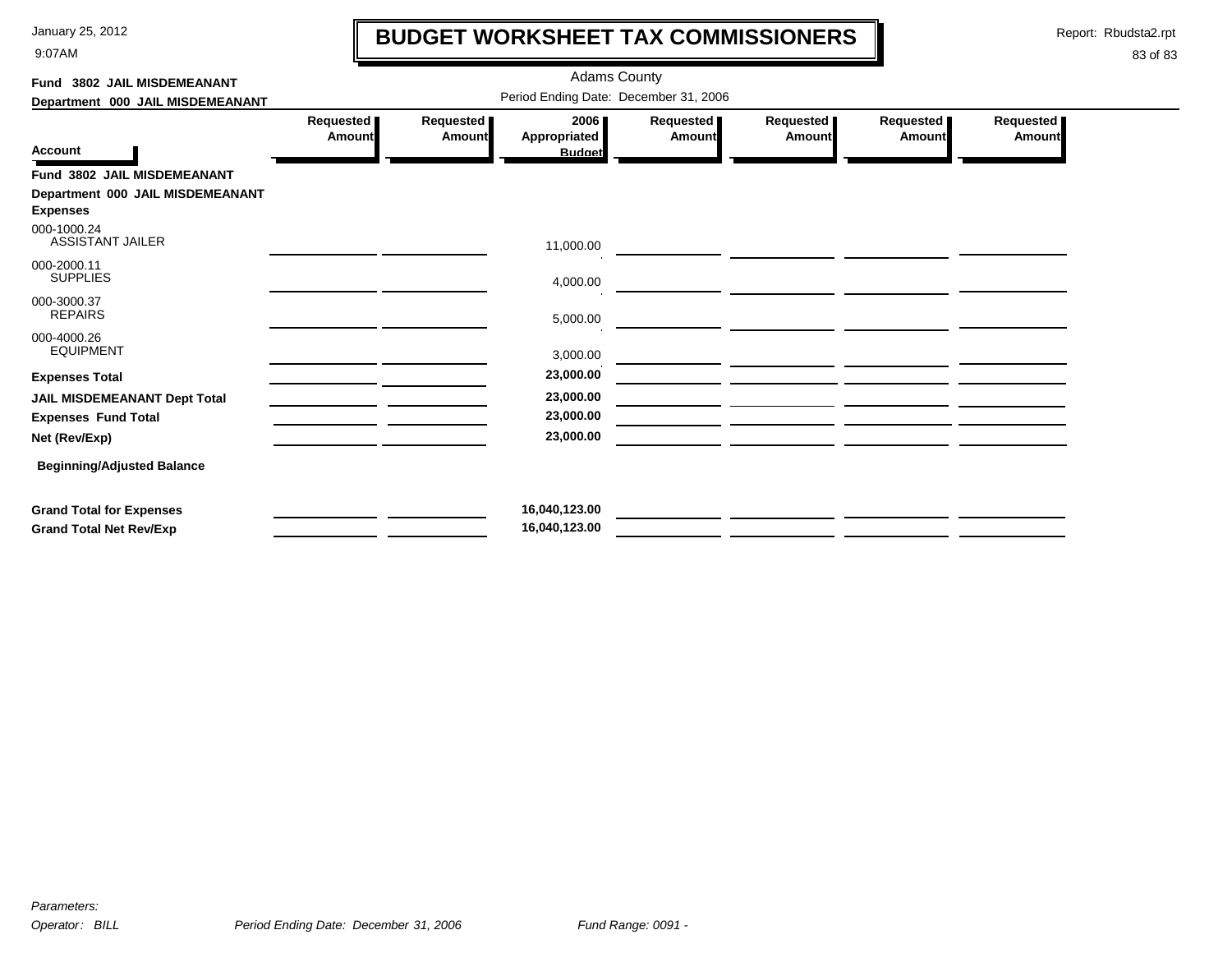# BUDGET WORKSHEET TAX COMMISSIONERS

January 25, 2012
9:07AM

Report: Rbudsta2.rpt

Adams County

Period Ending Date: December 31, 2006

**Fund 3802 JAIL MISDEMEANANT**
**Department 000 JAIL MISDEMEANANT**

| Account | Requested Amount | Requested Amount | 2006 Appropriated Budget | Requested Amount | Requested Amount | Requested Amount | Requested Amount |
|---|---|---|---|---|---|---|---|
| **Fund 3802 JAIL MISDEMEANANT** | | | | | | | |
| **Department 000 JAIL MISDEMEANANT** | | | | | | | |
| **Expenses** | | | | | | | |
| 000-1000.24 ASSISTANT JAILER | | | 11,000.00 | | | | |
| 000-2000.11 SUPPLIES | | | 4,000.00 | | | | |
| 000-3000.37 REPAIRS | | | 5,000.00 | | | | |
| 000-4000.26 EQUIPMENT | | | 3,000.00 | | | | |
| **Expenses Total** | | | **23,000.00** | | | | |
| **JAIL MISDEMEANANT Dept Total** | | | **23,000.00** | | | | |
| **Expenses Fund Total** | | | **23,000.00** | | | | |
| **Net (Rev/Exp)** | | | **23,000.00** | | | | |
| **Beginning/Adjusted Balance** | | | | | | | |
| **Grand Total for Expenses** | | | **16,040,123.00** | | | | |
| **Grand Total Net Rev/Exp** | | | **16,040,123.00** | | | | |

*Parameters:*
*Operator: BILL* *Period Ending Date: December 31, 2006* *Fund Range: 0091 -*